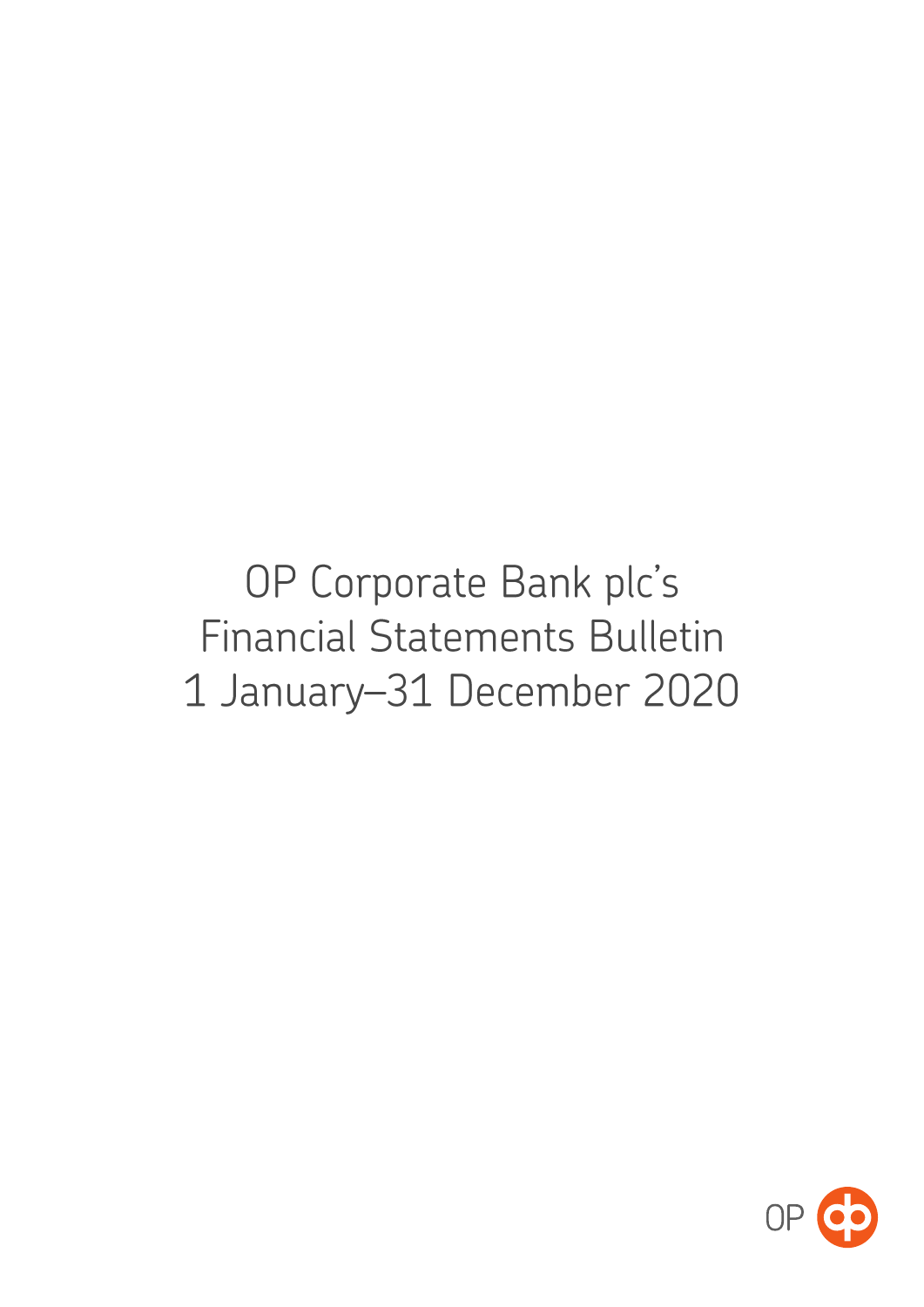# OP Corporate Bank plc's Financial Statements Bulletin 1 January–31 December 2020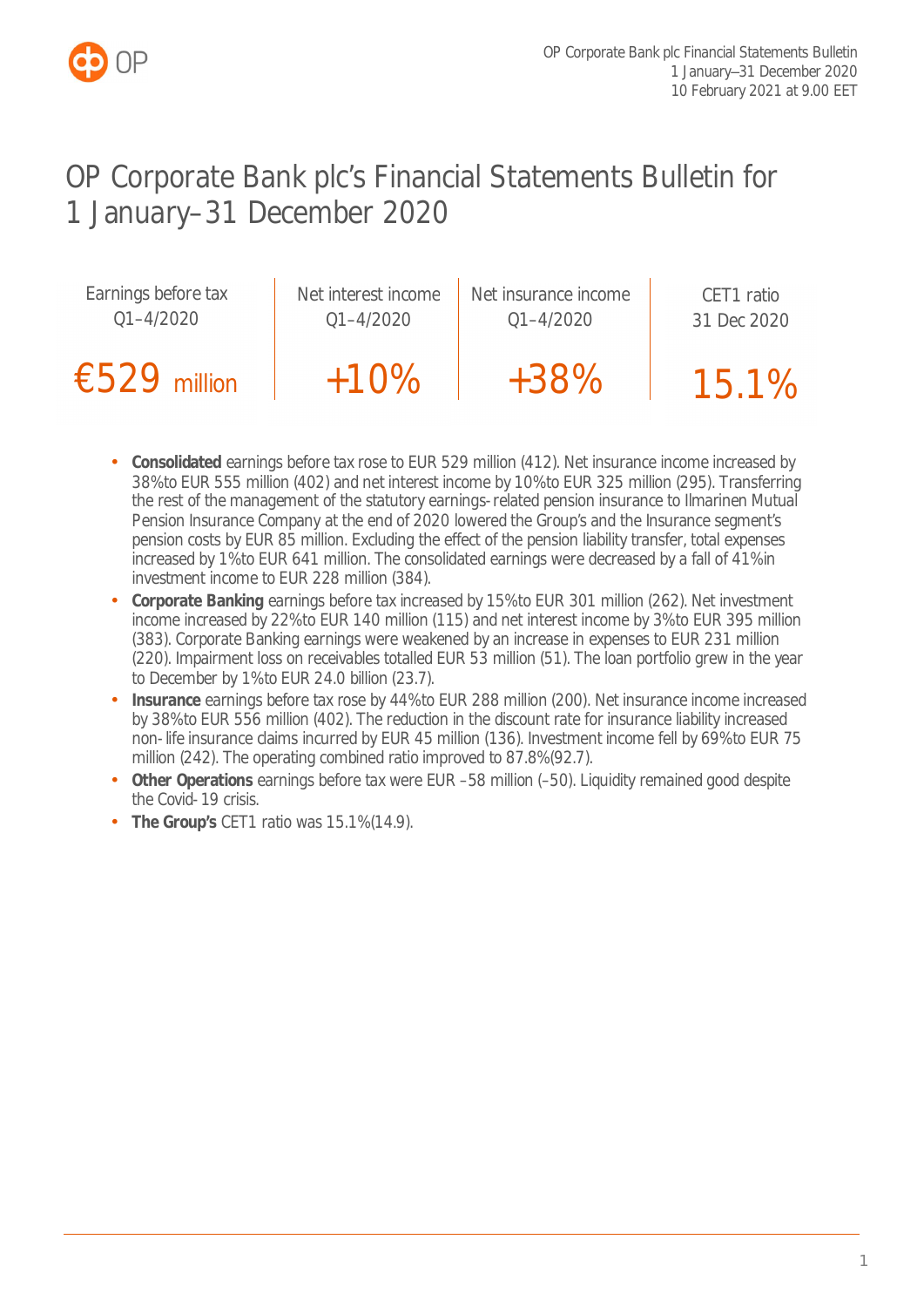# OP Corporate Bank plc's Financial Statements Bulletin for 1 January–31 December 2020

| Earnings before tax Q1–4/2020 | Net interest income Q1–4/2020 | Net insurance income Q1–4/2020 | CET1 ratio 31 Dec 2020 |
|---|---|---|---|
| €529 million | +10% | +38% | 15.1% |

- **Consolidated** earnings before tax rose to EUR 529 million (412). Net insurance income increased by 38% to EUR 555 million (402) and net interest income by 10% to EUR 325 million (295). Transferring the rest of the management of the statutory earnings-related pension insurance to Ilmarinen Mutual Pension Insurance Company at the end of 2020 lowered the Group's and the Insurance segment's pension costs by EUR 85 million. Excluding the effect of the pension liability transfer, total expenses increased by 1% to EUR 641 million. The consolidated earnings were decreased by a fall of 41% in investment income to EUR 228 million (384).
- **Corporate Banking** earnings before tax increased by 15% to EUR 301 million (262). Net investment income increased by 22% to EUR 140 million (115) and net interest income by 3% to EUR 395 million (383). Corporate Banking earnings were weakened by an increase in expenses to EUR 231 million (220). Impairment loss on receivables totalled EUR 53 million (51). The loan portfolio grew in the year to December by 1% to EUR 24.0 billion (23.7).
- **Insurance** earnings before tax rose by 44% to EUR 288 million (200). Net insurance income increased by 38% to EUR 556 million (402). The reduction in the discount rate for insurance liability increased non-life insurance claims incurred by EUR 45 million (136). Investment income fell by 69% to EUR 75 million (242). The operating combined ratio improved to 87.8% (92.7).
- **Other Operations** earnings before tax were EUR –58 million (–50). Liquidity remained good despite the Covid-19 crisis.
- **The Group's** CET1 ratio was 15.1% (14.9).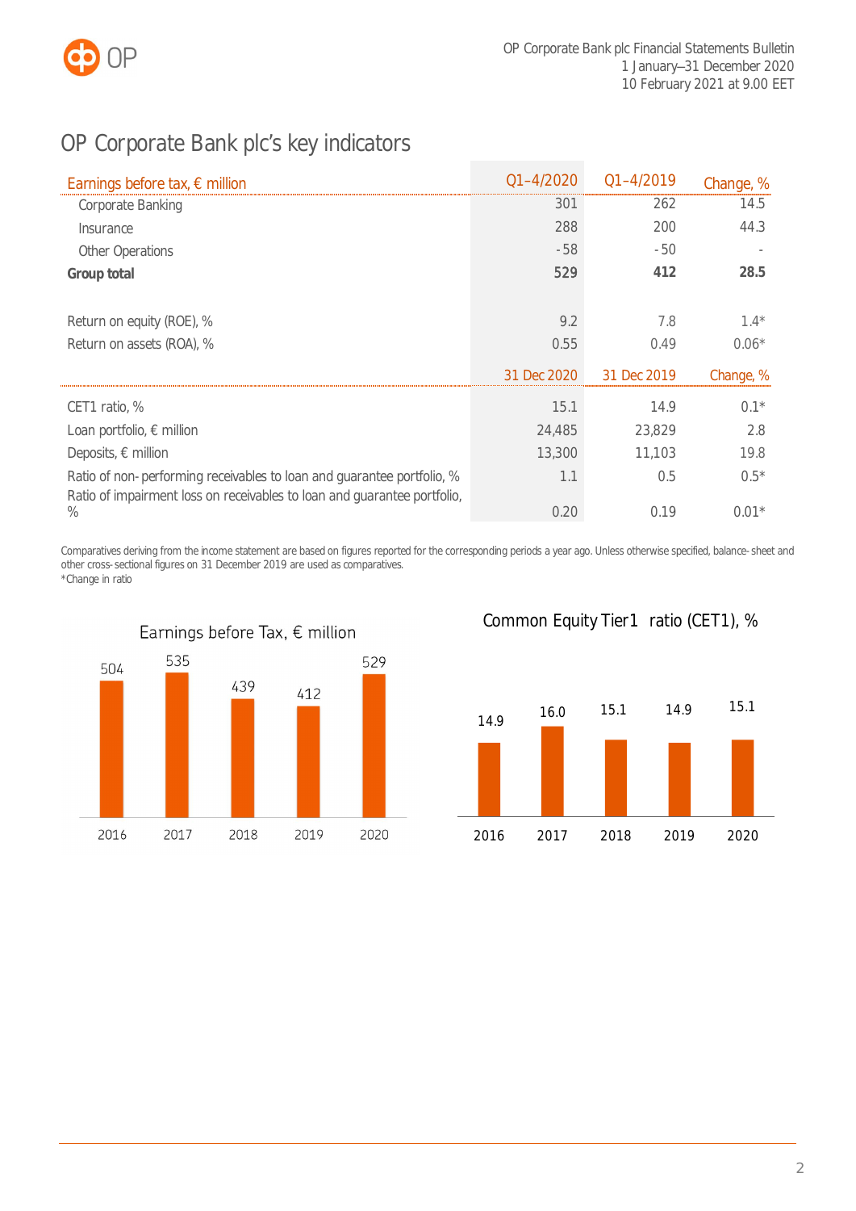# OP Corporate Bank plc's key indicators

| Earnings before tax, € million | Q1–4/2020 | Q1–4/2019 | Change, % |
|---|---|---|---|
| Corporate Banking | 301 | 262 | 14.5 |
| Insurance | 288 | 200 | 44.3 |
| Other Operations | -58 | -50 | - |
| **Group total** | **529** | **412** | **28.5** |
| | | | |
| Return on equity (ROE), % | 9.2 | 7.8 | 1.4* |
| Return on assets (ROA), % | 0.55 | 0.49 | 0.06* |
| | **31 Dec 2020** | **31 Dec 2019** | **Change, %** |
| CET1 ratio, % | 15.1 | 14.9 | 0.1* |
| Loan portfolio, € million | 24,485 | 23,829 | 2.8 |
| Deposits, € million | 13,300 | 11,103 | 19.8 |
| Ratio of non-performing receivables to loan and guarantee portfolio, % | 1.1 | 0.5 | 0.5* |
| Ratio of impairment loss on receivables to loan and guarantee portfolio, % | 0.20 | 0.19 | 0.01* |

Comparatives deriving from the income statement are based on figures reported for the corresponding periods a year ago. Unless otherwise specified, balance-sheet and other cross-sectional figures on 31 December 2019 are used as comparatives.
*Change in ratio

**Earnings before Tax, € million**

| 2016 | 2017 | 2018 | 2019 | 2020 |
|---|---|---|---|---|
| 504 | 535 | 439 | 412 | 529 |

**Common Equity Tier1 ratio (CET1), %**

| 2016 | 2017 | 2018 | 2019 | 2020 |
|---|---|---|---|---|
| 14.9 | 16.0 | 15.1 | 14.9 | 15.1 |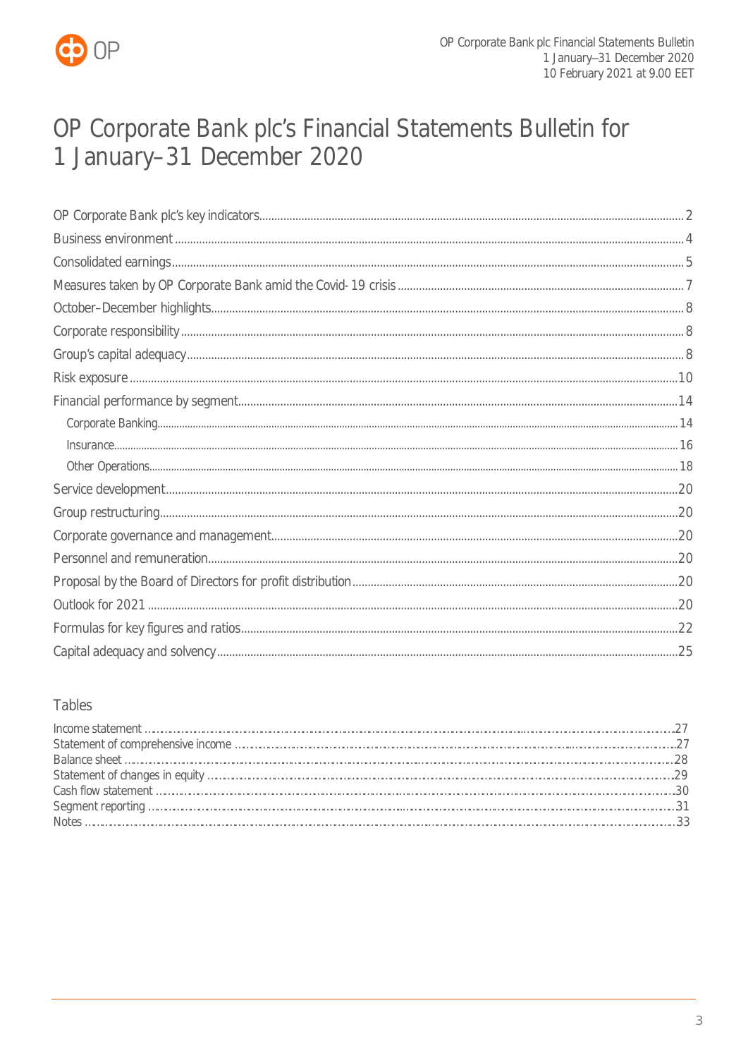# OP Corporate Bank plc's Financial Statements Bulletin for 1 January–31 December 2020

| | |
|---|---|
| OP Corporate Bank plc's key indicators | 2 |
| Business environment | 4 |
| Consolidated earnings | 5 |
| Measures taken by OP Corporate Bank amid the Covid-19 crisis | 7 |
| October–December highlights | 8 |
| Corporate responsibility | 8 |
| Group's capital adequacy | 8 |
| Risk exposure | 10 |
| Financial performance by segment | 14 |
| Corporate Banking | 14 |
| Insurance | 16 |
| Other Operations | 18 |
| Service development | 20 |
| Group restructuring | 20 |
| Corporate governance and management | 20 |
| Personnel and remuneration | 20 |
| Proposal by the Board of Directors for profit distribution | 20 |
| Outlook for 2021 | 20 |
| Formulas for key figures and ratios | 22 |
| Capital adequacy and solvency | 25 |

## Tables

| | |
|---|---|
| Income statement | 27 |
| Statement of comprehensive income | 27 |
| Balance sheet | 28 |
| Statement of changes in equity | 29 |
| Cash flow statement | 30 |
| Segment reporting | 31 |
| Notes | 33 |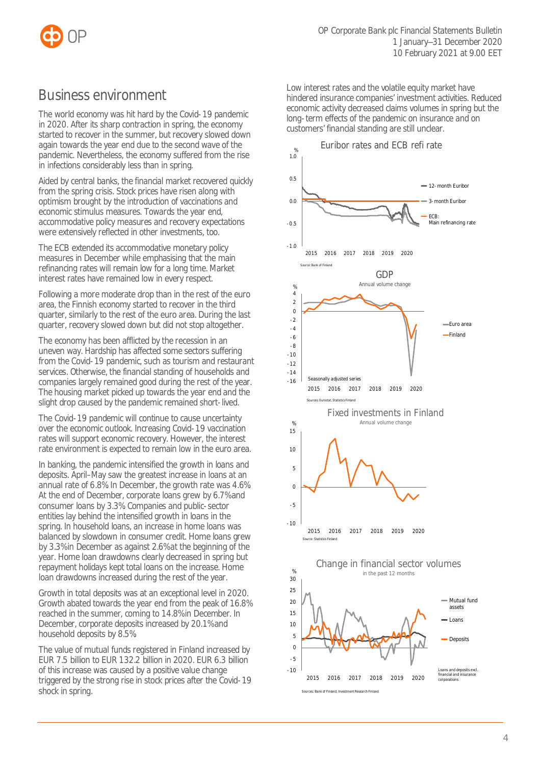# Business environment

The world economy was hit hard by the Covid-19 pandemic in 2020. After its sharp contraction in spring, the economy started to recover in the summer, but recovery slowed down again towards the year end due to the second wave of the pandemic. Nevertheless, the economy suffered from the rise in infections considerably less than in spring.

Aided by central banks, the financial market recovered quickly from the spring crisis. Stock prices have risen along with optimism brought by the introduction of vaccinations and economic stimulus measures. Towards the year end, accommodative policy measures and recovery expectations were extensively reflected in other investments, too.

The ECB extended its accommodative monetary policy measures in December while emphasising that the main refinancing rates will remain low for a long time. Market interest rates have remained low in every respect.

Following a more moderate drop than in the rest of the euro area, the Finnish economy started to recover in the third quarter, similarly to the rest of the euro area. During the last quarter, recovery slowed down but did not stop altogether.

The economy has been afflicted by the recession in an uneven way. Hardship has affected some sectors suffering from the Covid-19 pandemic, such as tourism and restaurant services. Otherwise, the financial standing of households and companies largely remained good during the rest of the year. The housing market picked up towards the year end and the slight drop caused by the pandemic remained short-lived.

The Covid-19 pandemic will continue to cause uncertainty over the economic outlook. Increasing Covid-19 vaccination rates will support economic recovery. However, the interest rate environment is expected to remain low in the euro area.

In banking, the pandemic intensified the growth in loans and deposits. April–May saw the greatest increase in loans at an annual rate of 6.8% In December, the growth rate was 4.6% At the end of December, corporate loans grew by 6.7% and consumer loans by 3.3% Companies and public-sector entities lay behind the intensified growth in loans in the spring. In household loans, an increase in home loans was balanced by slowdown in consumer credit. Home loans grew by 3.3% in December as against 2.6% at the beginning of the year. Home loan drawdowns clearly decreased in spring but repayment holidays kept total loans on the increase. Home loan drawdowns increased during the rest of the year.

Growth in total deposits was at an exceptional level in 2020. Growth abated towards the year end from the peak of 16.8% reached in the summer, coming to 14.8% in December. In December, corporate deposits increased by 20.1% and household deposits by 8.5%

The value of mutual funds registered in Finland increased by EUR 7.5 billion to EUR 132.2 billion in 2020. EUR 6.3 billion of this increase was caused by a positive value change triggered by the strong rise in stock prices after the Covid-19 shock in spring.

Low interest rates and the volatile equity market have hindered insurance companies' investment activities. Reduced economic activity decreased claims volumes in spring but the long-term effects of the pandemic on insurance and on customers' financial standing are still unclear.

Euribor rates and ECB refi rate

Source: Bank of Finland

GDP
Annual volume change

Sources: Eurostat, Statistics Finland

Fixed investments in Finland
Annual volume change

Source: Statistics Finland

Change in financial sector volumes
in the past 12 months

Loans and deposits excl. financial and insurance corporations

Sources: Bank of Finland, Investment Research Finland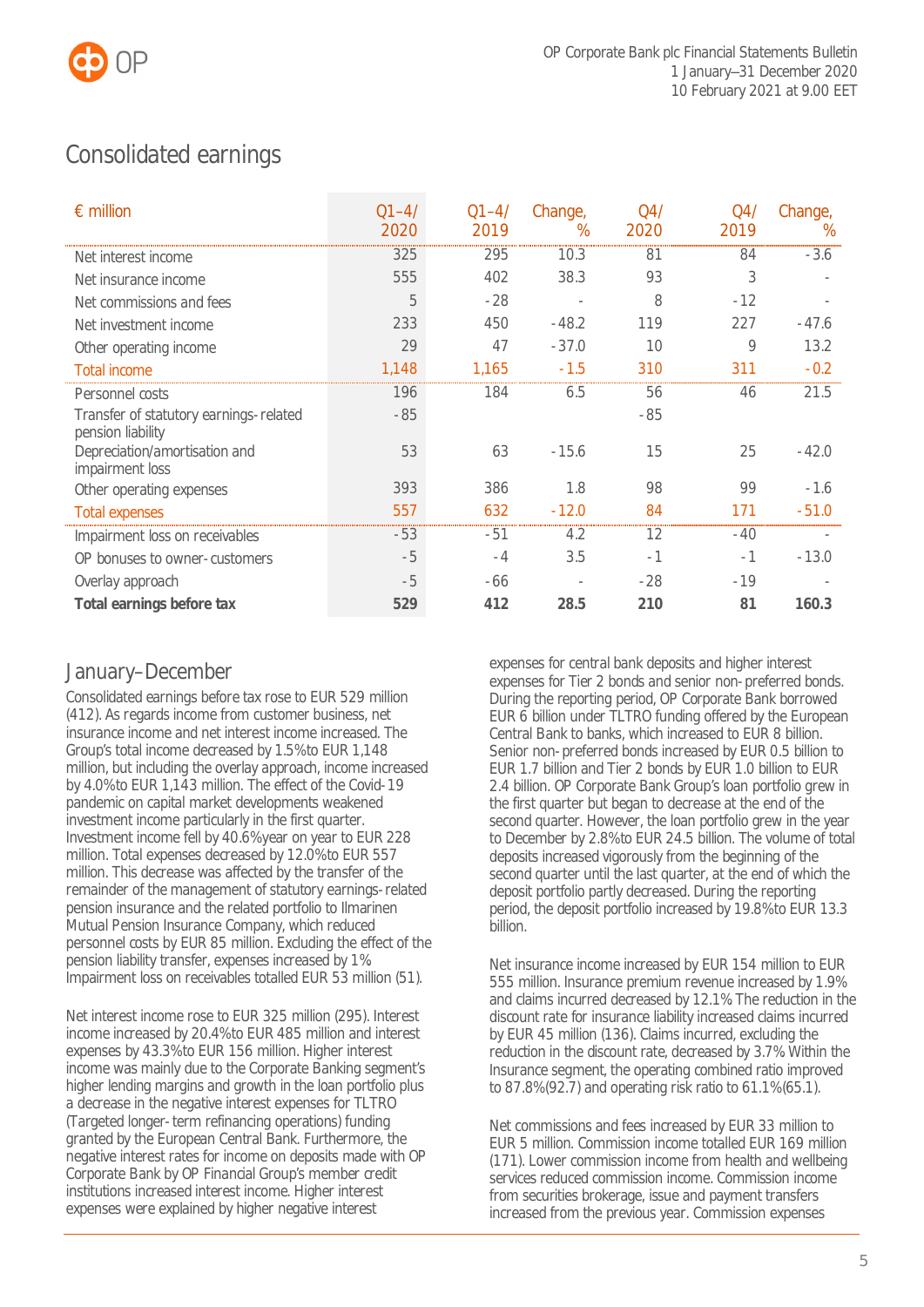## Consolidated earnings

| € million | Q1–4/ 2020 | Q1–4/ 2019 | Change, % | Q4/ 2020 | Q4/ 2019 | Change, % |
|---|---|---|---|---|---|---|
| Net interest income | 325 | 295 | 10.3 | 81 | 84 | -3.6 |
| Net insurance income | 555 | 402 | 38.3 | 93 | 3 | - |
| Net commissions and fees | 5 | -28 | - | 8 | -12 | - |
| Net investment income | 233 | 450 | -48.2 | 119 | 227 | -47.6 |
| Other operating income | 29 | 47 | -37.0 | 10 | 9 | 13.2 |
| Total income | 1,148 | 1,165 | -1.5 | 310 | 311 | -0.2 |
| Personnel costs | 196 | 184 | 6.5 | 56 | 46 | 21.5 |
| Transfer of statutory earnings-related pension liability | -85 | | | -85 | | |
| Depreciation/amortisation and impairment loss | 53 | 63 | -15.6 | 15 | 25 | -42.0 |
| Other operating expenses | 393 | 386 | 1.8 | 98 | 99 | -1.6 |
| Total expenses | 557 | 632 | -12.0 | 84 | 171 | -51.0 |
| Impairment loss on receivables | -53 | -51 | 4.2 | 12 | -40 | - |
| OP bonuses to owner-customers | -5 | -4 | 3.5 | -1 | -1 | -13.0 |
| Overlay approach | -5 | -66 | - | -28 | -19 | - |
| **Total earnings before tax** | **529** | **412** | **28.5** | **210** | **81** | **160.3** |

### January–December

Consolidated earnings before tax rose to EUR 529 million (412). As regards income from customer business, net insurance income and net interest income increased. The Group's total income decreased by 1.5% to EUR 1,148 million, but including the overlay approach, income increased by 4.0% to EUR 1,143 million. The effect of the Covid-19 pandemic on capital market developments weakened investment income particularly in the first quarter. Investment income fell by 40.6% year on year to EUR 228 million. Total expenses decreased by 12.0% to EUR 557 million. This decrease was affected by the transfer of the remainder of the management of statutory earnings-related pension insurance and the related portfolio to Ilmarinen Mutual Pension Insurance Company, which reduced personnel costs by EUR 85 million. Excluding the effect of the pension liability transfer, expenses increased by 1%. Impairment loss on receivables totalled EUR 53 million (51).

Net interest income rose to EUR 325 million (295). Interest income increased by 20.4% to EUR 485 million and interest expenses by 43.3% to EUR 156 million. Higher interest income was mainly due to the Corporate Banking segment's higher lending margins and growth in the loan portfolio plus a decrease in the negative interest expenses for TLTRO (Targeted longer-term refinancing operations) funding granted by the European Central Bank. Furthermore, the negative interest rates for income on deposits made with OP Corporate Bank by OP Financial Group's member credit institutions increased interest income. Higher interest expenses were explained by higher negative interest expenses for central bank deposits and higher interest expenses for Tier 2 bonds and senior non-preferred bonds. During the reporting period, OP Corporate Bank borrowed EUR 6 billion under TLTRO funding offered by the European Central Bank to banks, which increased to EUR 8 billion. Senior non-preferred bonds increased by EUR 0.5 billion to EUR 1.7 billion and Tier 2 bonds by EUR 1.0 billion to EUR 2.4 billion. OP Corporate Bank Group's loan portfolio grew in the first quarter but began to decrease at the end of the second quarter. However, the loan portfolio grew in the year to December by 2.8% to EUR 24.5 billion. The volume of total deposits increased vigorously from the beginning of the second quarter until the last quarter, at the end of which the deposit portfolio partly decreased. During the reporting period, the deposit portfolio increased by 19.8% to EUR 13.3 billion.

Net insurance income increased by EUR 154 million to EUR 555 million. Insurance premium revenue increased by 1.9% and claims incurred decreased by 12.1%. The reduction in the discount rate for insurance liability increased claims incurred by EUR 45 million (136). Claims incurred, excluding the reduction in the discount rate, decreased by 3.7%. Within the Insurance segment, the operating combined ratio improved to 87.8% (92.7) and operating risk ratio to 61.1% (65.1).

Net commissions and fees increased by EUR 33 million to EUR 5 million. Commission income totalled EUR 169 million (171). Lower commission income from health and wellbeing services reduced commission income. Commission income from securities brokerage, issue and payment transfers increased from the previous year. Commission expenses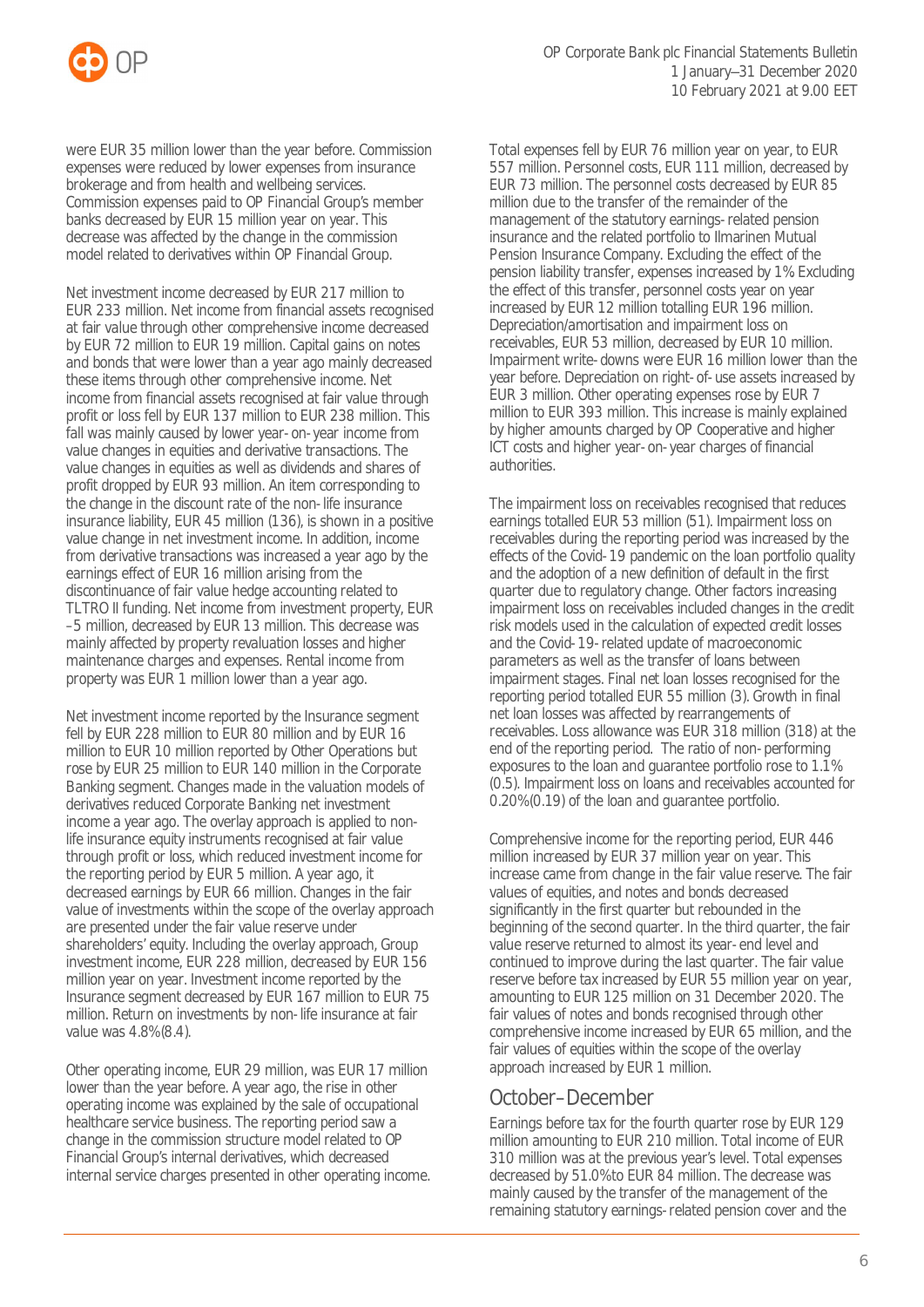were EUR 35 million lower than the year before. Commission expenses were reduced by lower expenses from insurance brokerage and from health and wellbeing services. Commission expenses paid to OP Financial Group's member banks decreased by EUR 15 million year on year. This decrease was affected by the change in the commission model related to derivatives within OP Financial Group.

Net investment income decreased by EUR 217 million to EUR 233 million. Net income from financial assets recognised at fair value through other comprehensive income decreased by EUR 72 million to EUR 19 million. Capital gains on notes and bonds that were lower than a year ago mainly decreased these items through other comprehensive income. Net income from financial assets recognised at fair value through profit or loss fell by EUR 137 million to EUR 238 million. This fall was mainly caused by lower year-on-year income from value changes in equities and derivative transactions. The value changes in equities as well as dividends and shares of profit dropped by EUR 93 million. An item corresponding to the change in the discount rate of the non-life insurance insurance liability, EUR 45 million (136), is shown in a positive value change in net investment income. In addition, income from derivative transactions was increased a year ago by the earnings effect of EUR 16 million arising from the discontinuance of fair value hedge accounting related to TLTRO II funding. Net income from investment property, EUR –5 million, decreased by EUR 13 million. This decrease was mainly affected by property revaluation losses and higher maintenance charges and expenses. Rental income from property was EUR 1 million lower than a year ago.

Net investment income reported by the Insurance segment fell by EUR 228 million to EUR 80 million and by EUR 16 million to EUR 10 million reported by Other Operations but rose by EUR 25 million to EUR 140 million in the Corporate Banking segment. Changes made in the valuation models of derivatives reduced Corporate Banking net investment income a year ago. The overlay approach is applied to non-life insurance equity instruments recognised at fair value through profit or loss, which reduced investment income for the reporting period by EUR 5 million. A year ago, it decreased earnings by EUR 66 million. Changes in the fair value of investments within the scope of the overlay approach are presented under the fair value reserve under shareholders' equity. Including the overlay approach, Group investment income, EUR 228 million, decreased by EUR 156 million year on year. Investment income reported by the Insurance segment decreased by EUR 167 million to EUR 75 million. Return on investments by non-life insurance at fair value was 4.8% (8.4).

Other operating income, EUR 29 million, was EUR 17 million lower than the year before. A year ago, the rise in other operating income was explained by the sale of occupational healthcare service business. The reporting period saw a change in the commission structure model related to OP Financial Group's internal derivatives, which decreased internal service charges presented in other operating income.

Total expenses fell by EUR 76 million year on year, to EUR 557 million. Personnel costs, EUR 111 million, decreased by EUR 73 million. The personnel costs decreased by EUR 85 million due to the transfer of the remainder of the management of the statutory earnings-related pension insurance and the related portfolio to Ilmarinen Mutual Pension Insurance Company. Excluding the effect of the pension liability transfer, expenses increased by 1%. Excluding the effect of this transfer, personnel costs year on year increased by EUR 12 million totalling EUR 196 million. Depreciation/amortisation and impairment loss on receivables, EUR 53 million, decreased by EUR 10 million. Impairment write-downs were EUR 16 million lower than the year before. Depreciation on right-of-use assets increased by EUR 3 million. Other operating expenses rose by EUR 7 million to EUR 393 million. This increase is mainly explained by higher amounts charged by OP Cooperative and higher ICT costs and higher year-on-year charges of financial authorities.

The impairment loss on receivables recognised that reduces earnings totalled EUR 53 million (51). Impairment loss on receivables during the reporting period was increased by the effects of the Covid-19 pandemic on the loan portfolio quality and the adoption of a new definition of default in the first quarter due to regulatory change. Other factors increasing impairment loss on receivables included changes in the credit risk models used in the calculation of expected credit losses and the Covid-19-related update of macroeconomic parameters as well as the transfer of loans between impairment stages. Final net loan losses recognised for the reporting period totalled EUR 55 million (3). Growth in final net loan losses was affected by rearrangements of receivables. Loss allowance was EUR 318 million (318) at the end of the reporting period. The ratio of non-performing exposures to the loan and guarantee portfolio rose to 1.1% (0.5). Impairment loss on loans and receivables accounted for 0.20% (0.19) of the loan and guarantee portfolio.

Comprehensive income for the reporting period, EUR 446 million increased by EUR 37 million year on year. This increase came from change in the fair value reserve. The fair values of equities, and notes and bonds decreased significantly in the first quarter but rebounded in the beginning of the second quarter. In the third quarter, the fair value reserve returned to almost its year-end level and continued to improve during the last quarter. The fair value reserve before tax increased by EUR 55 million year on year, amounting to EUR 125 million on 31 December 2020. The fair values of notes and bonds recognised through other comprehensive income increased by EUR 65 million, and the fair values of equities within the scope of the overlay approach increased by EUR 1 million.

## October–December

Earnings before tax for the fourth quarter rose by EUR 129 million amounting to EUR 210 million. Total income of EUR 310 million was at the previous year's level. Total expenses decreased by 51.0% to EUR 84 million. The decrease was mainly caused by the transfer of the management of the remaining statutory earnings-related pension cover and the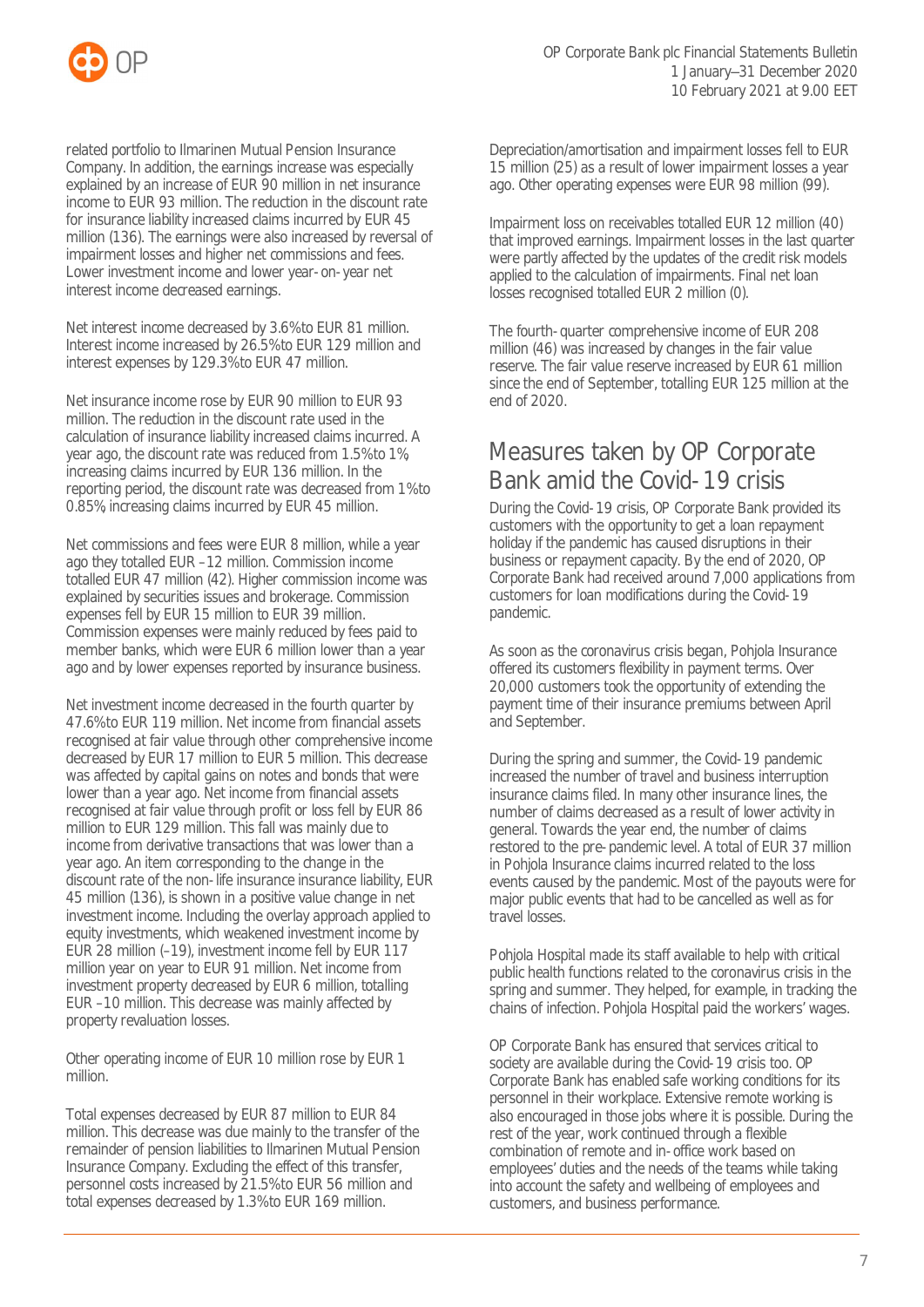related portfolio to Ilmarinen Mutual Pension Insurance Company. In addition, the earnings increase was especially explained by an increase of EUR 90 million in net insurance income to EUR 93 million. The reduction in the discount rate for insurance liability increased claims incurred by EUR 45 million (136). The earnings were also increased by reversal of impairment losses and higher net commissions and fees. Lower investment income and lower year-on-year net interest income decreased earnings.

Net interest income decreased by 3.6% to EUR 81 million. Interest income increased by 26.5% to EUR 129 million and interest expenses by 129.3% to EUR 47 million.

Net insurance income rose by EUR 90 million to EUR 93 million. The reduction in the discount rate used in the calculation of insurance liability increased claims incurred. A year ago, the discount rate was reduced from 1.5% to 1%, increasing claims incurred by EUR 136 million. In the reporting period, the discount rate was decreased from 1% to 0.85%, increasing claims incurred by EUR 45 million.

Net commissions and fees were EUR 8 million, while a year ago they totalled EUR –12 million. Commission income totalled EUR 47 million (42). Higher commission income was explained by securities issues and brokerage. Commission expenses fell by EUR 15 million to EUR 39 million. Commission expenses were mainly reduced by fees paid to member banks, which were EUR 6 million lower than a year ago and by lower expenses reported by insurance business.

Net investment income decreased in the fourth quarter by 47.6% to EUR 119 million. Net income from financial assets recognised at fair value through other comprehensive income decreased by EUR 17 million to EUR 5 million. This decrease was affected by capital gains on notes and bonds that were lower than a year ago. Net income from financial assets recognised at fair value through profit or loss fell by EUR 86 million to EUR 129 million. This fall was mainly due to income from derivative transactions that was lower than a year ago. An item corresponding to the change in the discount rate of the non-life insurance insurance liability, EUR 45 million (136), is shown in a positive value change in net investment income. Including the overlay approach applied to equity investments, which weakened investment income by EUR 28 million (–19), investment income fell by EUR 117 million year on year to EUR 91 million. Net income from investment property decreased by EUR 6 million, totalling EUR –10 million. This decrease was mainly affected by property revaluation losses.

Other operating income of EUR 10 million rose by EUR 1 million.

Total expenses decreased by EUR 87 million to EUR 84 million. This decrease was due mainly to the transfer of the remainder of pension liabilities to Ilmarinen Mutual Pension Insurance Company. Excluding the effect of this transfer, personnel costs increased by 21.5% to EUR 56 million and total expenses decreased by 1.3% to EUR 169 million.

Depreciation/amortisation and impairment losses fell to EUR 15 million (25) as a result of lower impairment losses a year ago. Other operating expenses were EUR 98 million (99).

Impairment loss on receivables totalled EUR 12 million (40) that improved earnings. Impairment losses in the last quarter were partly affected by the updates of the credit risk models applied to the calculation of impairments. Final net loan losses recognised totalled EUR 2 million (0).

The fourth-quarter comprehensive income of EUR 208 million (46) was increased by changes in the fair value reserve. The fair value reserve increased by EUR 61 million since the end of September, totalling EUR 125 million at the end of 2020.

## Measures taken by OP Corporate Bank amid the Covid-19 crisis

During the Covid-19 crisis, OP Corporate Bank provided its customers with the opportunity to get a loan repayment holiday if the pandemic has caused disruptions in their business or repayment capacity. By the end of 2020, OP Corporate Bank had received around 7,000 applications from customers for loan modifications during the Covid-19 pandemic.

As soon as the coronavirus crisis began, Pohjola Insurance offered its customers flexibility in payment terms. Over 20,000 customers took the opportunity of extending the payment time of their insurance premiums between April and September.

During the spring and summer, the Covid-19 pandemic increased the number of travel and business interruption insurance claims filed. In many other insurance lines, the number of claims decreased as a result of lower activity in general. Towards the year end, the number of claims restored to the pre-pandemic level. A total of EUR 37 million in Pohjola Insurance claims incurred related to the loss events caused by the pandemic. Most of the payouts were for major public events that had to be cancelled as well as for travel losses.

Pohjola Hospital made its staff available to help with critical public health functions related to the coronavirus crisis in the spring and summer. They helped, for example, in tracking the chains of infection. Pohjola Hospital paid the workers' wages.

OP Corporate Bank has ensured that services critical to society are available during the Covid-19 crisis too. OP Corporate Bank has enabled safe working conditions for its personnel in their workplace. Extensive remote working is also encouraged in those jobs where it is possible. During the rest of the year, work continued through a flexible combination of remote and in-office work based on employees' duties and the needs of the teams while taking into account the safety and wellbeing of employees and customers, and business performance.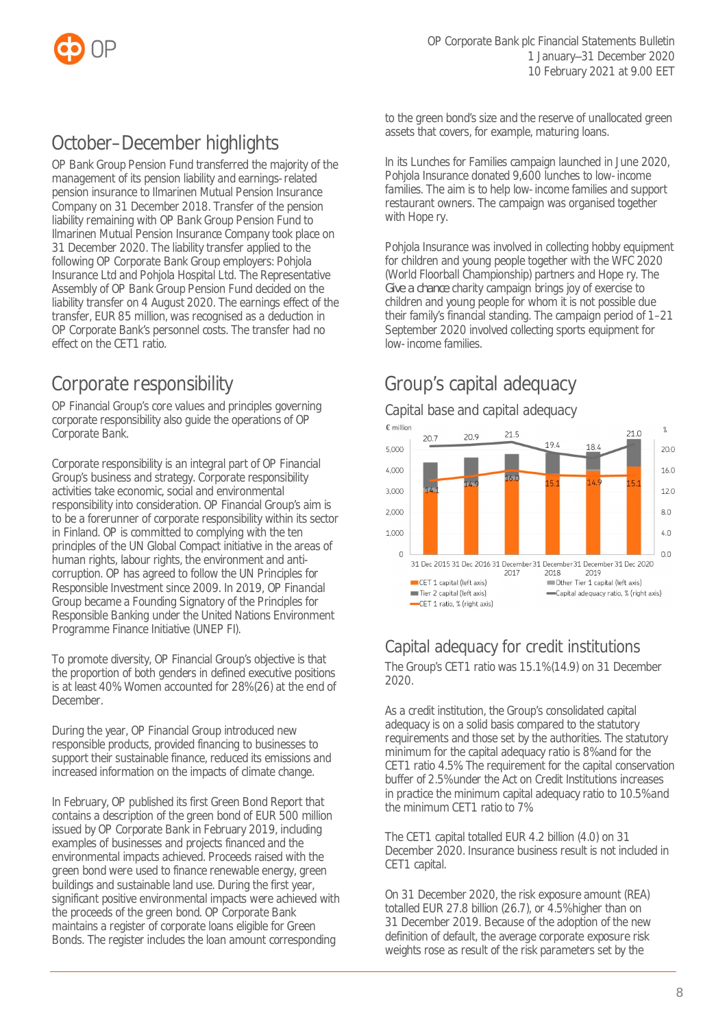## October–December highlights

OP Bank Group Pension Fund transferred the majority of the management of its pension liability and earnings-related pension insurance to Ilmarinen Mutual Pension Insurance Company on 31 December 2018. Transfer of the pension liability remaining with OP Bank Group Pension Fund to Ilmarinen Mutual Pension Insurance Company took place on 31 December 2020. The liability transfer applied to the following OP Corporate Bank Group employers: Pohjola Insurance Ltd and Pohjola Hospital Ltd. The Representative Assembly of OP Bank Group Pension Fund decided on the liability transfer on 4 August 2020. The earnings effect of the transfer, EUR 85 million, was recognised as a deduction in OP Corporate Bank's personnel costs. The transfer had no effect on the CET1 ratio.

## Corporate responsibility

OP Financial Group's core values and principles governing corporate responsibility also guide the operations of OP Corporate Bank.

Corporate responsibility is an integral part of OP Financial Group's business and strategy. Corporate responsibility activities take economic, social and environmental responsibility into consideration. OP Financial Group's aim is to be a forerunner of corporate responsibility within its sector in Finland. OP is committed to complying with the ten principles of the UN Global Compact initiative in the areas of human rights, labour rights, the environment and anti-corruption. OP has agreed to follow the UN Principles for Responsible Investment since 2009. In 2019, OP Financial Group became a Founding Signatory of the Principles for Responsible Banking under the United Nations Environment Programme Finance Initiative (UNEP FI).

To promote diversity, OP Financial Group's objective is that the proportion of both genders in defined executive positions is at least 40% Women accounted for 28% (26) at the end of December.

During the year, OP Financial Group introduced new responsible products, provided financing to businesses to support their sustainable finance, reduced its emissions and increased information on the impacts of climate change.

In February, OP published its first Green Bond Report that contains a description of the green bond of EUR 500 million issued by OP Corporate Bank in February 2019, including examples of businesses and projects financed and the environmental impacts achieved. Proceeds raised with the green bond were used to finance renewable energy, green buildings and sustainable land use. During the first year, significant positive environmental impacts were achieved with the proceeds of the green bond. OP Corporate Bank maintains a register of corporate loans eligible for Green Bonds. The register includes the loan amount corresponding to the green bond's size and the reserve of unallocated green assets that covers, for example, maturing loans.

In its Lunches for Families campaign launched in June 2020, Pohjola Insurance donated 9,600 lunches to low-income families. The aim is to help low-income families and support restaurant owners. The campaign was organised together with Hope ry.

Pohjola Insurance was involved in collecting hobby equipment for children and young people together with the WFC 2020 (World Floorball Championship) partners and Hope ry. The *Give a chance* charity campaign brings joy of exercise to children and young people for whom it is not possible due their family's financial standing. The campaign period of 1–21 September 2020 involved collecting sports equipment for low-income families.

## Group's capital adequacy

### Capital base and capital adequacy

| | 31 Dec 2015 | 31 Dec 2016 | 31 December 2017 | 31 December 2018 | 31 December 2019 | 31 Dec 2020 |
|---|---|---|---|---|---|---|
| Capital adequacy ratio, % (right axis) | 20.7 | 20.9 | 21.5 | 19.4 | 18.4 | 21.0 |
| CET 1 ratio, % (right axis) | 14.1 | 14.9 | 16.0 | 15.1 | 14.9 | 15.1 |

€ million (left axis): CET 1 capital, Other Tier 1 capital, Tier 2 capital

## Capital adequacy for credit institutions

The Group's CET1 ratio was 15.1% (14.9) on 31 December 2020.

As a credit institution, the Group's consolidated capital adequacy is on a solid basis compared to the statutory requirements and those set by the authorities. The statutory minimum for the capital adequacy ratio is 8% and for the CET1 ratio 4.5% The requirement for the capital conservation buffer of 2.5% under the Act on Credit Institutions increases in practice the minimum capital adequacy ratio to 10.5% and the minimum CET1 ratio to 7%

The CET1 capital totalled EUR 4.2 billion (4.0) on 31 December 2020. Insurance business result is not included in CET1 capital.

On 31 December 2020, the risk exposure amount (REA) totalled EUR 27.8 billion (26.7), or 4.5% higher than on 31 December 2019. Because of the adoption of the new definition of default, the average corporate exposure risk weights rose as result of the risk parameters set by the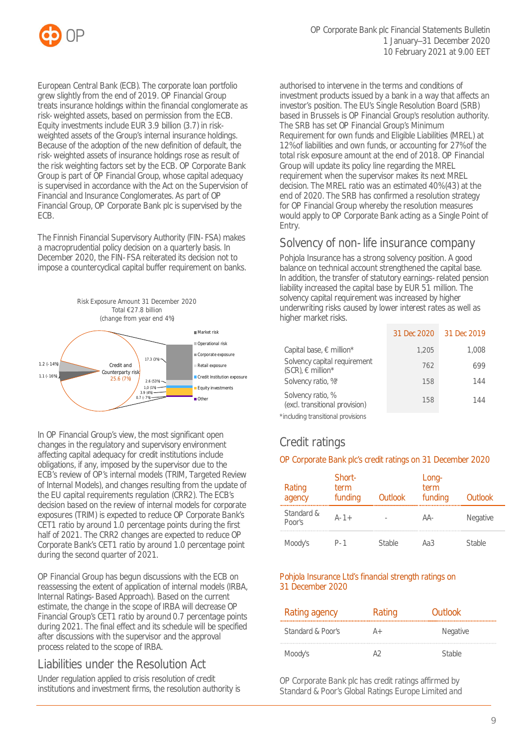European Central Bank (ECB). The corporate loan portfolio grew slightly from the end of 2019. OP Financial Group treats insurance holdings within the financial conglomerate as risk-weighted assets, based on permission from the ECB. Equity investments include EUR 3.9 billion (3.7) in risk-weighted assets of the Group's internal insurance holdings. Because of the adoption of the new definition of default, the risk-weighted assets of insurance holdings rose as result of the risk weighting factors set by the ECB. OP Corporate Bank Group is part of OP Financial Group, whose capital adequacy is supervised in accordance with the Act on the Supervision of Financial and Insurance Conglomerates. As part of OP Financial Group, OP Corporate Bank plc is supervised by the ECB.

The Finnish Financial Supervisory Authority (FIN-FSA) makes a macroprudential policy decision on a quarterly basis. In December 2020, the FIN-FSA reiterated its decision not to impose a countercyclical capital buffer requirement on banks.

Risk Exposure Amount 31 December 2020
Total €27.8 billion
(change from year end 4%)

- Market risk 1.2 (-14%)
- Operational risk 1.1 (-16%)
- Credit and Counterparty risk 25.6 (7%)
  - Corporate exposure 17.3 (3%)
  - Retail exposure 2.6 (53%)
  - Credit Institution exposure 1.0 (1%)
  - Equity investments 3.9 (4%)
  - Other 0.7 (-7%)

In OP Financial Group's view, the most significant open changes in the regulatory and supervisory environment affecting capital adequacy for credit institutions include obligations, if any, imposed by the supervisor due to the ECB's review of OP's internal models (TRIM, Targeted Review of Internal Models), and changes resulting from the update of the EU capital requirements regulation (CRR2). The ECB's decision based on the review of internal models for corporate exposures (TRIM) is expected to reduce OP Corporate Bank's CET1 ratio by around 1.0 percentage points during the first half of 2021. The CRR2 changes are expected to reduce OP Corporate Bank's CET1 ratio by around 1.0 percentage point during the second quarter of 2021.

OP Financial Group has begun discussions with the ECB on reassessing the extent of application of internal models (IRBA, Internal Ratings-Based Approach). Based on the current estimate, the change in the scope of IRBA will decrease OP Financial Group's CET1 ratio by around 0.7 percentage points during 2021. The final effect and its schedule will be specified after discussions with the supervisor and the approval process related to the scope of IRBA.

## Liabilities under the Resolution Act

Under regulation applied to crisis resolution of credit institutions and investment firms, the resolution authority is authorised to intervene in the terms and conditions of investment products issued by a bank in a way that affects an investor's position. The EU's Single Resolution Board (SRB) based in Brussels is OP Financial Group's resolution authority. The SRB has set OP Financial Group's Minimum Requirement for own funds and Eligible Liabilities (MREL) at 12% of liabilities and own funds, or accounting for 27% of the total risk exposure amount at the end of 2018. OP Financial Group will update its policy line regarding the MREL requirement when the supervisor makes its next MREL decision. The MREL ratio was an estimated 40% (43) at the end of 2020. The SRB has confirmed a resolution strategy for OP Financial Group whereby the resolution measures would apply to OP Corporate Bank acting as a Single Point of Entry.

## Solvency of non-life insurance company

Pohjola Insurance has a strong solvency position. A good balance on technical account strengthened the capital base. In addition, the transfer of statutory earnings-related pension liability increased the capital base by EUR 51 million. The solvency capital requirement was increased by higher underwriting risks caused by lower interest rates as well as higher market risks.

| | 31 Dec 2020 | 31 Dec 2019 |
|---|---|---|
| Capital base, € million* | 1,205 | 1,008 |
| Solvency capital requirement (SCR), € million* | 762 | 699 |
| Solvency ratio, %* | 158 | 144 |
| Solvency ratio, % (excl. transitional provision) | 158 | 144 |

*including transitional provisions

## Credit ratings

OP Corporate Bank plc's credit ratings on 31 December 2020

| Rating agency | Short-term funding | Outlook | Long-term funding | Outlook |
|---|---|---|---|---|
| Standard & Poor's | A-1+ | - | AA- | Negative |
| Moody's | P-1 | Stable | Aa3 | Stable |

Pohjola Insurance Ltd's financial strength ratings on 31 December 2020

| Rating agency | Rating | Outlook |
|---|---|---|
| Standard & Poor's | A+ | Negative |
| Moody's | A2 | Stable |

OP Corporate Bank plc has credit ratings affirmed by Standard & Poor's Global Ratings Europe Limited and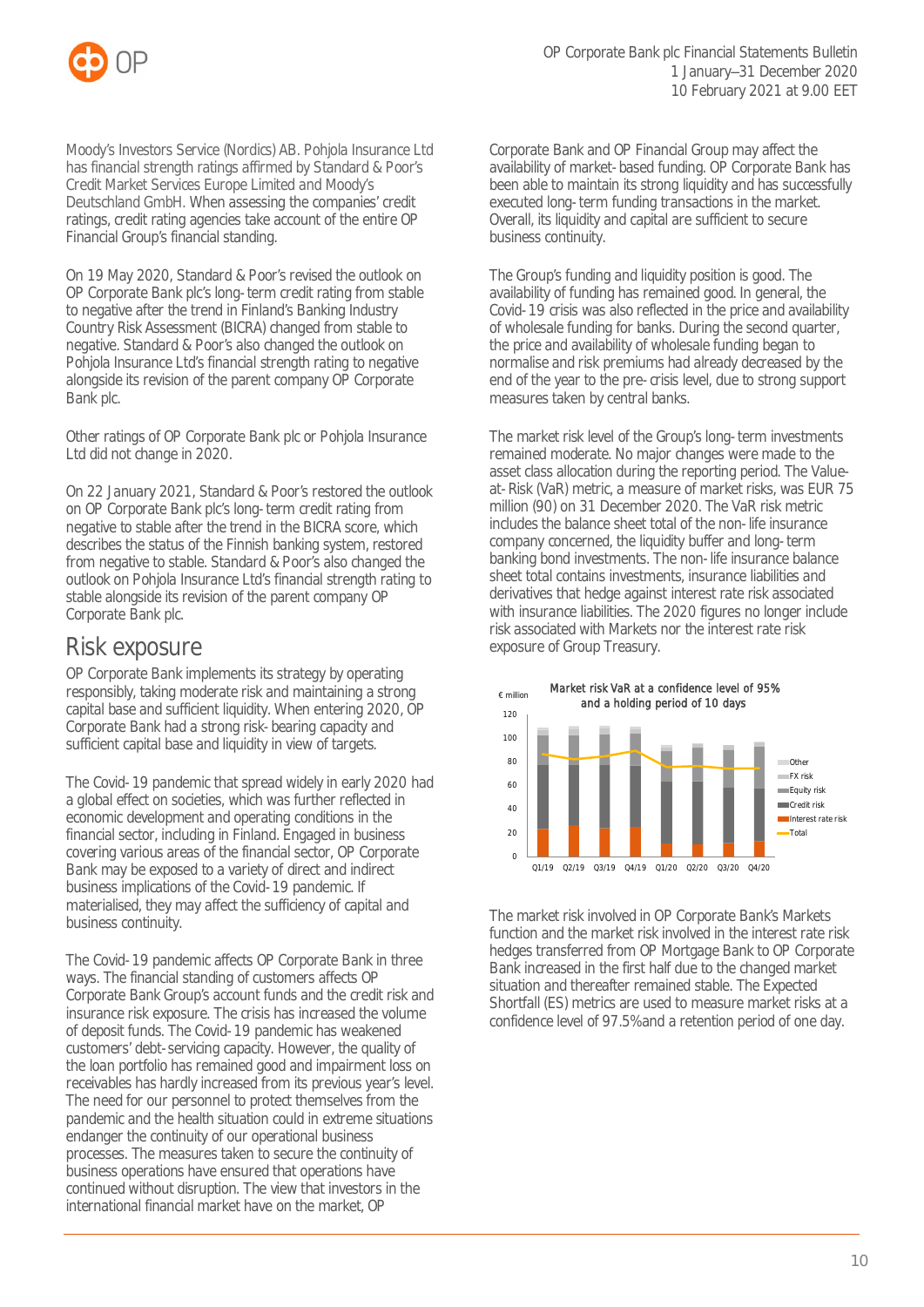Moody's Investors Service (Nordics) AB. Pohjola Insurance Ltd has financial strength ratings affirmed by Standard & Poor's Credit Market Services Europe Limited and Moody's Deutschland GmbH. When assessing the companies' credit ratings, credit rating agencies take account of the entire OP Financial Group's financial standing.

On 19 May 2020, Standard & Poor's revised the outlook on OP Corporate Bank plc's long-term credit rating from stable to negative after the trend in Finland's Banking Industry Country Risk Assessment (BICRA) changed from stable to negative. Standard & Poor's also changed the outlook on Pohjola Insurance Ltd's financial strength rating to negative alongside its revision of the parent company OP Corporate Bank plc.

Other ratings of OP Corporate Bank plc or Pohjola Insurance Ltd did not change in 2020.

On 22 January 2021, Standard & Poor's restored the outlook on OP Corporate Bank plc's long-term credit rating from negative to stable after the trend in the BICRA score, which describes the status of the Finnish banking system, restored from negative to stable. Standard & Poor's also changed the outlook on Pohjola Insurance Ltd's financial strength rating to stable alongside its revision of the parent company OP Corporate Bank plc.

# Risk exposure

OP Corporate Bank implements its strategy by operating responsibly, taking moderate risk and maintaining a strong capital base and sufficient liquidity. When entering 2020, OP Corporate Bank had a strong risk-bearing capacity and sufficient capital base and liquidity in view of targets.

The Covid-19 pandemic that spread widely in early 2020 had a global effect on societies, which was further reflected in economic development and operating conditions in the financial sector, including in Finland. Engaged in business covering various areas of the financial sector, OP Corporate Bank may be exposed to a variety of direct and indirect business implications of the Covid-19 pandemic. If materialised, they may affect the sufficiency of capital and business continuity.

The Covid-19 pandemic affects OP Corporate Bank in three ways. The financial standing of customers affects OP Corporate Bank Group's account funds and the credit risk and insurance risk exposure. The crisis has increased the volume of deposit funds. The Covid-19 pandemic has weakened customers' debt-servicing capacity. However, the quality of the loan portfolio has remained good and impairment loss on receivables has hardly increased from its previous year's level. The need for our personnel to protect themselves from the pandemic and the health situation could in extreme situations endanger the continuity of our operational business processes. The measures taken to secure the continuity of business operations have ensured that operations have continued without disruption. The view that investors in the international financial market have on the market, OP Corporate Bank and OP Financial Group may affect the availability of market-based funding. OP Corporate Bank has been able to maintain its strong liquidity and has successfully executed long-term funding transactions in the market. Overall, its liquidity and capital are sufficient to secure business continuity.

The Group's funding and liquidity position is good. The availability of funding has remained good. In general, the Covid-19 crisis was also reflected in the price and availability of wholesale funding for banks. During the second quarter, the price and availability of wholesale funding began to normalise and risk premiums had already decreased by the end of the year to the pre-crisis level, due to strong support measures taken by central banks.

The market risk level of the Group's long-term investments remained moderate. No major changes were made to the asset class allocation during the reporting period. The Value-at-Risk (VaR) metric, a measure of market risks, was EUR 75 million (90) on 31 December 2020. The VaR risk metric includes the balance sheet total of the non-life insurance company concerned, the liquidity buffer and long-term banking bond investments. The non-life insurance balance sheet total contains investments, insurance liabilities and derivatives that hedge against interest rate risk associated with insurance liabilities. The 2020 figures no longer include risk associated with Markets nor the interest rate risk exposure of Group Treasury.

Market risk VaR at a confidence level of 95% and a holding period of 10 days

The market risk involved in OP Corporate Bank's Markets function and the market risk involved in the interest rate risk hedges transferred from OP Mortgage Bank to OP Corporate Bank increased in the first half due to the changed market situation and thereafter remained stable. The Expected Shortfall (ES) metrics are used to measure market risks at a confidence level of 97.5% and a retention period of one day.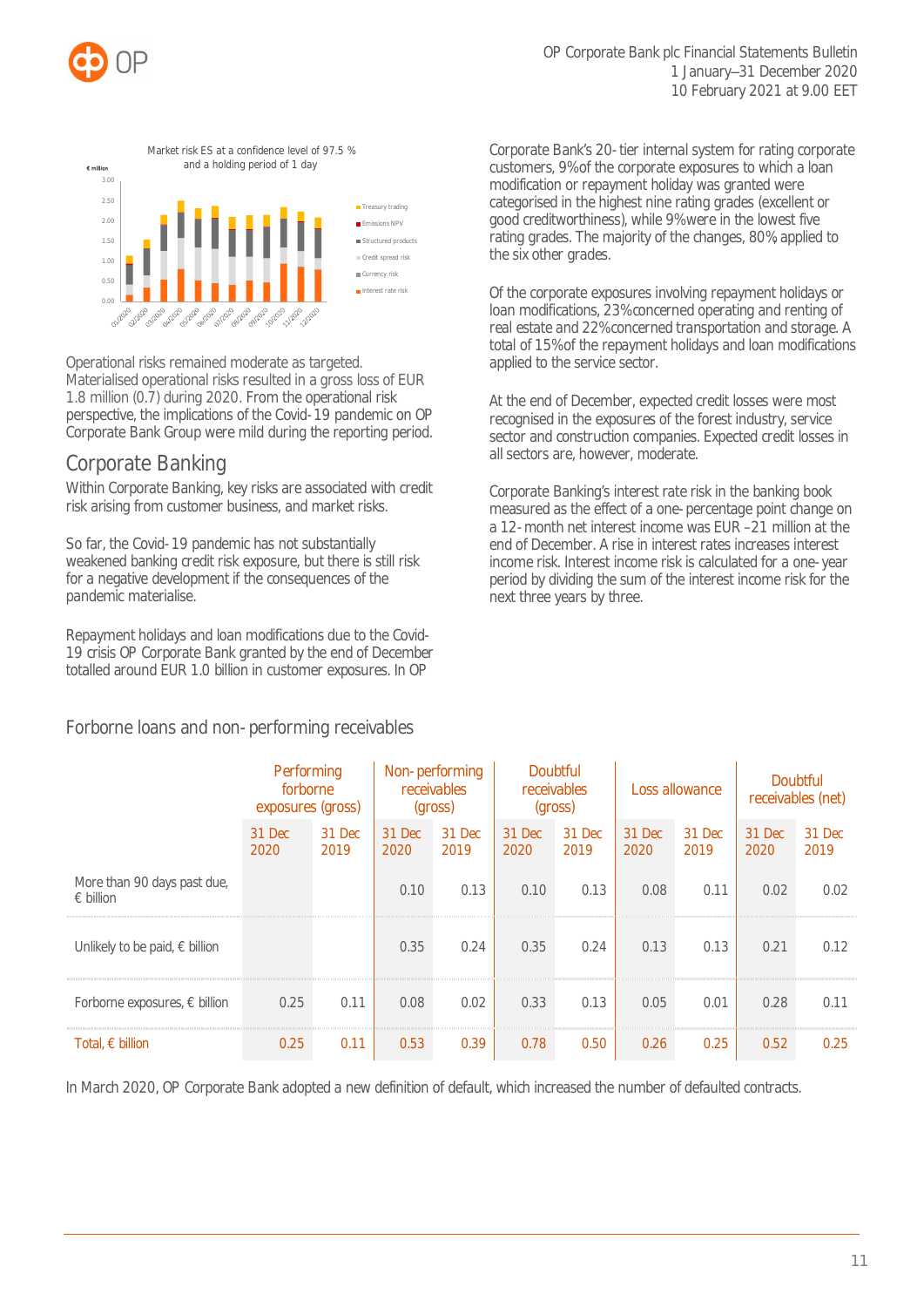Market risk ES at a confidence level of 97.5 % and a holding period of 1 day

Operational risks remained moderate as targeted. Materialised operational risks resulted in a gross loss of EUR 1.8 million (0.7) during 2020. From the operational risk perspective, the implications of the Covid-19 pandemic on OP Corporate Bank Group were mild during the reporting period.

## Corporate Banking

Within Corporate Banking, key risks are associated with credit risk arising from customer business, and market risks.

So far, the Covid-19 pandemic has not substantially weakened banking credit risk exposure, but there is still risk for a negative development if the consequences of the pandemic materialise.

Repayment holidays and loan modifications due to the Covid-19 crisis OP Corporate Bank granted by the end of December totalled around EUR 1.0 billion in customer exposures. In OP Corporate Bank's 20-tier internal system for rating corporate customers, 9% of the corporate exposures to which a loan modification or repayment holiday was granted were categorised in the highest nine rating grades (excellent or good creditworthiness), while 9% were in the lowest five rating grades. The majority of the changes, 80%, applied to the six other grades.

Of the corporate exposures involving repayment holidays or loan modifications, 23% concerned operating and renting of real estate and 22% concerned transportation and storage. A total of 15% of the repayment holidays and loan modifications applied to the service sector.

At the end of December, expected credit losses were most recognised in the exposures of the forest industry, service sector and construction companies. Expected credit losses in all sectors are, however, moderate.

Corporate Banking's interest rate risk in the banking book measured as the effect of a one-percentage point change on a 12-month net interest income was EUR –21 million at the end of December. A rise in interest rates increases interest income risk. Interest income risk is calculated for a one-year period by dividing the sum of the interest income risk for the next three years by three.

### Forborne loans and non-performing receivables

| | Performing forborne exposures (gross) | | Non-performing receivables (gross) | | Doubtful receivables (gross) | | Loss allowance | | Doubtful receivables (net) | |
|---|---|---|---|---|---|---|---|---|---|---|
| | 31 Dec 2020 | 31 Dec 2019 | 31 Dec 2020 | 31 Dec 2019 | 31 Dec 2020 | 31 Dec 2019 | 31 Dec 2020 | 31 Dec 2019 | 31 Dec 2020 | 31 Dec 2019 |
| More than 90 days past due, € billion | | | 0.10 | 0.13 | 0.10 | 0.13 | 0.08 | 0.11 | 0.02 | 0.02 |
| Unlikely to be paid, € billion | | | 0.35 | 0.24 | 0.35 | 0.24 | 0.13 | 0.13 | 0.21 | 0.12 |
| Forborne exposures, € billion | 0.25 | 0.11 | 0.08 | 0.02 | 0.33 | 0.13 | 0.05 | 0.01 | 0.28 | 0.11 |
| Total, € billion | 0.25 | 0.11 | 0.53 | 0.39 | 0.78 | 0.50 | 0.26 | 0.25 | 0.52 | 0.25 |

In March 2020, OP Corporate Bank adopted a new definition of default, which increased the number of defaulted contracts.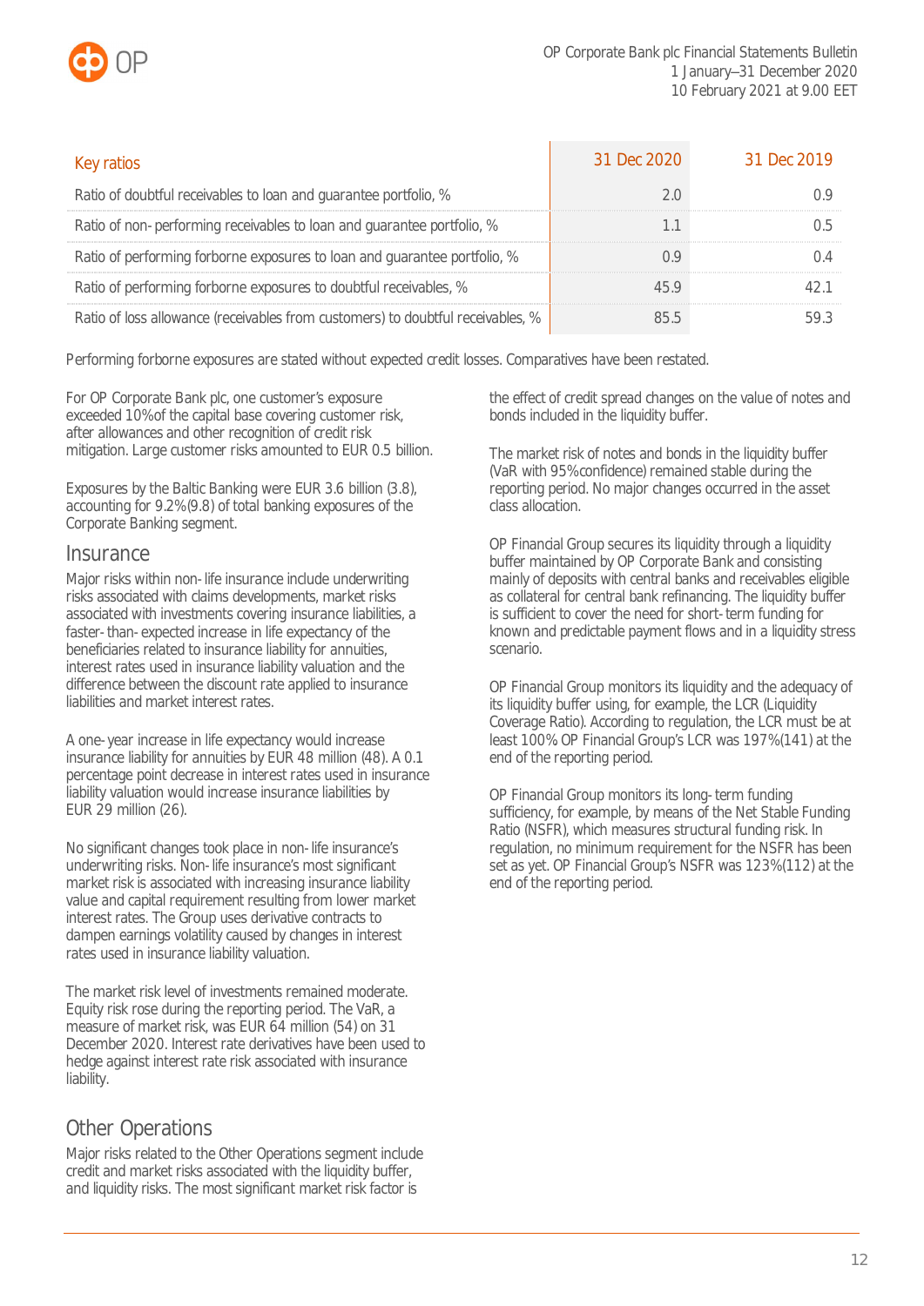| Key ratios | 31 Dec 2020 | 31 Dec 2019 |
|---|---|---|
| Ratio of doubtful receivables to loan and guarantee portfolio, % | 2.0 | 0.9 |
| Ratio of non-performing receivables to loan and guarantee portfolio, % | 1.1 | 0.5 |
| Ratio of performing forborne exposures to loan and guarantee portfolio, % | 0.9 | 0.4 |
| Ratio of performing forborne exposures to doubtful receivables, % | 45.9 | 42.1 |
| Ratio of loss allowance (receivables from customers) to doubtful receivables, % | 85.5 | 59.3 |

Performing forborne exposures are stated without expected credit losses. Comparatives have been restated.

For OP Corporate Bank plc, one customer's exposure exceeded 10% of the capital base covering customer risk, after allowances and other recognition of credit risk mitigation. Large customer risks amounted to EUR 0.5 billion.

Exposures by the Baltic Banking were EUR 3.6 billion (3.8), accounting for 9.2% (9.8) of total banking exposures of the Corporate Banking segment.

## Insurance

Major risks within non-life insurance include underwriting risks associated with claims developments, market risks associated with investments covering insurance liabilities, a faster-than-expected increase in life expectancy of the beneficiaries related to insurance liability for annuities, interest rates used in insurance liability valuation and the difference between the discount rate applied to insurance liabilities and market interest rates.

A one-year increase in life expectancy would increase insurance liability for annuities by EUR 48 million (48). A 0.1 percentage point decrease in interest rates used in insurance liability valuation would increase insurance liabilities by EUR 29 million (26).

No significant changes took place in non-life insurance's underwriting risks. Non-life insurance's most significant market risk is associated with increasing insurance liability value and capital requirement resulting from lower market interest rates. The Group uses derivative contracts to dampen earnings volatility caused by changes in interest rates used in insurance liability valuation.

The market risk level of investments remained moderate. Equity risk rose during the reporting period. The VaR, a measure of market risk, was EUR 64 million (54) on 31 December 2020. Interest rate derivatives have been used to hedge against interest rate risk associated with insurance liability.

## Other Operations

Major risks related to the Other Operations segment include credit and market risks associated with the liquidity buffer, and liquidity risks. The most significant market risk factor is the effect of credit spread changes on the value of notes and bonds included in the liquidity buffer.

The market risk of notes and bonds in the liquidity buffer (VaR with 95% confidence) remained stable during the reporting period. No major changes occurred in the asset class allocation.

OP Financial Group secures its liquidity through a liquidity buffer maintained by OP Corporate Bank and consisting mainly of deposits with central banks and receivables eligible as collateral for central bank refinancing. The liquidity buffer is sufficient to cover the need for short-term funding for known and predictable payment flows and in a liquidity stress scenario.

OP Financial Group monitors its liquidity and the adequacy of its liquidity buffer using, for example, the LCR (Liquidity Coverage Ratio). According to regulation, the LCR must be at least 100%. OP Financial Group's LCR was 197% (141) at the end of the reporting period.

OP Financial Group monitors its long-term funding sufficiency, for example, by means of the Net Stable Funding Ratio (NSFR), which measures structural funding risk. In regulation, no minimum requirement for the NSFR has been set as yet. OP Financial Group's NSFR was 123% (112) at the end of the reporting period.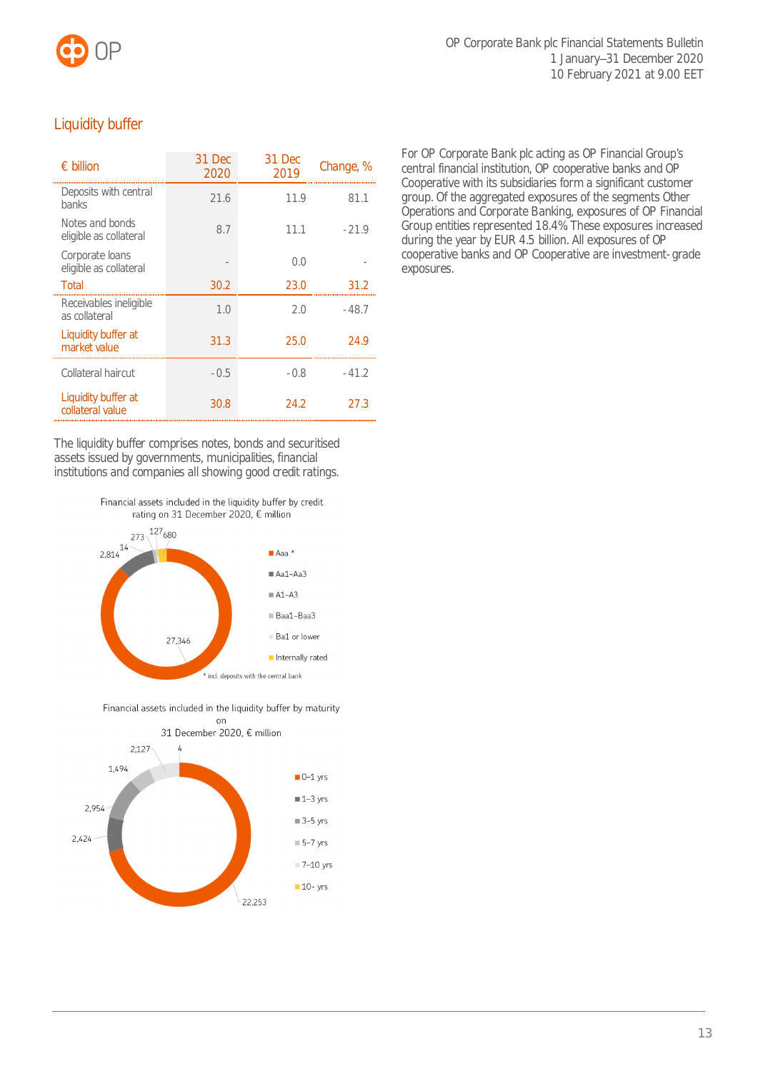## Liquidity buffer

| € billion | 31 Dec 2020 | 31 Dec 2019 | Change, % |
|---|---|---|---|
| Deposits with central banks | 21.6 | 11.9 | 81.1 |
| Notes and bonds eligible as collateral | 8.7 | 11.1 | -21.9 |
| Corporate loans eligible as collateral | - | 0.0 | - |
| Total | 30.2 | 23.0 | 31.2 |
| Receivables ineligible as collateral | 1.0 | 2.0 | -48.7 |
| Liquidity buffer at market value | 31.3 | 25.0 | 24.9 |
| Collateral haircut | -0.5 | -0.8 | -41.2 |
| Liquidity buffer at collateral value | 30.8 | 24.2 | 27.3 |

The liquidity buffer comprises notes, bonds and securitised assets issued by governments, municipalities, financial institutions and companies all showing good credit ratings.

Financial assets included in the liquidity buffer by credit rating on 31 December 2020, € million

- Aaa *: 27,346
- Aa1–Aa3: 2,814
- A1–A3: 14
- Baa1–Baa3: 273
- Ba1 or lower: 127
- Internally rated: 680

\* incl. deposits with the central bank

Financial assets included in the liquidity buffer by maturity on 31 December 2020, € million

- 0–1 yrs: 22,253
- 1–3 yrs: 2,424
- 3–5 yrs: 2,954
- 5–7 yrs: 1,494
- 7–10 yrs: 2,127
- 10- yrs: 4

For OP Corporate Bank plc acting as OP Financial Group's central financial institution, OP cooperative banks and OP Cooperative with its subsidiaries form a significant customer group. Of the aggregated exposures of the segments Other Operations and Corporate Banking, exposures of OP Financial Group entities represented 18.4% These exposures increased during the year by EUR 4.5 billion. All exposures of OP cooperative banks and OP Cooperative are investment-grade exposures.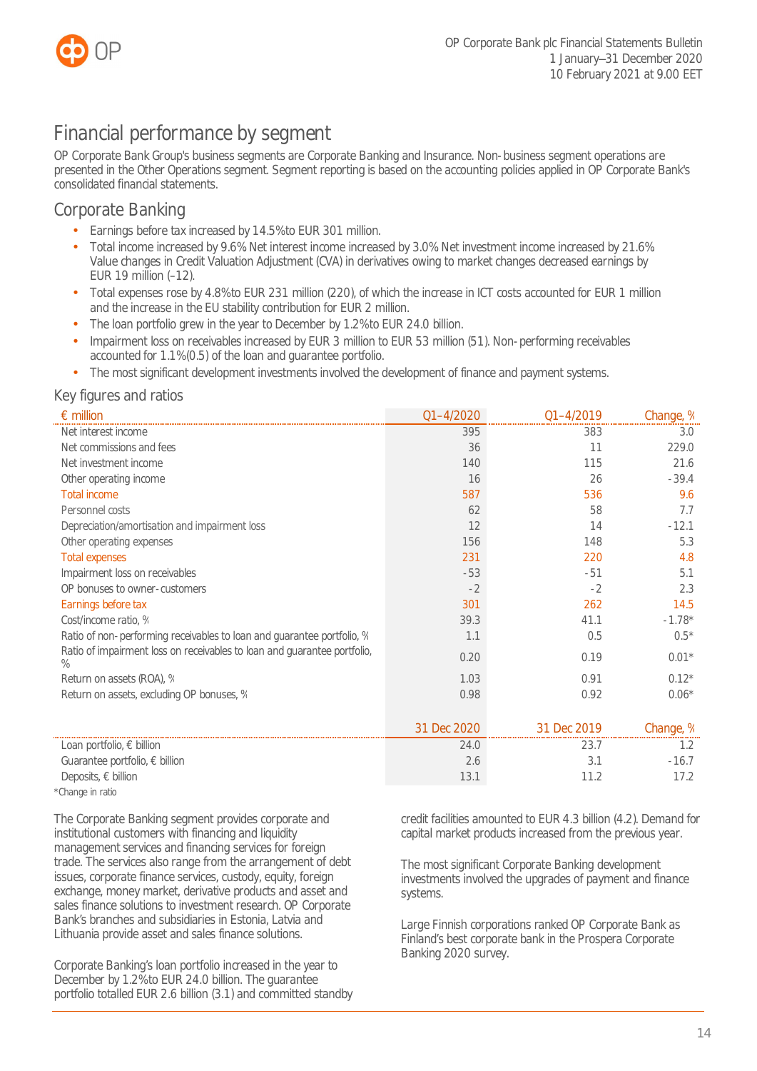# Financial performance by segment

OP Corporate Bank Group's business segments are Corporate Banking and Insurance. Non-business segment operations are presented in the Other Operations segment. Segment reporting is based on the accounting policies applied in OP Corporate Bank's consolidated financial statements.

## Corporate Banking

- Earnings before tax increased by 14.5% to EUR 301 million.
- Total income increased by 9.6%. Net interest income increased by 3.0%. Net investment income increased by 21.6%. Value changes in Credit Valuation Adjustment (CVA) in derivatives owing to market changes decreased earnings by EUR 19 million (–12).
- Total expenses rose by 4.8% to EUR 231 million (220), of which the increase in ICT costs accounted for EUR 1 million and the increase in the EU stability contribution for EUR 2 million.
- The loan portfolio grew in the year to December by 1.2% to EUR 24.0 billion.
- Impairment loss on receivables increased by EUR 3 million to EUR 53 million (51). Non-performing receivables accounted for 1.1% (0.5) of the loan and guarantee portfolio.
- The most significant development investments involved the development of finance and payment systems.

### Key figures and ratios

| € million | Q1–4/2020 | Q1–4/2019 | Change, % |
|---|---|---|---|
| Net interest income | 395 | 383 | 3.0 |
| Net commissions and fees | 36 | 11 | 229.0 |
| Net investment income | 140 | 115 | 21.6 |
| Other operating income | 16 | 26 | -39.4 |
| Total income | 587 | 536 | 9.6 |
| Personnel costs | 62 | 58 | 7.7 |
| Depreciation/amortisation and impairment loss | 12 | 14 | -12.1 |
| Other operating expenses | 156 | 148 | 5.3 |
| Total expenses | 231 | 220 | 4.8 |
| Impairment loss on receivables | -53 | -51 | 5.1 |
| OP bonuses to owner-customers | -2 | -2 | 2.3 |
| Earnings before tax | 301 | 262 | 14.5 |
| Cost/income ratio, % | 39.3 | 41.1 | -1.78* |
| Ratio of non-performing receivables to loan and guarantee portfolio, % | 1.1 | 0.5 | 0.5* |
| Ratio of impairment loss on receivables to loan and guarantee portfolio, % | 0.20 | 0.19 | 0.01* |
| Return on assets (ROA), % | 1.03 | 0.91 | 0.12* |
| Return on assets, excluding OP bonuses, % | 0.98 | 0.92 | 0.06* |
| | **31 Dec 2020** | **31 Dec 2019** | **Change, %** |
| Loan portfolio, € billion | 24.0 | 23.7 | 1.2 |
| Guarantee portfolio, € billion | 2.6 | 3.1 | -16.7 |
| Deposits, € billion | 13.1 | 11.2 | 17.2 |

*Change in ratio

The Corporate Banking segment provides corporate and institutional customers with financing and liquidity management services and financing services for foreign trade. The services also range from the arrangement of debt issues, corporate finance services, custody, equity, foreign exchange, money market, derivative products and asset and sales finance solutions to investment research. OP Corporate Bank's branches and subsidiaries in Estonia, Latvia and Lithuania provide asset and sales finance solutions.

Corporate Banking's loan portfolio increased in the year to December by 1.2% to EUR 24.0 billion. The guarantee portfolio totalled EUR 2.6 billion (3.1) and committed standby credit facilities amounted to EUR 4.3 billion (4.2). Demand for capital market products increased from the previous year.

The most significant Corporate Banking development investments involved the upgrades of payment and finance systems.

Large Finnish corporations ranked OP Corporate Bank as Finland's best corporate bank in the Prospera Corporate Banking 2020 survey.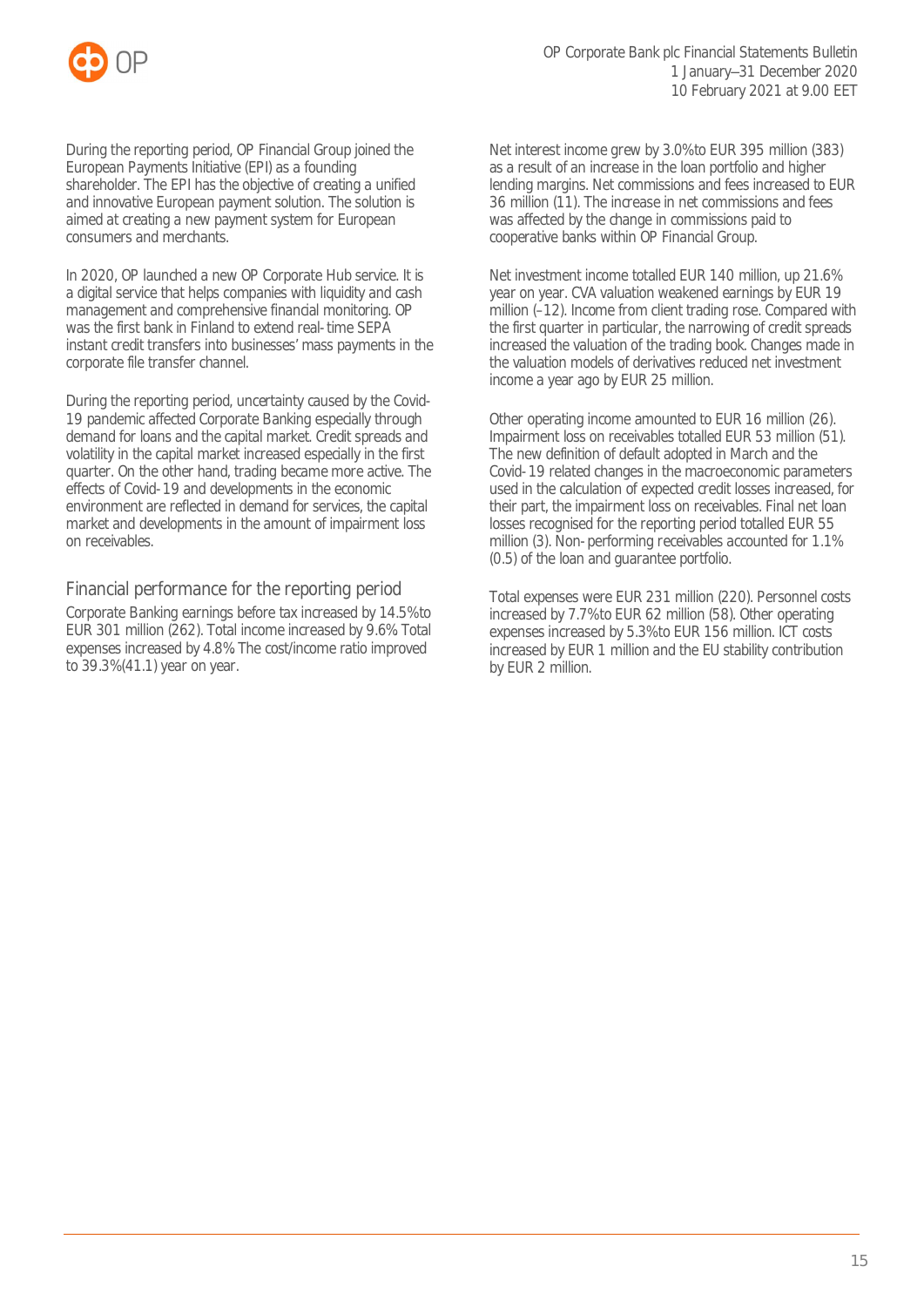During the reporting period, OP Financial Group joined the European Payments Initiative (EPI) as a founding shareholder. The EPI has the objective of creating a unified and innovative European payment solution. The solution is aimed at creating a new payment system for European consumers and merchants.

In 2020, OP launched a new OP Corporate Hub service. It is a digital service that helps companies with liquidity and cash management and comprehensive financial monitoring. OP was the first bank in Finland to extend real-time SEPA instant credit transfers into businesses' mass payments in the corporate file transfer channel.

During the reporting period, uncertainty caused by the Covid-19 pandemic affected Corporate Banking especially through demand for loans and the capital market. Credit spreads and volatility in the capital market increased especially in the first quarter. On the other hand, trading became more active. The effects of Covid-19 and developments in the economic environment are reflected in demand for services, the capital market and developments in the amount of impairment loss on receivables.

## Financial performance for the reporting period

Corporate Banking earnings before tax increased by 14.5% to EUR 301 million (262). Total income increased by 9.6% Total expenses increased by 4.8% The cost/income ratio improved to 39.3% (41.1) year on year.

Net interest income grew by 3.0% to EUR 395 million (383) as a result of an increase in the loan portfolio and higher lending margins. Net commissions and fees increased to EUR 36 million (11). The increase in net commissions and fees was affected by the change in commissions paid to cooperative banks within OP Financial Group.

Net investment income totalled EUR 140 million, up 21.6% year on year. CVA valuation weakened earnings by EUR 19 million (–12). Income from client trading rose. Compared with the first quarter in particular, the narrowing of credit spreads increased the valuation of the trading book. Changes made in the valuation models of derivatives reduced net investment income a year ago by EUR 25 million.

Other operating income amounted to EUR 16 million (26). Impairment loss on receivables totalled EUR 53 million (51). The new definition of default adopted in March and the Covid-19 related changes in the macroeconomic parameters used in the calculation of expected credit losses increased, for their part, the impairment loss on receivables. Final net loan losses recognised for the reporting period totalled EUR 55 million (3). Non-performing receivables accounted for 1.1% (0.5) of the loan and guarantee portfolio.

Total expenses were EUR 231 million (220). Personnel costs increased by 7.7% to EUR 62 million (58). Other operating expenses increased by 5.3% to EUR 156 million. ICT costs increased by EUR 1 million and the EU stability contribution by EUR 2 million.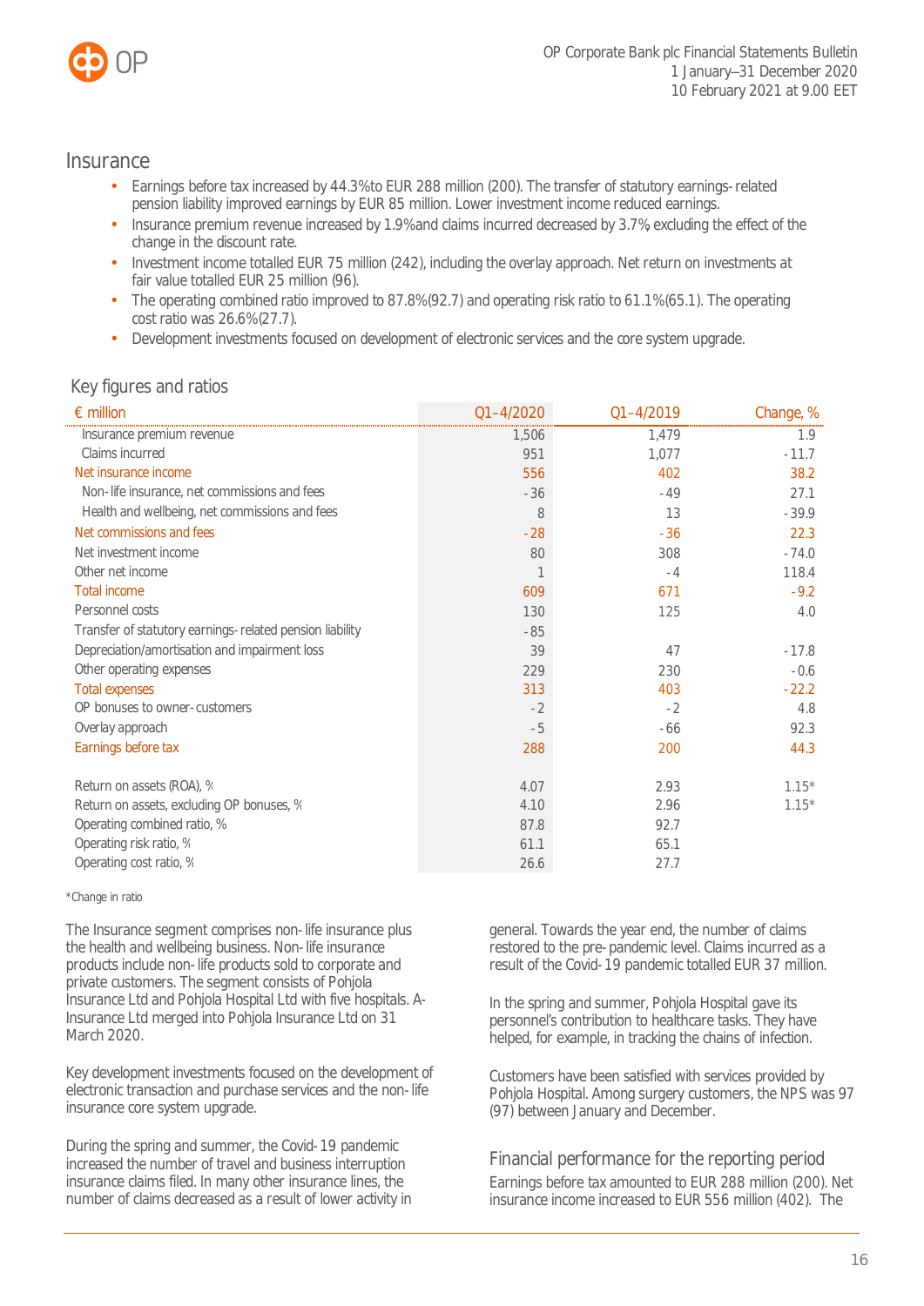## Insurance

- Earnings before tax increased by 44.3% to EUR 288 million (200). The transfer of statutory earnings-related pension liability improved earnings by EUR 85 million. Lower investment income reduced earnings.
- Insurance premium revenue increased by 1.9% and claims incurred decreased by 3.7% excluding the effect of the change in the discount rate.
- Investment income totalled EUR 75 million (242), including the overlay approach. Net return on investments at fair value totalled EUR 25 million (96).
- The operating combined ratio improved to 87.8% (92.7) and operating risk ratio to 61.1% (65.1). The operating cost ratio was 26.6% (27.7).
- Development investments focused on development of electronic services and the core system upgrade.

### Key figures and ratios

| € million | Q1–4/2020 | Q1–4/2019 | Change, % |
|---|---|---|---|
| Insurance premium revenue | 1,506 | 1,479 | 1.9 |
| Claims incurred | 951 | 1,077 | -11.7 |
| Net insurance income | 556 | 402 | 38.2 |
| Non-life insurance, net commissions and fees | -36 | -49 | 27.1 |
| Health and wellbeing, net commissions and fees | 8 | 13 | -39.9 |
| Net commissions and fees | -28 | -36 | 22.3 |
| Net investment income | 80 | 308 | -74.0 |
| Other net income | 1 | -4 | 118.4 |
| Total income | 609 | 671 | -9.2 |
| Personnel costs | 130 | 125 | 4.0 |
| Transfer of statutory earnings-related pension liability | -85 | | |
| Depreciation/amortisation and impairment loss | 39 | 47 | -17.8 |
| Other operating expenses | 229 | 230 | -0.6 |
| Total expenses | 313 | 403 | -22.2 |
| OP bonuses to owner-customers | -2 | -2 | 4.8 |
| Overlay approach | -5 | -66 | 92.3 |
| Earnings before tax | 288 | 200 | 44.3 |
| | | | |
| Return on assets (ROA), % | 4.07 | 2.93 | 1.15* |
| Return on assets, excluding OP bonuses, % | 4.10 | 2.96 | 1.15* |
| Operating combined ratio, % | 87.8 | 92.7 | |
| Operating risk ratio, % | 61.1 | 65.1 | |
| Operating cost ratio, % | 26.6 | 27.7 | |

*Change in ratio

The Insurance segment comprises non-life insurance plus the health and wellbeing business. Non-life insurance products include non-life products sold to corporate and private customers. The segment consists of Pohjola Insurance Ltd and Pohjola Hospital Ltd with five hospitals. A-Insurance Ltd merged into Pohjola Insurance Ltd on 31 March 2020.

Key development investments focused on the development of electronic transaction and purchase services and the non-life insurance core system upgrade.

During the spring and summer, the Covid-19 pandemic increased the number of travel and business interruption insurance claims filed. In many other insurance lines, the number of claims decreased as a result of lower activity in general. Towards the year end, the number of claims restored to the pre-pandemic level. Claims incurred as a result of the Covid-19 pandemic totalled EUR 37 million.

In the spring and summer, Pohjola Hospital gave its personnel's contribution to healthcare tasks. They have helped, for example, in tracking the chains of infection.

Customers have been satisfied with services provided by Pohjola Hospital. Among surgery customers, the NPS was 97 (97) between January and December.

### Financial performance for the reporting period

Earnings before tax amounted to EUR 288 million (200). Net insurance income increased to EUR 556 million (402). The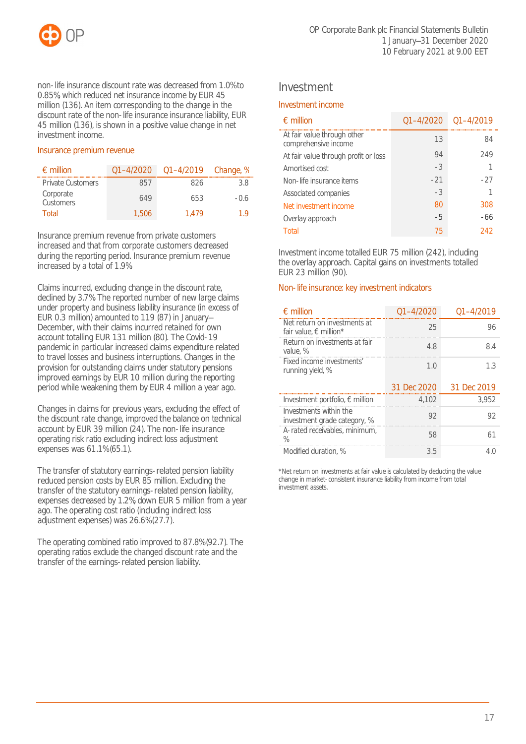non-life insurance discount rate was decreased from 1.0% to 0.85%, which reduced net insurance income by EUR 45 million (136). An item corresponding to the change in the discount rate of the non-life insurance insurance liability, EUR 45 million (136), is shown in a positive value change in net investment income.

### Insurance premium revenue

| € million | Q1–4/2020 | Q1–4/2019 | Change, % |
|---|---|---|---|
| Private Customers | 857 | 826 | 3.8 |
| Corporate Customers | 649 | 653 | -0.6 |
| Total | 1,506 | 1,479 | 1.9 |

Insurance premium revenue from private customers increased and that from corporate customers decreased during the reporting period. Insurance premium revenue increased by a total of 1.9%.

Claims incurred, excluding change in the discount rate, declined by 3.7%. The reported number of new large claims under property and business liability insurance (in excess of EUR 0.3 million) amounted to 119 (87) in January–December, with their claims incurred retained for own account totalling EUR 131 million (80). The Covid-19 pandemic in particular increased claims expenditure related to travel losses and business interruptions. Changes in the provision for outstanding claims under statutory pensions improved earnings by EUR 10 million during the reporting period while weakening them by EUR 4 million a year ago.

Changes in claims for previous years, excluding the effect of the discount rate change, improved the balance on technical account by EUR 39 million (24). The non-life insurance operating risk ratio excluding indirect loss adjustment expenses was 61.1% (65.1).

The transfer of statutory earnings-related pension liability reduced pension costs by EUR 85 million. Excluding the transfer of the statutory earnings-related pension liability, expenses decreased by 1.2%, down EUR 5 million from a year ago. The operating cost ratio (including indirect loss adjustment expenses) was 26.6% (27.7).

The operating combined ratio improved to 87.8% (92.7). The operating ratios exclude the changed discount rate and the transfer of the earnings-related pension liability.

## Investment

### Investment income

| € million | Q1–4/2020 | Q1–4/2019 |
|---|---|---|
| At fair value through other comprehensive income | 13 | 84 |
| At fair value through profit or loss | 94 | 249 |
| Amortised cost | -3 | 1 |
| Non-life insurance items | -21 | -27 |
| Associated companies | -3 | 1 |
| Net investment income | 80 | 308 |
| Overlay approach | -5 | -66 |
| Total | 75 | 242 |

Investment income totalled EUR 75 million (242), including the overlay approach. Capital gains on investments totalled EUR 23 million (90).

### Non-life insurance: key investment indicators

| € million | Q1–4/2020 | Q1–4/2019 |
|---|---|---|
| Net return on investments at fair value, € million* | 25 | 96 |
| Return on investments at fair value, % | 4.8 | 8.4 |
| Fixed income investments' running yield, % | 1.0 | 1.3 |
| | **31 Dec 2020** | **31 Dec 2019** |
| Investment portfolio, € million | 4,102 | 3,952 |
| Investments within the investment grade category, % | 92 | 92 |
| A-rated receivables, minimum, % | 58 | 61 |
| Modified duration, % | 3.5 | 4.0 |

*Net return on investments at fair value is calculated by deducting the value change in market-consistent insurance liability from income from total investment assets.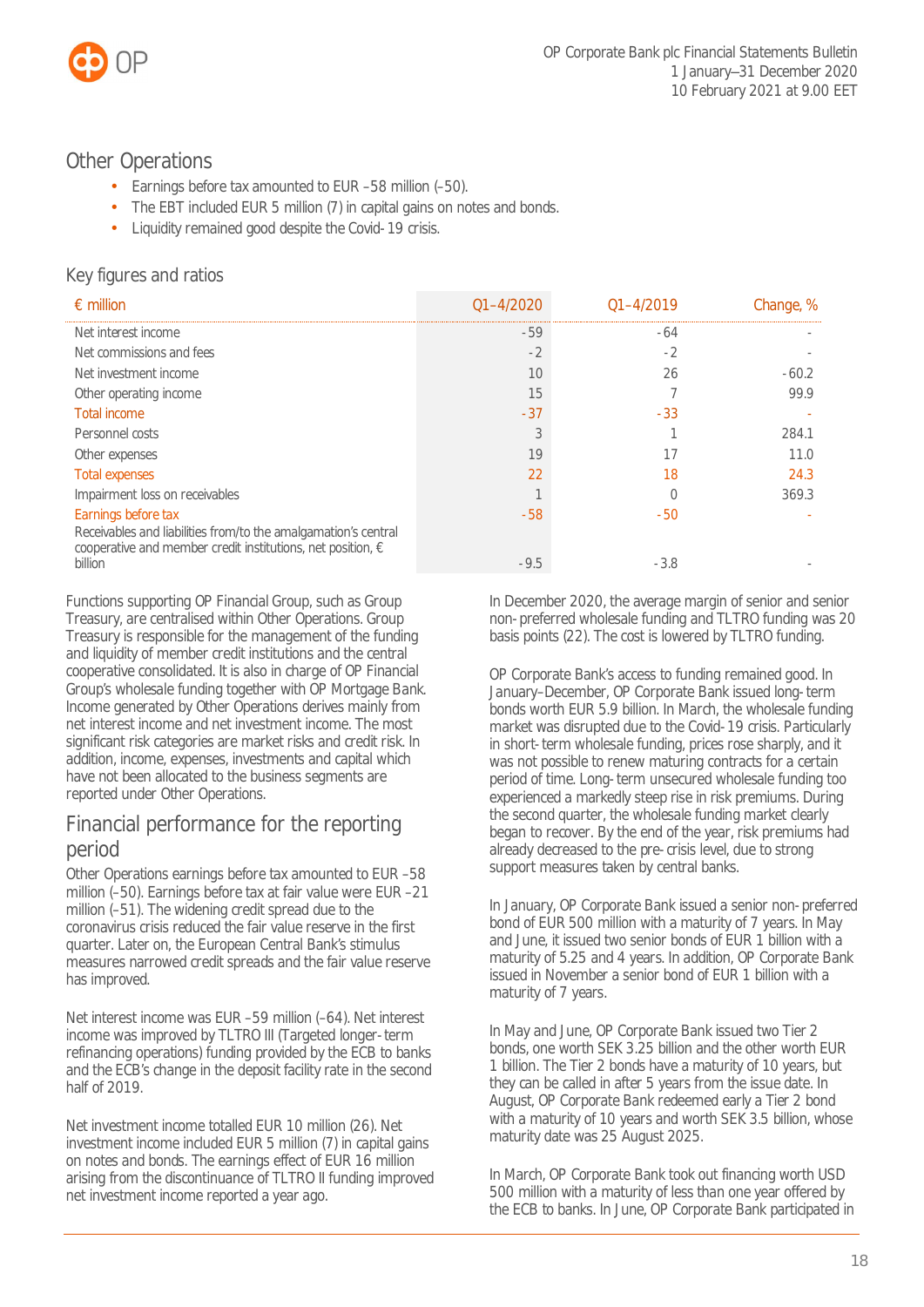## Other Operations

- Earnings before tax amounted to EUR –58 million (–50).
- The EBT included EUR 5 million (7) in capital gains on notes and bonds.
- Liquidity remained good despite the Covid-19 crisis.

### Key figures and ratios

| € million | Q1–4/2020 | Q1–4/2019 | Change, % |
|---|---|---|---|
| Net interest income | -59 | -64 | - |
| Net commissions and fees | -2 | -2 | - |
| Net investment income | 10 | 26 | -60.2 |
| Other operating income | 15 | 7 | 99.9 |
| Total income | -37 | -33 | - |
| Personnel costs | 3 | 1 | 284.1 |
| Other expenses | 19 | 17 | 11.0 |
| Total expenses | 22 | 18 | 24.3 |
| Impairment loss on receivables | 1 | 0 | 369.3 |
| Earnings before tax | -58 | -50 | - |
| Receivables and liabilities from/to the amalgamation's central cooperative and member credit institutions, net position, € billion | -9.5 | -3.8 | - |

Functions supporting OP Financial Group, such as Group Treasury, are centralised within Other Operations. Group Treasury is responsible for the management of the funding and liquidity of member credit institutions and the central cooperative consolidated. It is also in charge of OP Financial Group's wholesale funding together with OP Mortgage Bank. Income generated by Other Operations derives mainly from net interest income and net investment income. The most significant risk categories are market risks and credit risk. In addition, income, expenses, investments and capital which have not been allocated to the business segments are reported under Other Operations.

## Financial performance for the reporting period

Other Operations earnings before tax amounted to EUR –58 million (–50). Earnings before tax at fair value were EUR –21 million (–51). The widening credit spread due to the coronavirus crisis reduced the fair value reserve in the first quarter. Later on, the European Central Bank's stimulus measures narrowed credit spreads and the fair value reserve has improved.

Net interest income was EUR –59 million (–64). Net interest income was improved by TLTRO III (Targeted longer-term refinancing operations) funding provided by the ECB to banks and the ECB's change in the deposit facility rate in the second half of 2019.

Net investment income totalled EUR 10 million (26). Net investment income included EUR 5 million (7) in capital gains on notes and bonds. The earnings effect of EUR 16 million arising from the discontinuance of TLTRO II funding improved net investment income reported a year ago.

In December 2020, the average margin of senior and senior non-preferred wholesale funding and TLTRO funding was 20 basis points (22). The cost is lowered by TLTRO funding.

OP Corporate Bank's access to funding remained good. In January–December, OP Corporate Bank issued long-term bonds worth EUR 5.9 billion. In March, the wholesale funding market was disrupted due to the Covid-19 crisis. Particularly in short-term wholesale funding, prices rose sharply, and it was not possible to renew maturing contracts for a certain period of time. Long-term unsecured wholesale funding too experienced a markedly steep rise in risk premiums. During the second quarter, the wholesale funding market clearly began to recover. By the end of the year, risk premiums had already decreased to the pre-crisis level, due to strong support measures taken by central banks.

In January, OP Corporate Bank issued a senior non-preferred bond of EUR 500 million with a maturity of 7 years. In May and June, it issued two senior bonds of EUR 1 billion with a maturity of 5.25 and 4 years. In addition, OP Corporate Bank issued in November a senior bond of EUR 1 billion with a maturity of 7 years.

In May and June, OP Corporate Bank issued two Tier 2 bonds, one worth SEK 3.25 billion and the other worth EUR 1 billion. The Tier 2 bonds have a maturity of 10 years, but they can be called in after 5 years from the issue date. In August, OP Corporate Bank redeemed early a Tier 2 bond with a maturity of 10 years and worth SEK 3.5 billion, whose maturity date was 25 August 2025.

In March, OP Corporate Bank took out financing worth USD 500 million with a maturity of less than one year offered by the ECB to banks. In June, OP Corporate Bank participated in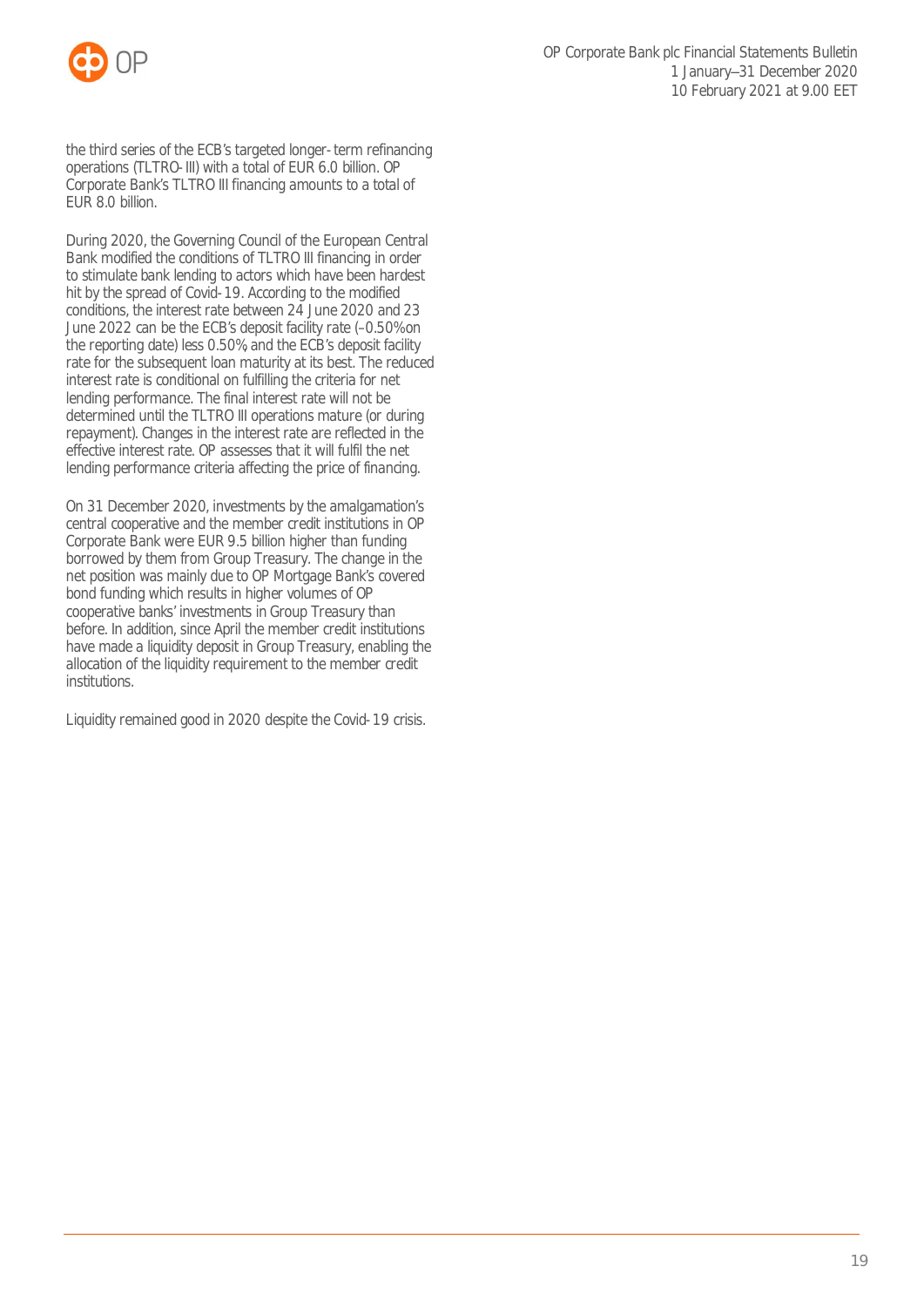the third series of the ECB's targeted longer-term refinancing operations (TLTRO-III) with a total of EUR 6.0 billion. OP Corporate Bank's TLTRO III financing amounts to a total of EUR 8.0 billion.

During 2020, the Governing Council of the European Central Bank modified the conditions of TLTRO III financing in order to stimulate bank lending to actors which have been hardest hit by the spread of Covid-19. According to the modified conditions, the interest rate between 24 June 2020 and 23 June 2022 can be the ECB's deposit facility rate (–0.50% on the reporting date) less 0.50% and the ECB's deposit facility rate for the subsequent loan maturity at its best. The reduced interest rate is conditional on fulfilling the criteria for net lending performance. The final interest rate will not be determined until the TLTRO III operations mature (or during repayment). Changes in the interest rate are reflected in the effective interest rate. OP assesses that it will fulfil the net lending performance criteria affecting the price of financing.

On 31 December 2020, investments by the amalgamation's central cooperative and the member credit institutions in OP Corporate Bank were EUR 9.5 billion higher than funding borrowed by them from Group Treasury. The change in the net position was mainly due to OP Mortgage Bank's covered bond funding which results in higher volumes of OP cooperative banks' investments in Group Treasury than before. In addition, since April the member credit institutions have made a liquidity deposit in Group Treasury, enabling the allocation of the liquidity requirement to the member credit institutions.

Liquidity remained good in 2020 despite the Covid-19 crisis.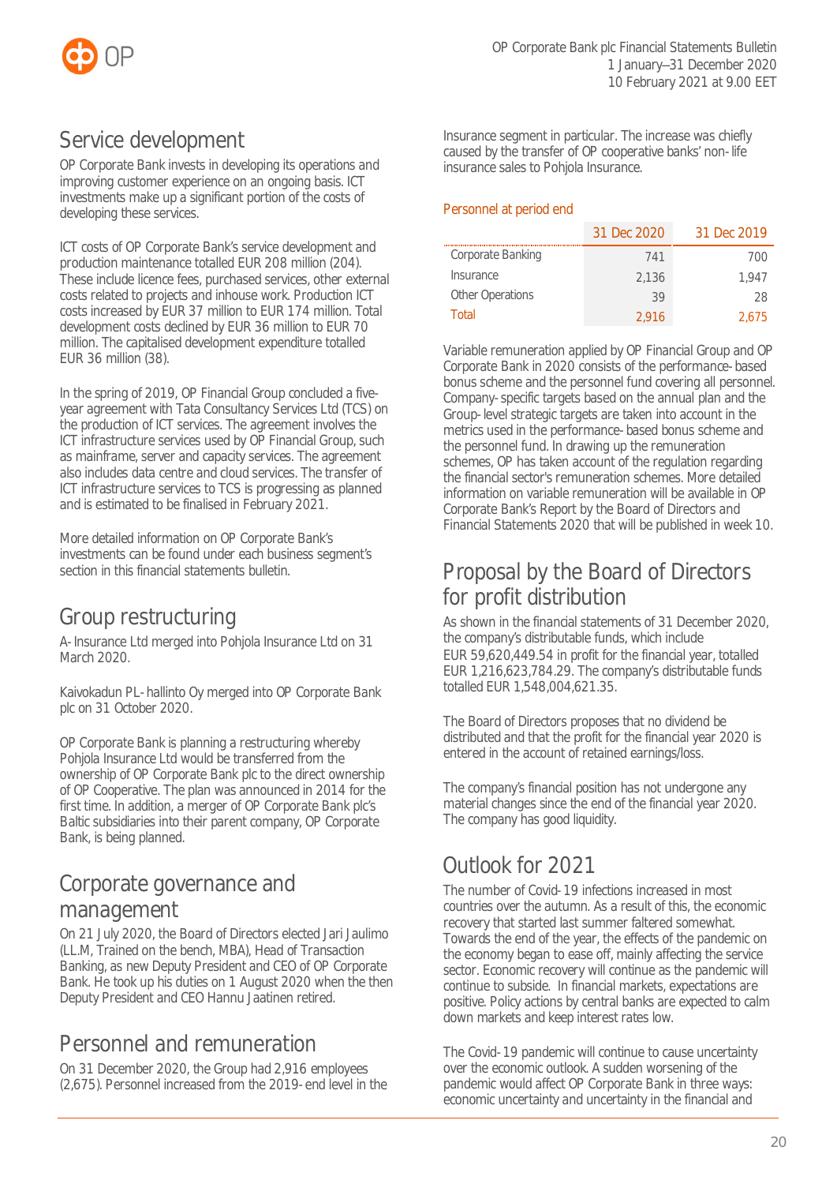## Service development

OP Corporate Bank invests in developing its operations and improving customer experience on an ongoing basis. ICT investments make up a significant portion of the costs of developing these services.

ICT costs of OP Corporate Bank's service development and production maintenance totalled EUR 208 million (204). These include licence fees, purchased services, other external costs related to projects and inhouse work. Production ICT costs increased by EUR 37 million to EUR 174 million. Total development costs declined by EUR 36 million to EUR 70 million. The capitalised development expenditure totalled EUR 36 million (38).

In the spring of 2019, OP Financial Group concluded a five-year agreement with Tata Consultancy Services Ltd (TCS) on the production of ICT services. The agreement involves the ICT infrastructure services used by OP Financial Group, such as mainframe, server and capacity services. The agreement also includes data centre and cloud services. The transfer of ICT infrastructure services to TCS is progressing as planned and is estimated to be finalised in February 2021.

More detailed information on OP Corporate Bank's investments can be found under each business segment's section in this financial statements bulletin.

## Group restructuring

A-Insurance Ltd merged into Pohjola Insurance Ltd on 31 March 2020.

Kaivokadun PL-hallinto Oy merged into OP Corporate Bank plc on 31 October 2020.

OP Corporate Bank is planning a restructuring whereby Pohjola Insurance Ltd would be transferred from the ownership of OP Corporate Bank plc to the direct ownership of OP Cooperative. The plan was announced in 2014 for the first time. In addition, a merger of OP Corporate Bank plc's Baltic subsidiaries into their parent company, OP Corporate Bank, is being planned.

## Corporate governance and management

On 21 July 2020, the Board of Directors elected Jari Jaulimo (LL.M, Trained on the bench, MBA), Head of Transaction Banking, as new Deputy President and CEO of OP Corporate Bank. He took up his duties on 1 August 2020 when the then Deputy President and CEO Hannu Jaatinen retired.

## Personnel and remuneration

On 31 December 2020, the Group had 2,916 employees (2,675). Personnel increased from the 2019-end level in the Insurance segment in particular. The increase was chiefly caused by the transfer of OP cooperative banks' non-life insurance sales to Pohjola Insurance.

Personnel at period end

| | 31 Dec 2020 | 31 Dec 2019 |
|---|---|---|
| Corporate Banking | 741 | 700 |
| Insurance | 2,136 | 1,947 |
| Other Operations | 39 | 28 |
| Total | 2,916 | 2,675 |

Variable remuneration applied by OP Financial Group and OP Corporate Bank in 2020 consists of the performance-based bonus scheme and the personnel fund covering all personnel. Company-specific targets based on the annual plan and the Group-level strategic targets are taken into account in the metrics used in the performance-based bonus scheme and the personnel fund. In drawing up the remuneration schemes, OP has taken account of the regulation regarding the financial sector's remuneration schemes. More detailed information on variable remuneration will be available in OP Corporate Bank's Report by the Board of Directors and Financial Statements 2020 that will be published in week 10.

## Proposal by the Board of Directors for profit distribution

As shown in the financial statements of 31 December 2020, the company's distributable funds, which include EUR 59,620,449.54 in profit for the financial year, totalled EUR 1,216,623,784.29. The company's distributable funds totalled EUR 1,548,004,621.35.

The Board of Directors proposes that no dividend be distributed and that the profit for the financial year 2020 is entered in the account of retained earnings/loss.

The company's financial position has not undergone any material changes since the end of the financial year 2020. The company has good liquidity.

## Outlook for 2021

The number of Covid-19 infections increased in most countries over the autumn. As a result of this, the economic recovery that started last summer faltered somewhat. Towards the end of the year, the effects of the pandemic on the economy began to ease off, mainly affecting the service sector. Economic recovery will continue as the pandemic will continue to subside. In financial markets, expectations are positive. Policy actions by central banks are expected to calm down markets and keep interest rates low.

The Covid-19 pandemic will continue to cause uncertainty over the economic outlook. A sudden worsening of the pandemic would affect OP Corporate Bank in three ways: economic uncertainty and uncertainty in the financial and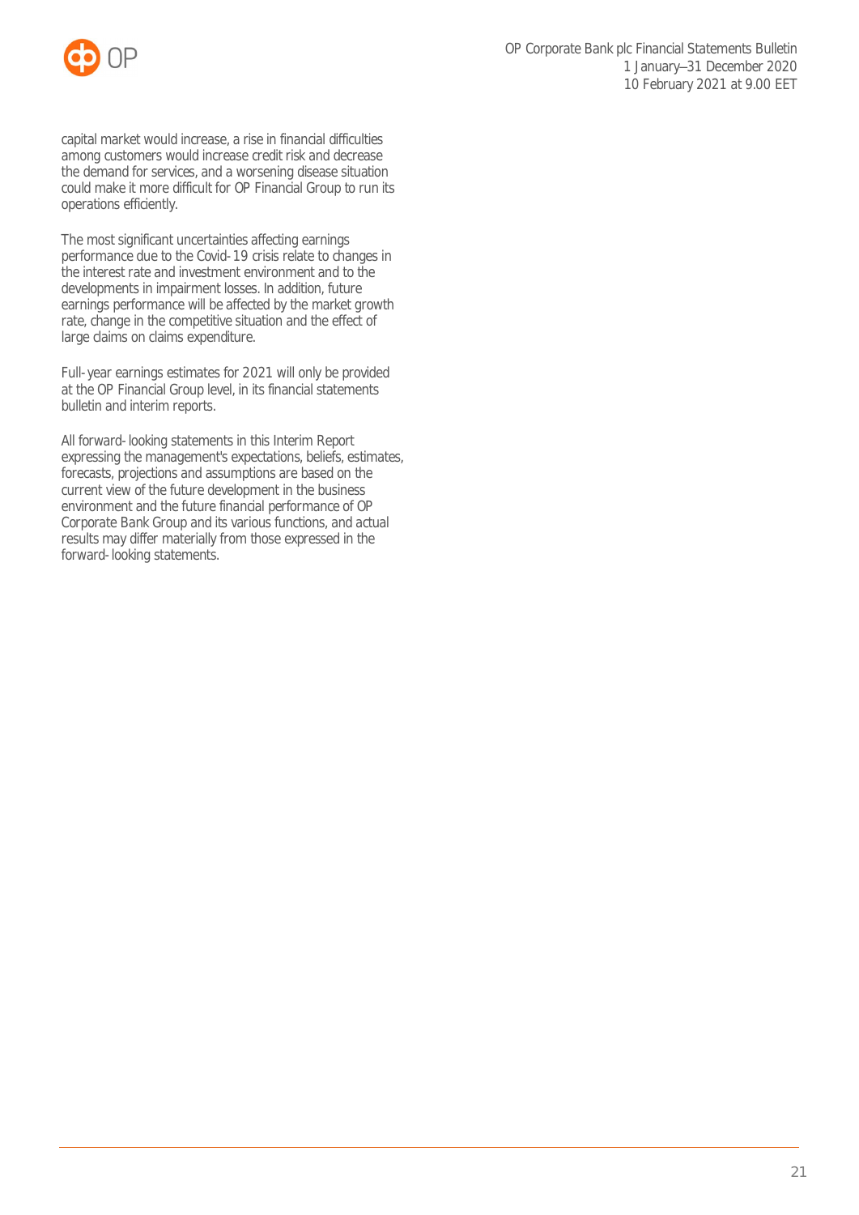capital market would increase, a rise in financial difficulties among customers would increase credit risk and decrease the demand for services, and a worsening disease situation could make it more difficult for OP Financial Group to run its operations efficiently.

The most significant uncertainties affecting earnings performance due to the Covid-19 crisis relate to changes in the interest rate and investment environment and to the developments in impairment losses. In addition, future earnings performance will be affected by the market growth rate, change in the competitive situation and the effect of large claims on claims expenditure.

Full-year earnings estimates for 2021 will only be provided at the OP Financial Group level, in its financial statements bulletin and interim reports.

All forward-looking statements in this Interim Report expressing the management's expectations, beliefs, estimates, forecasts, projections and assumptions are based on the current view of the future development in the business environment and the future financial performance of OP Corporate Bank Group and its various functions, and actual results may differ materially from those expressed in the forward-looking statements.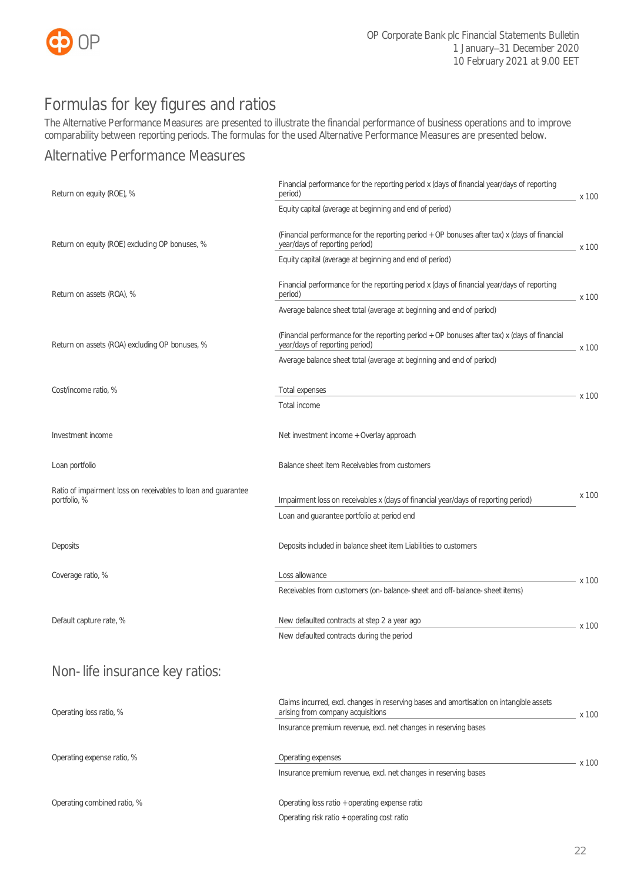# Formulas for key figures and ratios

The Alternative Performance Measures are presented to illustrate the financial performance of business operations and to improve comparability between reporting periods. The formulas for the used Alternative Performance Measures are presented below.

## Alternative Performance Measures

| Key figure | Formula | |
|---|---|---|
| Return on equity (ROE), % | Financial performance for the reporting period x (days of financial year/days of reporting period) / Equity capital (average at beginning and end of period) | x 100 |
| Return on equity (ROE) excluding OP bonuses, % | (Financial performance for the reporting period + OP bonuses after tax) x (days of financial year/days of reporting period) / Equity capital (average at beginning and end of period) | x 100 |
| Return on assets (ROA), % | Financial performance for the reporting period x (days of financial year/days of reporting period) / Average balance sheet total (average at beginning and end of period) | x 100 |
| Return on assets (ROA) excluding OP bonuses, % | (Financial performance for the reporting period + OP bonuses after tax) x (days of financial year/days of reporting period) / Average balance sheet total (average at beginning and end of period) | x 100 |
| Cost/income ratio, % | Total expenses / Total income | x 100 |
| Investment income | Net investment income + Overlay approach | |
| Loan portfolio | Balance sheet item Receivables from customers | |
| Ratio of impairment loss on receivables to loan and guarantee portfolio, % | Impairment loss on receivables x (days of financial year/days of reporting period) / Loan and guarantee portfolio at period end | x 100 |
| Deposits | Deposits included in balance sheet item Liabilities to customers | |
| Coverage ratio, % | Loss allowance / Receivables from customers (on-balance-sheet and off-balance-sheet items) | x 100 |
| Default capture rate, % | New defaulted contracts at step 2 a year ago / New defaulted contracts during the period | x 100 |

## Non-life insurance key ratios:

| Key figure | Formula | |
|---|---|---|
| Operating loss ratio, % | Claims incurred, excl. changes in reserving bases and amortisation on intangible assets arising from company acquisitions / Insurance premium revenue, excl. net changes in reserving bases | x 100 |
| Operating expense ratio, % | Operating expenses / Insurance premium revenue, excl. net changes in reserving bases | x 100 |
| Operating combined ratio, % | Operating loss ratio + operating expense ratio<br>Operating risk ratio + operating cost ratio | |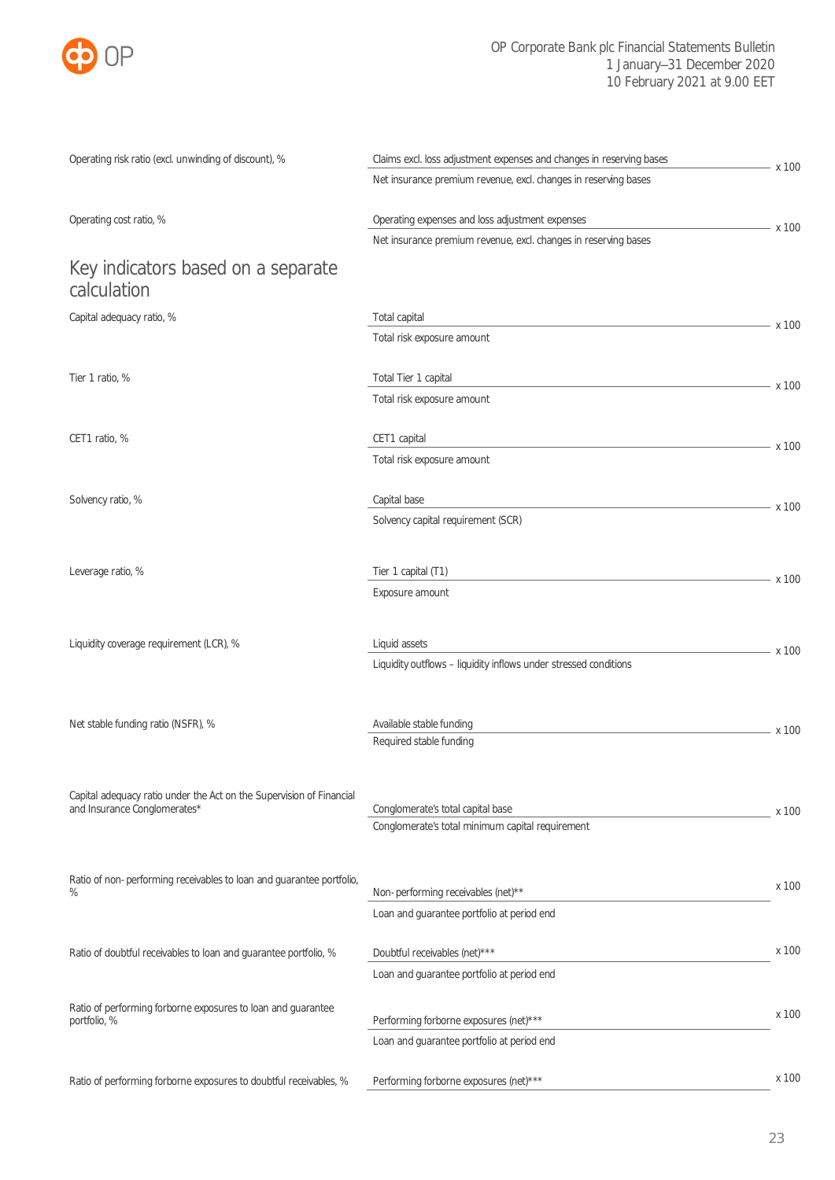| Indicator | Formula | |
|---|---|---|
| Operating risk ratio (excl. unwinding of discount), % | Claims excl. loss adjustment expenses and changes in reserving bases / Net insurance premium revenue, excl. changes in reserving bases | x 100 |
| Operating cost ratio, % | Operating expenses and loss adjustment expenses / Net insurance premium revenue, excl. changes in reserving bases | x 100 |

## Key indicators based on a separate calculation

| Indicator | Formula | |
|---|---|---|
| Capital adequacy ratio, % | Total capital / Total risk exposure amount | x 100 |
| Tier 1 ratio, % | Total Tier 1 capital / Total risk exposure amount | x 100 |
| CET1 ratio, % | CET1 capital / Total risk exposure amount | x 100 |
| Solvency ratio, % | Capital base / Solvency capital requirement (SCR) | x 100 |
| Leverage ratio, % | Tier 1 capital (T1) / Exposure amount | x 100 |
| Liquidity coverage requirement (LCR), % | Liquid assets / Liquidity outflows – liquidity inflows under stressed conditions | x 100 |
| Net stable funding ratio (NSFR), % | Available stable funding / Required stable funding | x 100 |
| Capital adequacy ratio under the Act on the Supervision of Financial and Insurance Conglomerates* | Conglomerate's total capital base / Conglomerate's total minimum capital requirement | x 100 |
| Ratio of non- performing receivables to loan and guarantee portfolio, % | Non- performing receivables (net)** / Loan and guarantee portfolio at period end | x 100 |
| Ratio of doubtful receivables to loan and guarantee portfolio, % | Doubtful receivables (net)*** / Loan and guarantee portfolio at period end | x 100 |
| Ratio of performing forborne exposures to loan and guarantee portfolio, % | Performing forborne exposures (net)*** / Loan and guarantee portfolio at period end | x 100 |
| Ratio of performing forborne exposures to doubtful receivables, % | Performing forborne exposures (net)*** | x 100 |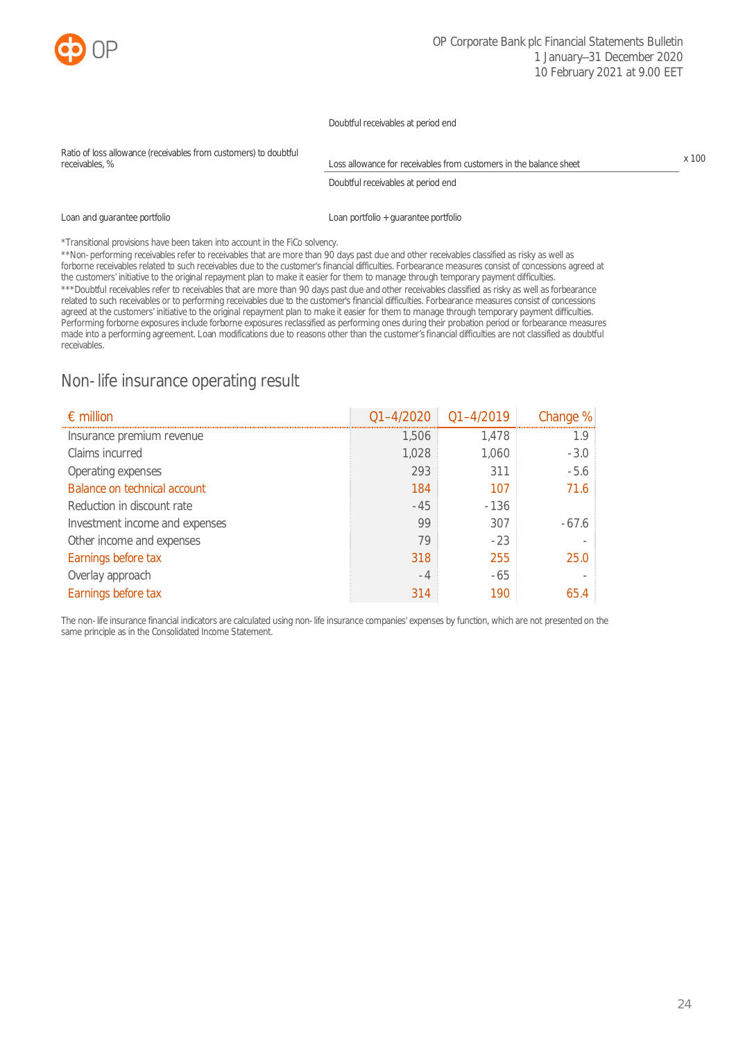| | |
|---|---|
| | Doubtful receivables at period end |
| Ratio of loss allowance (receivables from customers) to doubtful receivables, % | Loss allowance for receivables from customers in the balance sheet / Doubtful receivables at period end x 100 |
| Loan and guarantee portfolio | Loan portfolio + guarantee portfolio |

*Transitional provisions have been taken into account in the FiCo solvency.

**Non-performing receivables refer to receivables that are more than 90 days past due and other receivables classified as risky as well as forborne receivables related to such receivables due to the customer's financial difficulties. Forbearance measures consist of concessions agreed at the customers' initiative to the original repayment plan to make it easier for them to manage through temporary payment difficulties.

***Doubtful receivables refer to receivables that are more than 90 days past due and other receivables classified as risky as well as forbearance related to such receivables or to performing receivables due to the customer's financial difficulties. Forbearance measures consist of concessions agreed at the customers' initiative to the original repayment plan to make it easier for them to manage through temporary payment difficulties. Performing forborne exposures include forborne exposures reclassified as performing ones during their probation period or forbearance measures made into a performing agreement. Loan modifications due to reasons other than the customer's financial difficulties are not classified as doubtful receivables.

## Non-life insurance operating result

| € million | Q1–4/2020 | Q1–4/2019 | Change % |
|---|---|---|---|
| Insurance premium revenue | 1,506 | 1,478 | 1.9 |
| Claims incurred | 1,028 | 1,060 | -3.0 |
| Operating expenses | 293 | 311 | -5.6 |
| Balance on technical account | 184 | 107 | 71.6 |
| Reduction in discount rate | -45 | -136 | |
| Investment income and expenses | 99 | 307 | -67.6 |
| Other income and expenses | 79 | -23 | - |
| Earnings before tax | 318 | 255 | 25.0 |
| Overlay approach | -4 | -65 | - |
| Earnings before tax | 314 | 190 | 65.4 |

The non-life insurance financial indicators are calculated using non-life insurance companies' expenses by function, which are not presented on the same principle as in the Consolidated Income Statement.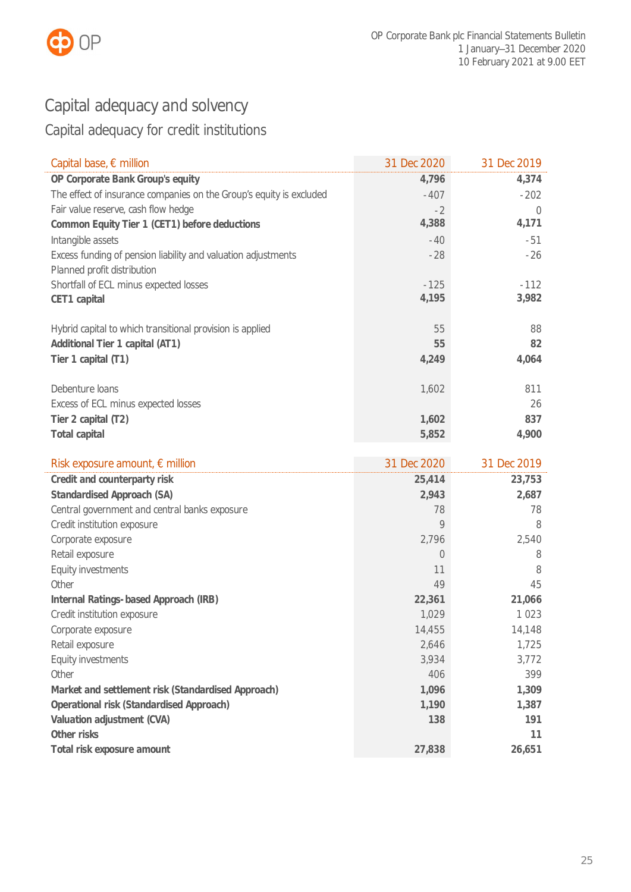# Capital adequacy and solvency

## Capital adequacy for credit institutions

| Capital base, € million | 31 Dec 2020 | 31 Dec 2019 |
|---|---|---|
| **OP Corporate Bank Group's equity** | **4,796** | **4,374** |
| The effect of insurance companies on the Group's equity is excluded | -407 | -202 |
| Fair value reserve, cash flow hedge | -2 | 0 |
| **Common Equity Tier 1 (CET1) before deductions** | **4,388** | **4,171** |
| Intangible assets | -40 | -51 |
| Excess funding of pension liability and valuation adjustments | -28 | -26 |
| Planned profit distribution | | |
| Shortfall of ECL minus expected losses | -125 | -112 |
| **CET1 capital** | **4,195** | **3,982** |
| | | |
| Hybrid capital to which transitional provision is applied | 55 | 88 |
| **Additional Tier 1 capital (AT1)** | **55** | **82** |
| **Tier 1 capital (T1)** | **4,249** | **4,064** |
| | | |
| Debenture loans | 1,602 | 811 |
| Excess of ECL minus expected losses | | 26 |
| **Tier 2 capital (T2)** | **1,602** | **837** |
| **Total capital** | **5,852** | **4,900** |

| Risk exposure amount, € million | 31 Dec 2020 | 31 Dec 2019 |
|---|---|---|
| **Credit and counterparty risk** | **25,414** | **23,753** |
| **Standardised Approach (SA)** | **2,943** | **2,687** |
| Central government and central banks exposure | 78 | 78 |
| Credit institution exposure | 9 | 8 |
| Corporate exposure | 2,796 | 2,540 |
| Retail exposure | 0 | 8 |
| Equity investments | 11 | 8 |
| Other | 49 | 45 |
| **Internal Ratings-based Approach (IRB)** | **22,361** | **21,066** |
| Credit institution exposure | 1,029 | 1 023 |
| Corporate exposure | 14,455 | 14,148 |
| Retail exposure | 2,646 | 1,725 |
| Equity investments | 3,934 | 3,772 |
| Other | 406 | 399 |
| **Market and settlement risk (Standardised Approach)** | **1,096** | **1,309** |
| **Operational risk (Standardised Approach)** | **1,190** | **1,387** |
| **Valuation adjustment (CVA)** | **138** | **191** |
| **Other risks** | | **11** |
| **Total risk exposure amount** | **27,838** | **26,651** |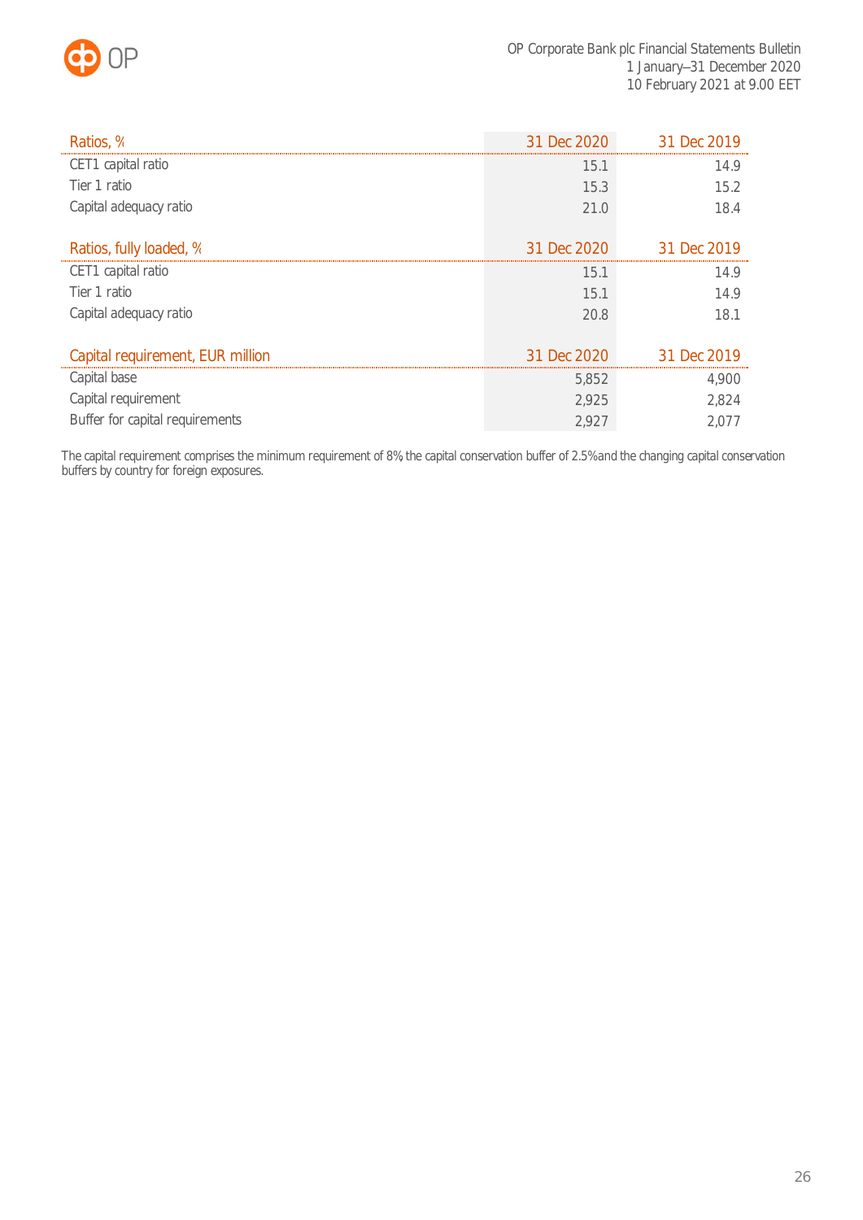| Ratios, % | 31 Dec 2020 | 31 Dec 2019 |
|---|---|---|
| CET1 capital ratio | 15.1 | 14.9 |
| Tier 1 ratio | 15.3 | 15.2 |
| Capital adequacy ratio | 21.0 | 18.4 |

| Ratios, fully loaded, % | 31 Dec 2020 | 31 Dec 2019 |
|---|---|---|
| CET1 capital ratio | 15.1 | 14.9 |
| Tier 1 ratio | 15.1 | 14.9 |
| Capital adequacy ratio | 20.8 | 18.1 |

| Capital requirement, EUR million | 31 Dec 2020 | 31 Dec 2019 |
|---|---|---|
| Capital base | 5,852 | 4,900 |
| Capital requirement | 2,925 | 2,824 |
| Buffer for capital requirements | 2,927 | 2,077 |

The capital requirement comprises the minimum requirement of 8%, the capital conservation buffer of 2.5% and the changing capital conservation buffers by country for foreign exposures.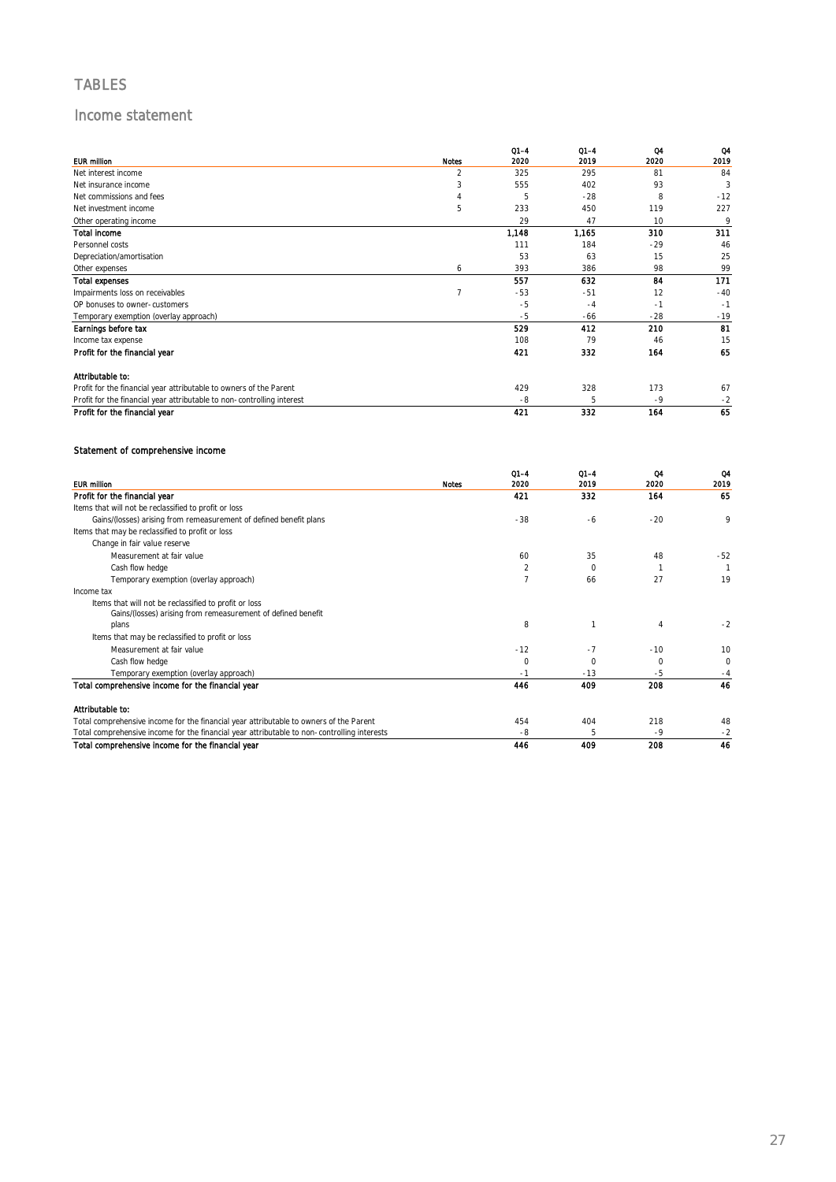# TABLES

## Income statement

| EUR million | Notes | Q1–4 2020 | Q1–4 2019 | Q4 2020 | Q4 2019 |
|---|---|---|---|---|---|
| Net interest income | 2 | 325 | 295 | 81 | 84 |
| Net insurance income | 3 | 555 | 402 | 93 | 3 |
| Net commissions and fees | 4 | 5 | -28 | 8 | -12 |
| Net investment income | 5 | 233 | 450 | 119 | 227 |
| Other operating income | | 29 | 47 | 10 | 9 |
| **Total income** | | **1,148** | **1,165** | **310** | **311** |
| Personnel costs | | 111 | 184 | -29 | 46 |
| Depreciation/amortisation | | 53 | 63 | 15 | 25 |
| Other expenses | 6 | 393 | 386 | 98 | 99 |
| **Total expenses** | | **557** | **632** | **84** | **171** |
| Impairments loss on receivables | 7 | -53 | -51 | 12 | -40 |
| OP bonuses to owner-customers | | -5 | -4 | -1 | -1 |
| Temporary exemption (overlay approach) | | -5 | -66 | -28 | -19 |
| **Earnings before tax** | | **529** | **412** | **210** | **81** |
| Income tax expense | | 108 | 79 | 46 | 15 |
| **Profit for the financial year** | | **421** | **332** | **164** | **65** |
| | | | | | |
| **Attributable to:** | | | | | |
| Profit for the financial year attributable to owners of the Parent | | 429 | 328 | 173 | 67 |
| Profit for the financial year attributable to non-controlling interest | | -8 | 5 | -9 | -2 |
| **Profit for the financial year** | | **421** | **332** | **164** | **65** |

### Statement of comprehensive income

| EUR million | Notes | Q1–4 2020 | Q1–4 2019 | Q4 2020 | Q4 2019 |
|---|---|---|---|---|---|
| **Profit for the financial year** | | **421** | **332** | **164** | **65** |
| Items that will not be reclassified to profit or loss | | | | | |
| Gains/(losses) arising from remeasurement of defined benefit plans | | -38 | -6 | -20 | 9 |
| Items that may be reclassified to profit or loss | | | | | |
| Change in fair value reserve | | | | | |
| Measurement at fair value | | 60 | 35 | 48 | -52 |
| Cash flow hedge | | 2 | 0 | 1 | 1 |
| Temporary exemption (overlay approach) | | 7 | 66 | 27 | 19 |
| Income tax | | | | | |
| Items that will not be reclassified to profit or loss | | | | | |
| Gains/(losses) arising from remeasurement of defined benefit plans | | 8 | 1 | 4 | -2 |
| Items that may be reclassified to profit or loss | | | | | |
| Measurement at fair value | | -12 | -7 | -10 | 10 |
| Cash flow hedge | | 0 | 0 | 0 | 0 |
| Temporary exemption (overlay approach) | | -1 | -13 | -5 | -4 |
| **Total comprehensive income for the financial year** | | **446** | **409** | **208** | **46** |
| | | | | | |
| **Attributable to:** | | | | | |
| Total comprehensive income for the financial year attributable to owners of the Parent | | 454 | 404 | 218 | 48 |
| Total comprehensive income for the financial year attributable to non-controlling interests | | -8 | 5 | -9 | -2 |
| **Total comprehensive income for the financial year** | | **446** | **409** | **208** | **46** |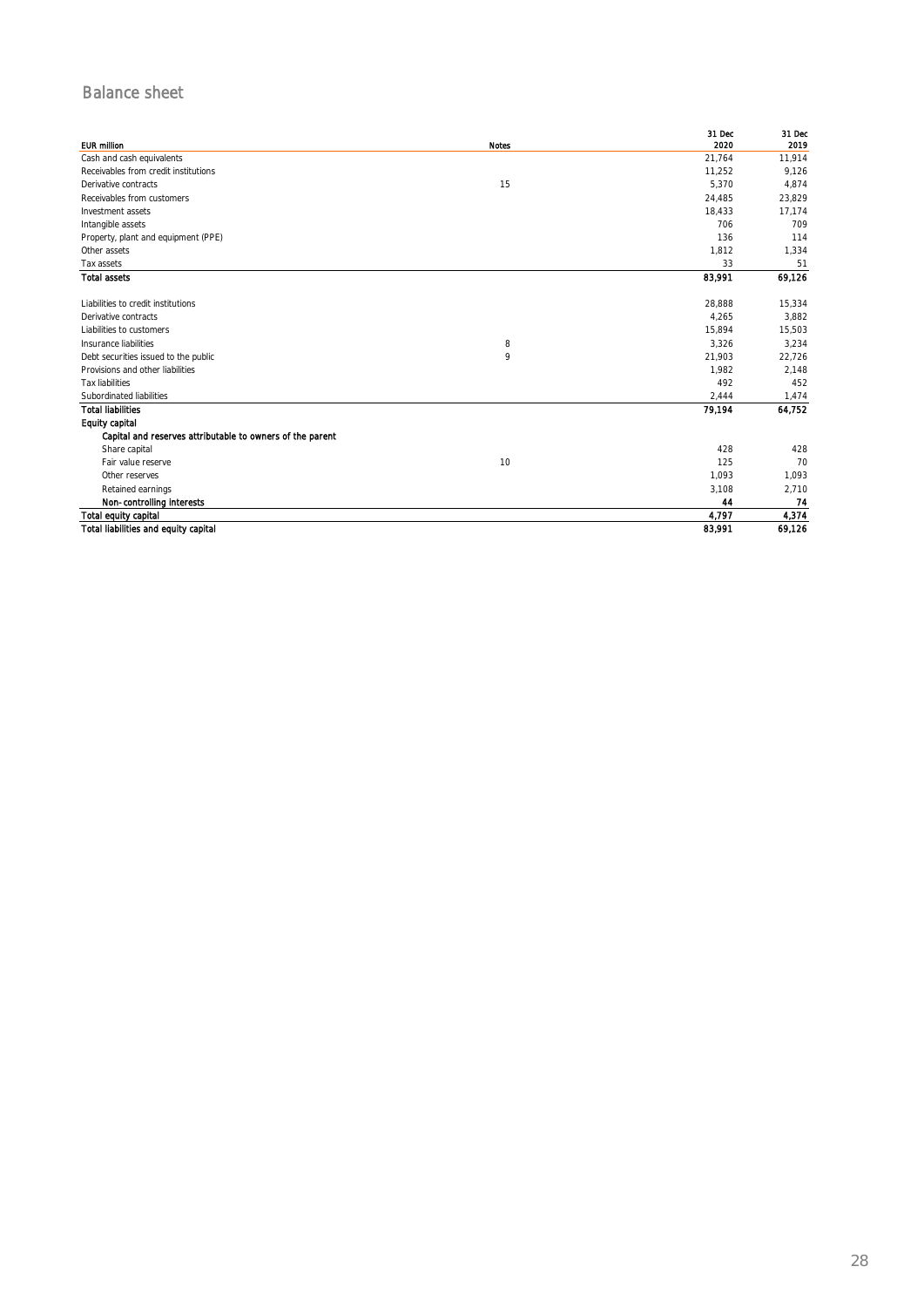## Balance sheet

| EUR million | Notes | 31 Dec 2020 | 31 Dec 2019 |
|---|---|---|---|
| Cash and cash equivalents | | 21,764 | 11,914 |
| Receivables from credit institutions | | 11,252 | 9,126 |
| Derivative contracts | 15 | 5,370 | 4,874 |
| Receivables from customers | | 24,485 | 23,829 |
| Investment assets | | 18,433 | 17,174 |
| Intangible assets | | 706 | 709 |
| Property, plant and equipment (PPE) | | 136 | 114 |
| Other assets | | 1,812 | 1,334 |
| Tax assets | | 33 | 51 |
| **Total assets** | | **83,991** | **69,126** |
| | | | |
| Liabilities to credit institutions | | 28,888 | 15,334 |
| Derivative contracts | | 4,265 | 3,882 |
| Liabilities to customers | | 15,894 | 15,503 |
| Insurance liabilities | 8 | 3,326 | 3,234 |
| Debt securities issued to the public | 9 | 21,903 | 22,726 |
| Provisions and other liabilities | | 1,982 | 2,148 |
| Tax liabilities | | 492 | 452 |
| Subordinated liabilities | | 2,444 | 1,474 |
| **Total liabilities** | | **79,194** | **64,752** |
| **Equity capital** | | | |
| **Capital and reserves attributable to owners of the parent** | | | |
| Share capital | | 428 | 428 |
| Fair value reserve | 10 | 125 | 70 |
| Other reserves | | 1,093 | 1,093 |
| Retained earnings | | 3,108 | 2,710 |
| **Non-controlling interests** | | **44** | **74** |
| **Total equity capital** | | **4,797** | **4,374** |
| **Total liabilities and equity capital** | | **83,991** | **69,126** |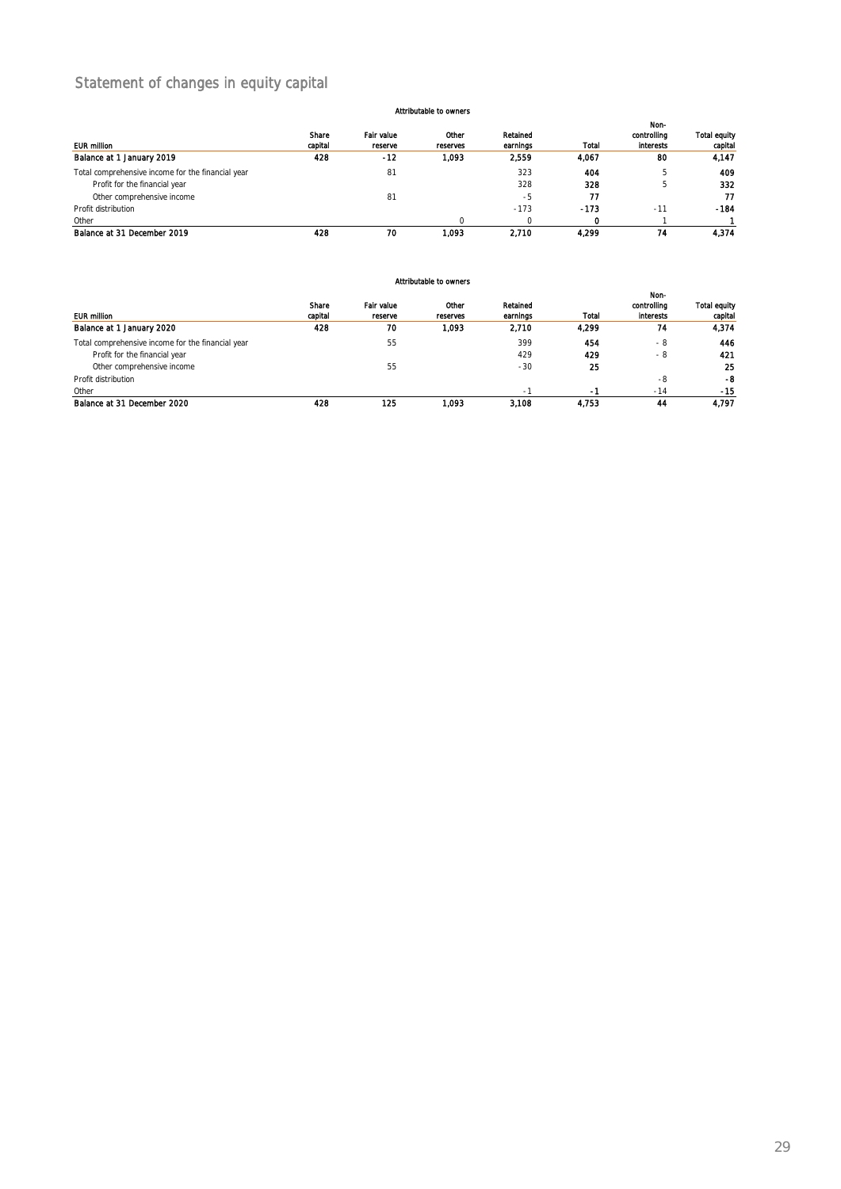# Statement of changes in equity capital

| EUR million | Share capital | Fair value reserve | Other reserves | Retained earnings | Total | Non-controlling interests | Total equity capital |
|---|---|---|---|---|---|---|---|
| | Attributable to owners | | | | | | |
| **Balance at 1 January 2019** | **428** | **-12** | **1,093** | **2,559** | **4,067** | **80** | **4,147** |
| Total comprehensive income for the financial year | | 81 | | 323 | **404** | 5 | **409** |
| Profit for the financial year | | | | 328 | **328** | 5 | **332** |
| Other comprehensive income | | 81 | | -5 | **77** | | **77** |
| Profit distribution | | | | -173 | **-173** | -11 | **-184** |
| Other | | | 0 | 0 | **0** | 1 | **1** |
| **Balance at 31 December 2019** | **428** | **70** | **1,093** | **2,710** | **4,299** | **74** | **4,374** |

| EUR million | Share capital | Fair value reserve | Other reserves | Retained earnings | Total | Non-controlling interests | Total equity capital |
|---|---|---|---|---|---|---|---|
| | Attributable to owners | | | | | | |
| **Balance at 1 January 2020** | **428** | **70** | **1,093** | **2,710** | **4,299** | **74** | **4,374** |
| Total comprehensive income for the financial year | | 55 | | 399 | **454** | -8 | **446** |
| Profit for the financial year | | | | 429 | **429** | -8 | **421** |
| Other comprehensive income | | 55 | | -30 | **25** | | **25** |
| Profit distribution | | | | | | -8 | **-8** |
| Other | | | | -1 | **-1** | -14 | **-15** |
| **Balance at 31 December 2020** | **428** | **125** | **1,093** | **3,108** | **4,753** | **44** | **4,797** |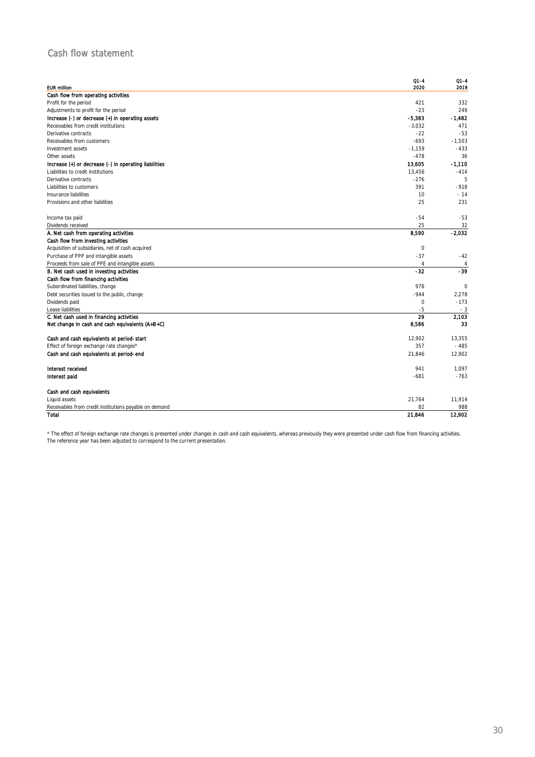## Cash flow statement

| EUR million | Q1–4 2020 | Q1–4 2019 |
|---|---|---|
| **Cash flow from operating activities** | | |
| Profit for the period | 421 | 332 |
| Adjustments to profit for the period | -23 | 249 |
| **Increase (-) or decrease (+) in operating assets** | **-5,383** | **-1,482** |
| Receivables from credit institutions | -3,032 | 471 |
| Derivative contracts | -22 | -53 |
| Receivables from customers | -693 | -1,503 |
| Investment assets | -1,159 | -433 |
| Other assets | -478 | 36 |
| **Increase (+) or decrease (-) in operating liabilities** | **13,605** | **-1,110** |
| Liabilities to credit institutions | 13,456 | -414 |
| Derivative contracts | -276 | 5 |
| Liabilities to customers | 391 | -918 |
| Insurance liabilities | 10 | -14 |
| Provisions and other liabilities | 25 | 231 |
| | | |
| Income tax paid | -54 | -53 |
| Dividends received | 25 | 32 |
| **A. Net cash from operating activities** | **8,590** | **-2,032** |
| **Cash flow from investing activities** | | |
| Acquisition of subsidiaries, net of cash acquired | 0 | |
| Purchase of PPP and intangible assets | -37 | -42 |
| Proceeds from sale of PPE and intangible assets | 4 | 4 |
| **B. Net cash used in investing activities** | **-32** | **-39** |
| **Cash flow from financing activities** | | |
| Subordinated liabilities, change | 978 | 0 |
| Debt securities issued to the public, change | -944 | 2,278 |
| Dividends paid | 0 | -173 |
| Lease liabilities | -5 | -3 |
| **C. Net cash used in financing activities** | **29** | **2,103** |
| **Net change in cash and cash equivalents (A+B+C)** | **8,586** | **33** |
| | | |
| **Cash and cash equivalents at period-start** | 12,902 | 13,355 |
| Effect of foreign exchange rate changes* | 357 | -485 |
| **Cash and cash equivalents at period-end** | 21,846 | 12,902 |
| | | |
| **Interest received** | 941 | 1,097 |
| **Interest paid** | -681 | -763 |
| | | |
| **Cash and cash equivalents** | | |
| Liquid assets | 21,764 | 11,914 |
| Receivables from credit institutions payable on demand | 82 | 988 |
| **Total** | **21,846** | **12,902** |

* The effect of foreign exchange rate changes is presented under changes in cash and cash equivalents, whereas previously they were presented under cash flow from financing activities. The reference year has been adjusted to correspond to the current presentation.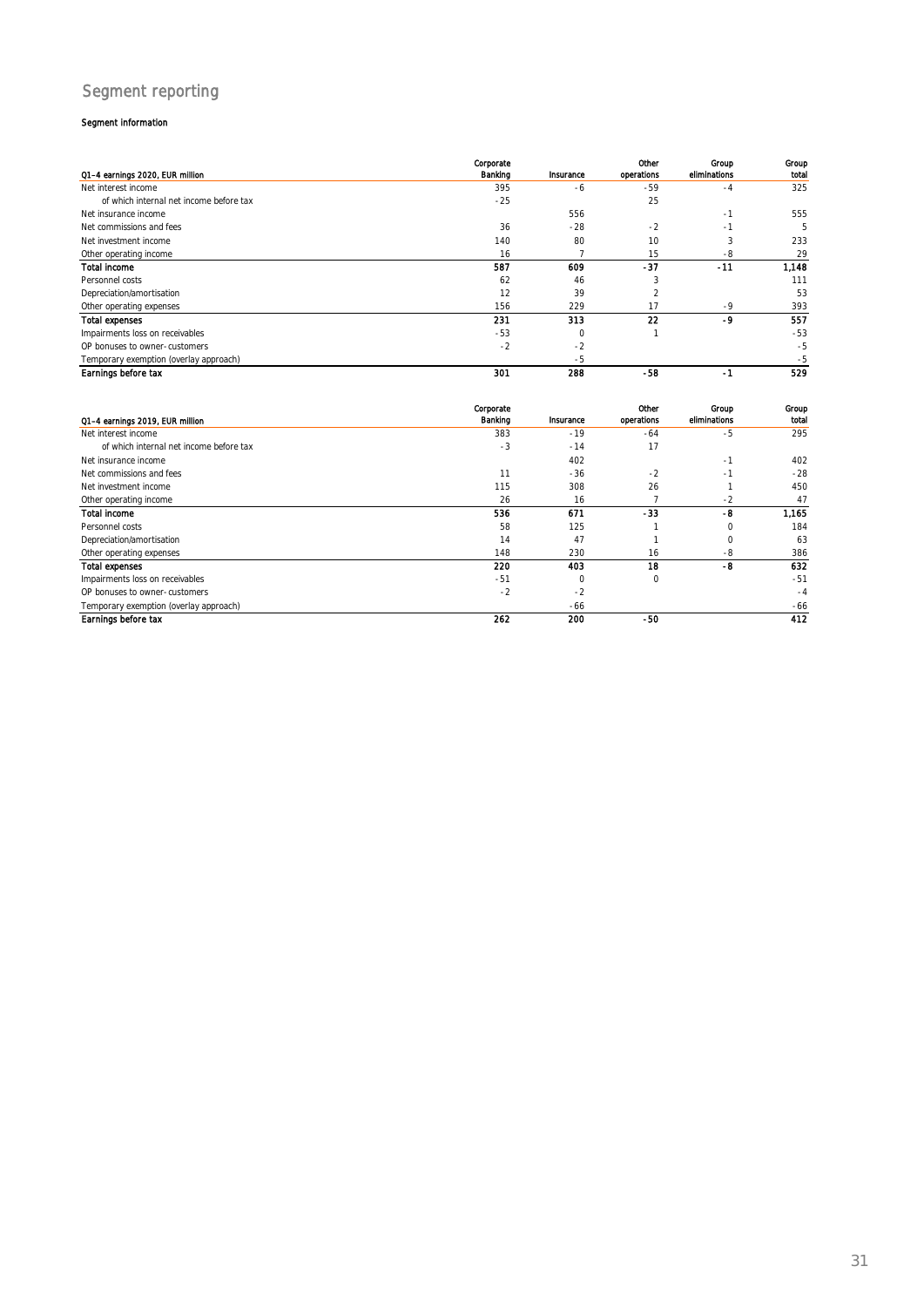# Segment reporting

### Segment information

| Q1–4 earnings 2020, EUR million | Corporate Banking | Insurance | Other operations | Group eliminations | Group total |
|---|---|---|---|---|---|
| Net interest income | 395 | -6 | -59 | -4 | 325 |
| of which internal net income before tax | -25 | | 25 | | |
| Net insurance income | | 556 | | -1 | 555 |
| Net commissions and fees | 36 | -28 | -2 | -1 | 5 |
| Net investment income | 140 | 80 | 10 | 3 | 233 |
| Other operating income | 16 | 7 | 15 | -8 | 29 |
| **Total income** | **587** | **609** | **-37** | **-11** | **1,148** |
| Personnel costs | 62 | 46 | 3 | | 111 |
| Depreciation/amortisation | 12 | 39 | 2 | | 53 |
| Other operating expenses | 156 | 229 | 17 | -9 | 393 |
| **Total expenses** | **231** | **313** | **22** | **-9** | **557** |
| Impairments loss on receivables | -53 | 0 | 1 | | -53 |
| OP bonuses to owner-customers | -2 | -2 | | | -5 |
| Temporary exemption (overlay approach) | | -5 | | | -5 |
| **Earnings before tax** | **301** | **288** | **-58** | **-1** | **529** |

| Q1–4 earnings 2019, EUR million | Corporate Banking | Insurance | Other operations | Group eliminations | Group total |
|---|---|---|---|---|---|
| Net interest income | 383 | -19 | -64 | -5 | 295 |
| of which internal net income before tax | -3 | -14 | 17 | | |
| Net insurance income | | 402 | | -1 | 402 |
| Net commissions and fees | 11 | -36 | -2 | -1 | -28 |
| Net investment income | 115 | 308 | 26 | 1 | 450 |
| Other operating income | 26 | 16 | 7 | -2 | 47 |
| **Total income** | **536** | **671** | **-33** | **-8** | **1,165** |
| Personnel costs | 58 | 125 | 1 | 0 | 184 |
| Depreciation/amortisation | 14 | 47 | 1 | 0 | 63 |
| Other operating expenses | 148 | 230 | 16 | -8 | 386 |
| **Total expenses** | **220** | **403** | **18** | **-8** | **632** |
| Impairments loss on receivables | -51 | 0 | 0 | | -51 |
| OP bonuses to owner-customers | -2 | -2 | | | -4 |
| Temporary exemption (overlay approach) | | -66 | | | -66 |
| **Earnings before tax** | **262** | **200** | **-50** | | **412** |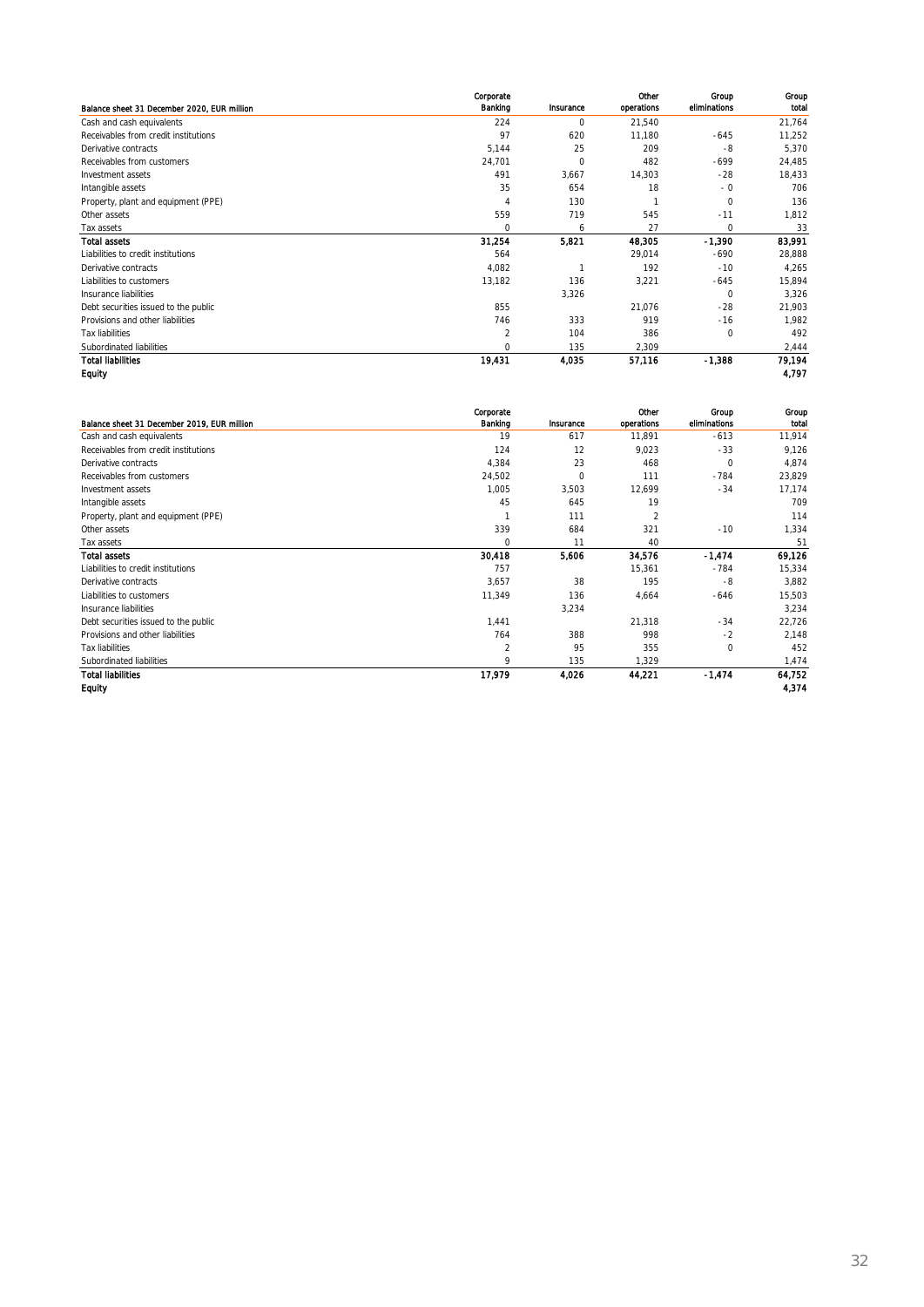| Balance sheet 31 December 2020, EUR million | Corporate Banking | Insurance | Other operations | Group eliminations | Group total |
|---|---|---|---|---|---|
| Cash and cash equivalents | 224 | 0 | 21,540 | | 21,764 |
| Receivables from credit institutions | 97 | 620 | 11,180 | -645 | 11,252 |
| Derivative contracts | 5,144 | 25 | 209 | -8 | 5,370 |
| Receivables from customers | 24,701 | 0 | 482 | -699 | 24,485 |
| Investment assets | 491 | 3,667 | 14,303 | -28 | 18,433 |
| Intangible assets | 35 | 654 | 18 | -0 | 706 |
| Property, plant and equipment (PPE) | 4 | 130 | 1 | 0 | 136 |
| Other assets | 559 | 719 | 545 | -11 | 1,812 |
| Tax assets | 0 | 6 | 27 | 0 | 33 |
| **Total assets** | **31,254** | **5,821** | **48,305** | **-1,390** | **83,991** |
| Liabilities to credit institutions | 564 | | 29,014 | -690 | 28,888 |
| Derivative contracts | 4,082 | 1 | 192 | -10 | 4,265 |
| Liabilities to customers | 13,182 | 136 | 3,221 | -645 | 15,894 |
| Insurance liabilities | | 3,326 | | 0 | 3,326 |
| Debt securities issued to the public | 855 | | 21,076 | -28 | 21,903 |
| Provisions and other liabilities | 746 | 333 | 919 | -16 | 1,982 |
| Tax liabilities | 2 | 104 | 386 | 0 | 492 |
| Subordinated liabilities | 0 | 135 | 2,309 | | 2,444 |
| **Total liabilities** | **19,431** | **4,035** | **57,116** | **-1,388** | **79,194** |
| **Equity** | | | | | **4,797** |

| Balance sheet 31 December 2019, EUR million | Corporate Banking | Insurance | Other operations | Group eliminations | Group total |
|---|---|---|---|---|---|
| Cash and cash equivalents | 19 | 617 | 11,891 | -613 | 11,914 |
| Receivables from credit institutions | 124 | 12 | 9,023 | -33 | 9,126 |
| Derivative contracts | 4,384 | 23 | 468 | 0 | 4,874 |
| Receivables from customers | 24,502 | 0 | 111 | -784 | 23,829 |
| Investment assets | 1,005 | 3,503 | 12,699 | -34 | 17,174 |
| Intangible assets | 45 | 645 | 19 | | 709 |
| Property, plant and equipment (PPE) | 1 | 111 | 2 | | 114 |
| Other assets | 339 | 684 | 321 | -10 | 1,334 |
| Tax assets | 0 | 11 | 40 | | 51 |
| **Total assets** | **30,418** | **5,606** | **34,576** | **-1,474** | **69,126** |
| Liabilities to credit institutions | 757 | | 15,361 | -784 | 15,334 |
| Derivative contracts | 3,657 | 38 | 195 | -8 | 3,882 |
| Liabilities to customers | 11,349 | 136 | 4,664 | -646 | 15,503 |
| Insurance liabilities | | 3,234 | | | 3,234 |
| Debt securities issued to the public | 1,441 | | 21,318 | -34 | 22,726 |
| Provisions and other liabilities | 764 | 388 | 998 | -2 | 2,148 |
| Tax liabilities | 2 | 95 | 355 | 0 | 452 |
| Subordinated liabilities | 9 | 135 | 1,329 | | 1,474 |
| **Total liabilities** | **17,979** | **4,026** | **44,221** | **-1,474** | **64,752** |
| **Equity** | | | | | **4,374** |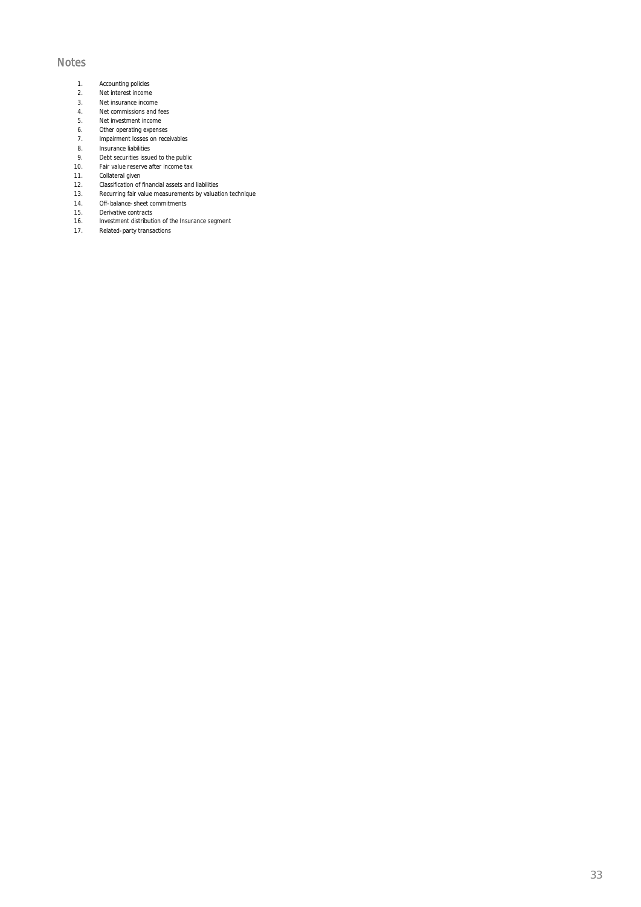# Notes

1. Accounting policies
2. Net interest income
3. Net insurance income
4. Net commissions and fees
5. Net investment income
6. Other operating expenses
7. Impairment losses on receivables
8. Insurance liabilities
9. Debt securities issued to the public
10. Fair value reserve after income tax
11. Collateral given
12. Classification of financial assets and liabilities
13. Recurring fair value measurements by valuation technique
14. Off-balance-sheet commitments
15. Derivative contracts
16. Investment distribution of the Insurance segment
17. Related-party transactions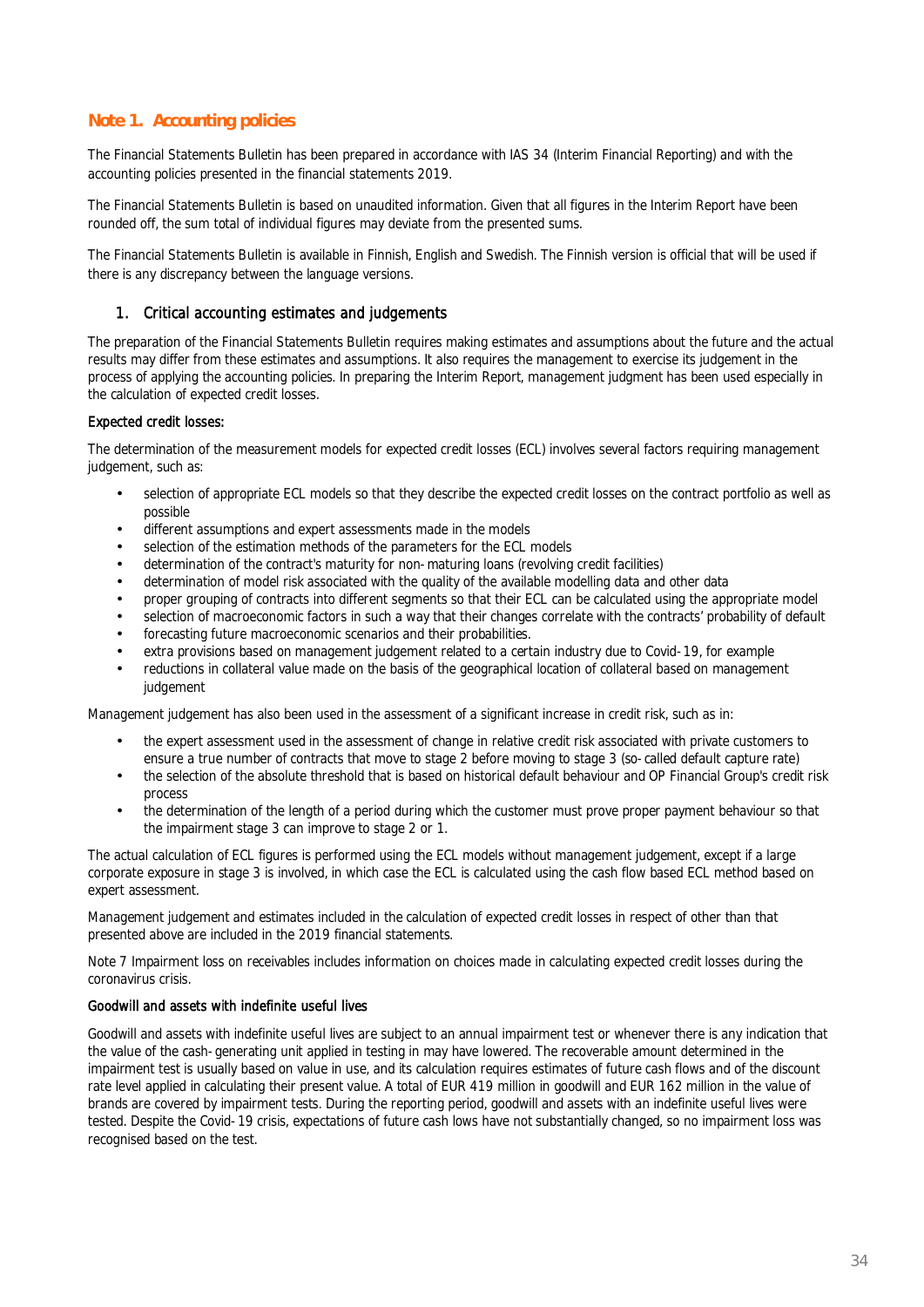# Note 1. Accounting policies

The Financial Statements Bulletin has been prepared in accordance with IAS 34 (Interim Financial Reporting) and with the accounting policies presented in the financial statements 2019.

The Financial Statements Bulletin is based on unaudited information. Given that all figures in the Interim Report have been rounded off, the sum total of individual figures may deviate from the presented sums.

The Financial Statements Bulletin is available in Finnish, English and Swedish. The Finnish version is official that will be used if there is any discrepancy between the language versions.

## 1. Critical accounting estimates and judgements

The preparation of the Financial Statements Bulletin requires making estimates and assumptions about the future and the actual results may differ from these estimates and assumptions. It also requires the management to exercise its judgement in the process of applying the accounting policies. In preparing the Interim Report, management judgment has been used especially in the calculation of expected credit losses.

### Expected credit losses:

The determination of the measurement models for expected credit losses (ECL) involves several factors requiring management judgement, such as:

- selection of appropriate ECL models so that they describe the expected credit losses on the contract portfolio as well as possible
- different assumptions and expert assessments made in the models
- selection of the estimation methods of the parameters for the ECL models
- determination of the contract's maturity for non-maturing loans (revolving credit facilities)
- determination of model risk associated with the quality of the available modelling data and other data
- proper grouping of contracts into different segments so that their ECL can be calculated using the appropriate model
- selection of macroeconomic factors in such a way that their changes correlate with the contracts' probability of default
- forecasting future macroeconomic scenarios and their probabilities.
- extra provisions based on management judgement related to a certain industry due to Covid-19, for example
- reductions in collateral value made on the basis of the geographical location of collateral based on management judgement

Management judgement has also been used in the assessment of a significant increase in credit risk, such as in:

- the expert assessment used in the assessment of change in relative credit risk associated with private customers to ensure a true number of contracts that move to stage 2 before moving to stage 3 (so-called default capture rate)
- the selection of the absolute threshold that is based on historical default behaviour and OP Financial Group's credit risk process
- the determination of the length of a period during which the customer must prove proper payment behaviour so that the impairment stage 3 can improve to stage 2 or 1.

The actual calculation of ECL figures is performed using the ECL models without management judgement, except if a large corporate exposure in stage 3 is involved, in which case the ECL is calculated using the cash flow based ECL method based on expert assessment.

Management judgement and estimates included in the calculation of expected credit losses in respect of other than that presented above are included in the 2019 financial statements.

Note 7 Impairment loss on receivables includes information on choices made in calculating expected credit losses during the coronavirus crisis.

### Goodwill and assets with indefinite useful lives

Goodwill and assets with indefinite useful lives are subject to an annual impairment test or whenever there is any indication that the value of the cash-generating unit applied in testing in may have lowered. The recoverable amount determined in the impairment test is usually based on value in use, and its calculation requires estimates of future cash flows and of the discount rate level applied in calculating their present value. A total of EUR 419 million in goodwill and EUR 162 million in the value of brands are covered by impairment tests. During the reporting period, goodwill and assets with an indefinite useful lives were tested. Despite the Covid-19 crisis, expectations of future cash lows have not substantially changed, so no impairment loss was recognised based on the test.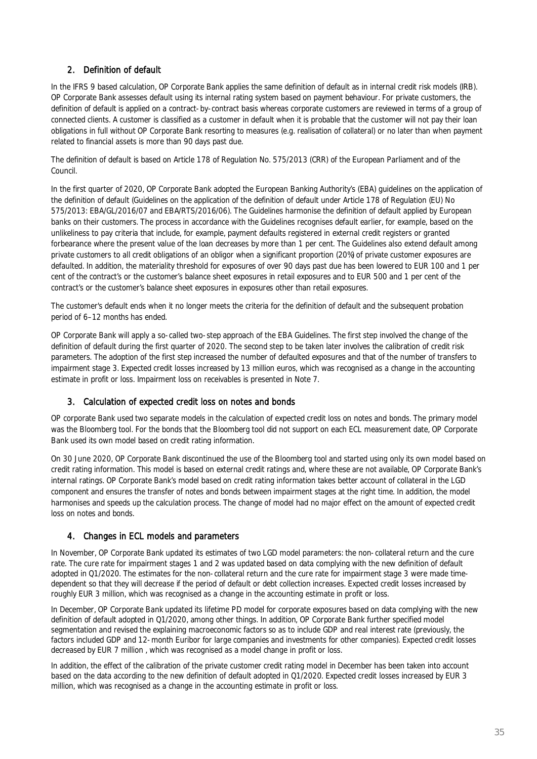## 2. Definition of default

In the IFRS 9 based calculation, OP Corporate Bank applies the same definition of default as in internal credit risk models (IRB). OP Corporate Bank assesses default using its internal rating system based on payment behaviour. For private customers, the definition of default is applied on a contract-by-contract basis whereas corporate customers are reviewed in terms of a group of connected clients. A customer is classified as a customer in default when it is probable that the customer will not pay their loan obligations in full without OP Corporate Bank resorting to measures (e.g. realisation of collateral) or no later than when payment related to financial assets is more than 90 days past due.

The definition of default is based on Article 178 of Regulation No. 575/2013 (CRR) of the European Parliament and of the Council.

In the first quarter of 2020, OP Corporate Bank adopted the European Banking Authority's (EBA) guidelines on the application of the definition of default (Guidelines on the application of the definition of default under Article 178 of Regulation (EU) No 575/2013: EBA/GL/2016/07 and EBA/RTS/2016/06). The Guidelines harmonise the definition of default applied by European banks on their customers. The process in accordance with the Guidelines recognises default earlier, for example, based on the unlikeliness to pay criteria that include, for example, payment defaults registered in external credit registers or granted forbearance where the present value of the loan decreases by more than 1 per cent. The Guidelines also extend default among private customers to all credit obligations of an obligor when a significant proportion (20%) of private customer exposures are defaulted. In addition, the materiality threshold for exposures of over 90 days past due has been lowered to EUR 100 and 1 per cent of the contract's or the customer's balance sheet exposures in retail exposures and to EUR 500 and 1 per cent of the contract's or the customer's balance sheet exposures in exposures other than retail exposures.

The customer's default ends when it no longer meets the criteria for the definition of default and the subsequent probation period of 6–12 months has ended.

OP Corporate Bank will apply a so-called two-step approach of the EBA Guidelines. The first step involved the change of the definition of default during the first quarter of 2020. The second step to be taken later involves the calibration of credit risk parameters. The adoption of the first step increased the number of defaulted exposures and that of the number of transfers to impairment stage 3. Expected credit losses increased by 13 million euros, which was recognised as a change in the accounting estimate in profit or loss. Impairment loss on receivables is presented in Note 7.

## 3. Calculation of expected credit loss on notes and bonds

OP corporate Bank used two separate models in the calculation of expected credit loss on notes and bonds. The primary model was the Bloomberg tool. For the bonds that the Bloomberg tool did not support on each ECL measurement date, OP Corporate Bank used its own model based on credit rating information.

On 30 June 2020, OP Corporate Bank discontinued the use of the Bloomberg tool and started using only its own model based on credit rating information. This model is based on external credit ratings and, where these are not available, OP Corporate Bank's internal ratings. OP Corporate Bank's model based on credit rating information takes better account of collateral in the LGD component and ensures the transfer of notes and bonds between impairment stages at the right time. In addition, the model harmonises and speeds up the calculation process. The change of model had no major effect on the amount of expected credit loss on notes and bonds.

## 4. Changes in ECL models and parameters

In November, OP Corporate Bank updated its estimates of two LGD model parameters: the non-collateral return and the cure rate. The cure rate for impairment stages 1 and 2 was updated based on data complying with the new definition of default adopted in Q1/2020. The estimates for the non-collateral return and the cure rate for impairment stage 3 were made time-dependent so that they will decrease if the period of default or debt collection increases. Expected credit losses increased by roughly EUR 3 million, which was recognised as a change in the accounting estimate in profit or loss.

In December, OP Corporate Bank updated its lifetime PD model for corporate exposures based on data complying with the new definition of default adopted in Q1/2020, among other things. In addition, OP Corporate Bank further specified model segmentation and revised the explaining macroeconomic factors so as to include GDP and real interest rate (previously, the factors included GDP and 12-month Euribor for large companies and investments for other companies). Expected credit losses decreased by EUR 7 million , which was recognised as a model change in profit or loss.

In addition, the effect of the calibration of the private customer credit rating model in December has been taken into account based on the data according to the new definition of default adopted in Q1/2020. Expected credit losses increased by EUR 3 million, which was recognised as a change in the accounting estimate in profit or loss.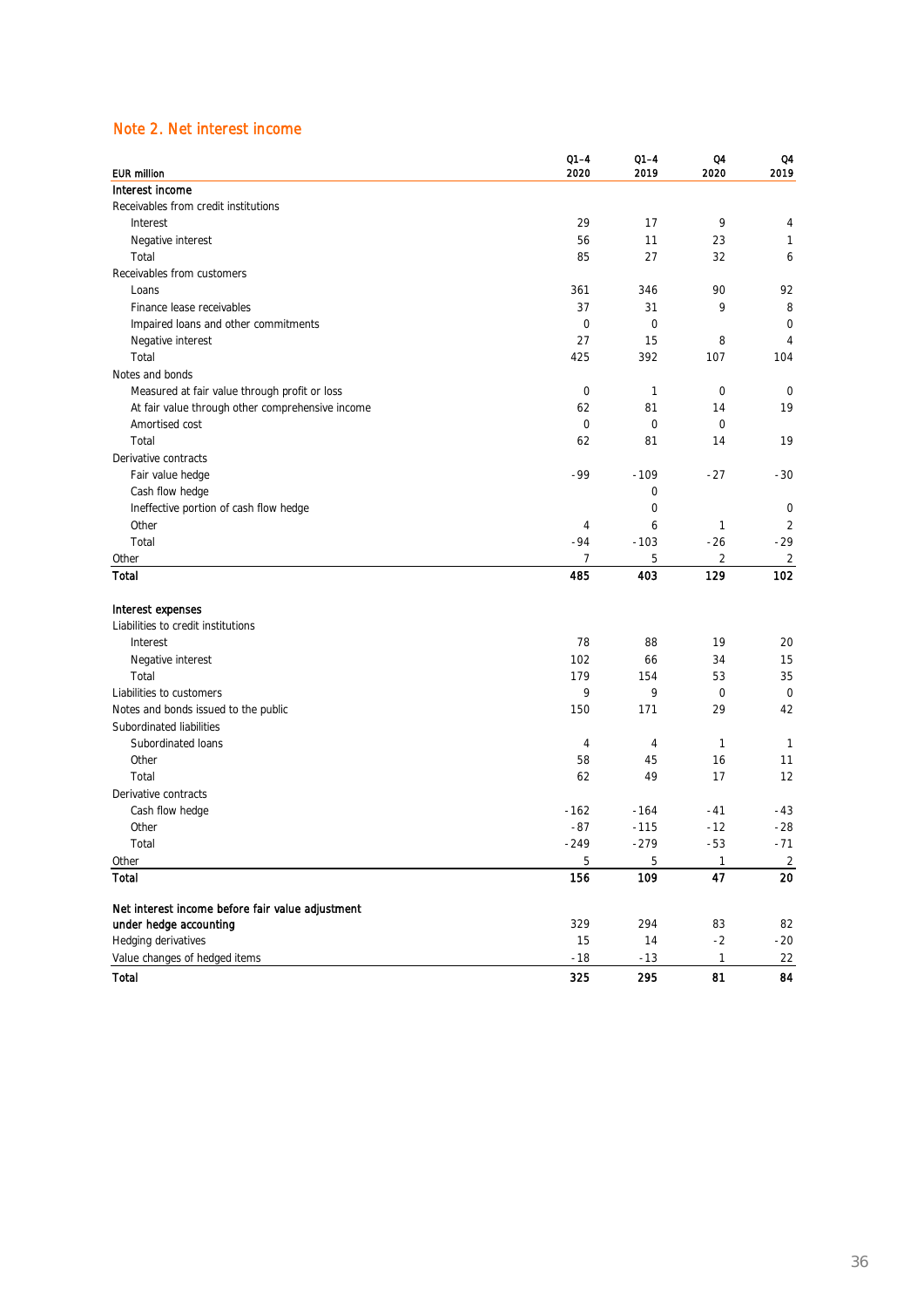## Note 2. Net interest income

| EUR million | Q1–4 2020 | Q1–4 2019 | Q4 2020 | Q4 2019 |
|---|---|---|---|---|
| **Interest income** | | | | |
| Receivables from credit institutions | | | | |
| Interest | 29 | 17 | 9 | 4 |
| Negative interest | 56 | 11 | 23 | 1 |
| Total | 85 | 27 | 32 | 6 |
| Receivables from customers | | | | |
| Loans | 361 | 346 | 90 | 92 |
| Finance lease receivables | 37 | 31 | 9 | 8 |
| Impaired loans and other commitments | 0 | 0 | | 0 |
| Negative interest | 27 | 15 | 8 | 4 |
| Total | 425 | 392 | 107 | 104 |
| Notes and bonds | | | | |
| Measured at fair value through profit or loss | 0 | 1 | 0 | 0 |
| At fair value through other comprehensive income | 62 | 81 | 14 | 19 |
| Amortised cost | 0 | 0 | 0 | |
| Total | 62 | 81 | 14 | 19 |
| Derivative contracts | | | | |
| Fair value hedge | -99 | -109 | -27 | -30 |
| Cash flow hedge | | 0 | | |
| Ineffective portion of cash flow hedge | | 0 | | 0 |
| Other | 4 | 6 | 1 | 2 |
| Total | -94 | -103 | -26 | -29 |
| Other | 7 | 5 | 2 | 2 |
| **Total** | **485** | **403** | **129** | **102** |
| | | | | |
| **Interest expenses** | | | | |
| Liabilities to credit institutions | | | | |
| Interest | 78 | 88 | 19 | 20 |
| Negative interest | 102 | 66 | 34 | 15 |
| Total | 179 | 154 | 53 | 35 |
| Liabilities to customers | 9 | 9 | 0 | 0 |
| Notes and bonds issued to the public | 150 | 171 | 29 | 42 |
| Subordinated liabilities | | | | |
| Subordinated loans | 4 | 4 | 1 | 1 |
| Other | 58 | 45 | 16 | 11 |
| Total | 62 | 49 | 17 | 12 |
| Derivative contracts | | | | |
| Cash flow hedge | -162 | -164 | -41 | -43 |
| Other | -87 | -115 | -12 | -28 |
| Total | -249 | -279 | -53 | -71 |
| Other | 5 | 5 | 1 | 2 |
| **Total** | **156** | **109** | **47** | **20** |
| | | | | |
| **Net interest income before fair value adjustment under hedge accounting** | 329 | 294 | 83 | 82 |
| Hedging derivatives | 15 | 14 | -2 | -20 |
| Value changes of hedged items | -18 | -13 | 1 | 22 |
| **Total** | **325** | **295** | **81** | **84** |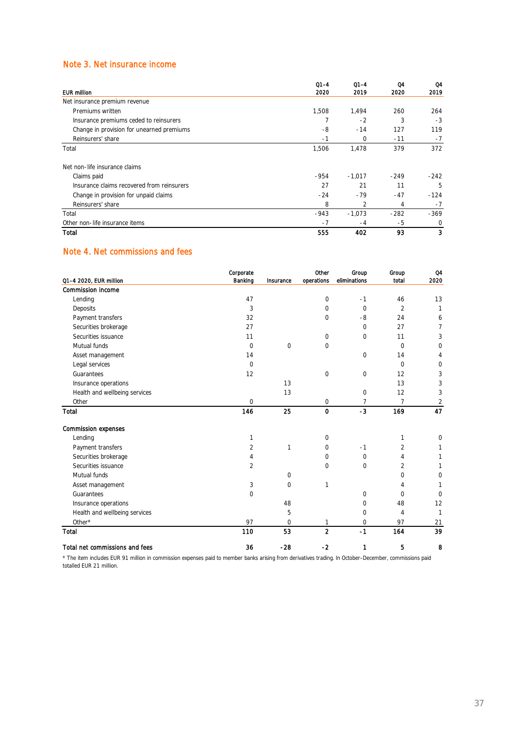## Note 3. Net insurance income

| EUR million | Q1–4 2020 | Q1–4 2019 | Q4 2020 | Q4 2019 |
|---|---|---|---|---|
| Net insurance premium revenue | | | | |
| Premiums written | 1,508 | 1,494 | 260 | 264 |
| Insurance premiums ceded to reinsurers | 7 | -2 | 3 | -3 |
| Change in provision for unearned premiums | -8 | -14 | 127 | 119 |
| Reinsurers' share | -1 | 0 | -11 | -7 |
| Total | 1,506 | 1,478 | 379 | 372 |
| | | | | |
| Net non-life insurance claims | | | | |
| Claims paid | -954 | -1,017 | -249 | -242 |
| Insurance claims recovered from reinsurers | 27 | 21 | 11 | 5 |
| Change in provision for unpaid claims | -24 | -79 | -47 | -124 |
| Reinsurers' share | 8 | 2 | 4 | -7 |
| Total | -943 | -1,073 | -282 | -369 |
| Other non-life insurance items | -7 | -4 | -5 | 0 |
| **Total** | **555** | **402** | **93** | **3** |

## Note 4. Net commissions and fees

| Q1–4 2020, EUR million | Corporate Banking | Insurance | Other operations | Group eliminations | Group total | Q4 2020 |
|---|---|---|---|---|---|---|
| **Commission income** | | | | | | |
| Lending | 47 | | 0 | -1 | 46 | 13 |
| Deposits | 3 | | 0 | 0 | 2 | 1 |
| Payment transfers | 32 | | 0 | -8 | 24 | 6 |
| Securities brokerage | 27 | | | 0 | 27 | 7 |
| Securities issuance | 11 | | 0 | 0 | 11 | 3 |
| Mutual funds | 0 | 0 | 0 | | 0 | 0 |
| Asset management | 14 | | | 0 | 14 | 4 |
| Legal services | 0 | | | | 0 | 0 |
| Guarantees | 12 | | 0 | 0 | 12 | 3 |
| Insurance operations | | 13 | | | 13 | 3 |
| Health and wellbeing services | | 13 | | 0 | 12 | 3 |
| Other | 0 | | 0 | 7 | 7 | 2 |
| **Total** | **146** | **25** | **0** | **-3** | **169** | **47** |
| | | | | | | |
| **Commission expenses** | | | | | | |
| Lending | 1 | | 0 | | 1 | 0 |
| Payment transfers | 2 | 1 | 0 | -1 | 2 | 1 |
| Securities brokerage | 4 | | 0 | 0 | 4 | 1 |
| Securities issuance | 2 | | 0 | 0 | 2 | 1 |
| Mutual funds | | 0 | | | 0 | 0 |
| Asset management | 3 | 0 | 1 | | 4 | 1 |
| Guarantees | 0 | | | 0 | 0 | 0 |
| Insurance operations | | 48 | | 0 | 48 | 12 |
| Health and wellbeing services | | 5 | | 0 | 4 | 1 |
| Other* | 97 | 0 | 1 | 0 | 97 | 21 |
| **Total** | **110** | **53** | **2** | **-1** | **164** | **39** |
| | | | | | | |
| **Total net commissions and fees** | **36** | **-28** | **-2** | **1** | **5** | **8** |

* The item includes EUR 91 million in commission expenses paid to member banks arising from derivatives trading. In October–December, commissions paid totalled EUR 21 million.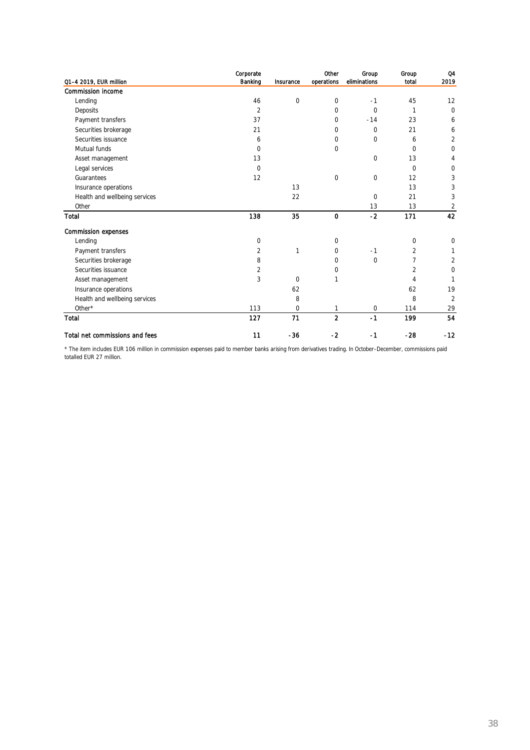| Q1–4 2019, EUR million | Corporate Banking | Insurance | Other operations | Group eliminations | Group total | Q4 2019 |
|---|---|---|---|---|---|---|
| **Commission income** | | | | | | |
| Lending | 46 | 0 | 0 | -1 | 45 | 12 |
| Deposits | 2 | | 0 | 0 | 1 | 0 |
| Payment transfers | 37 | | 0 | -14 | 23 | 6 |
| Securities brokerage | 21 | | 0 | 0 | 21 | 6 |
| Securities issuance | 6 | | 0 | 0 | 6 | 2 |
| Mutual funds | 0 | | 0 | | 0 | 0 |
| Asset management | 13 | | | 0 | 13 | 4 |
| Legal services | 0 | | | | 0 | 0 |
| Guarantees | 12 | | 0 | 0 | 12 | 3 |
| Insurance operations | | 13 | | | 13 | 3 |
| Health and wellbeing services | | 22 | | 0 | 21 | 3 |
| Other | | | | 13 | 13 | 2 |
| **Total** | **138** | **35** | **0** | **-2** | **171** | **42** |
| | | | | | | |
| **Commission expenses** | | | | | | |
| Lending | 0 | | 0 | | 0 | 0 |
| Payment transfers | 2 | 1 | 0 | -1 | 2 | 1 |
| Securities brokerage | 8 | | 0 | 0 | 7 | 2 |
| Securities issuance | 2 | | 0 | | 2 | 0 |
| Asset management | 3 | 0 | 1 | | 4 | 1 |
| Insurance operations | | 62 | | | 62 | 19 |
| Health and wellbeing services | | 8 | | | 8 | 2 |
| Other* | 113 | 0 | 1 | 0 | 114 | 29 |
| **Total** | **127** | **71** | **2** | **-1** | **199** | **54** |
| | | | | | | |
| **Total net commissions and fees** | **11** | **-36** | **-2** | **-1** | **-28** | **-12** |

* The item includes EUR 106 million in commission expenses paid to member banks arising from derivatives trading. In October–December, commissions paid totalled EUR 27 million.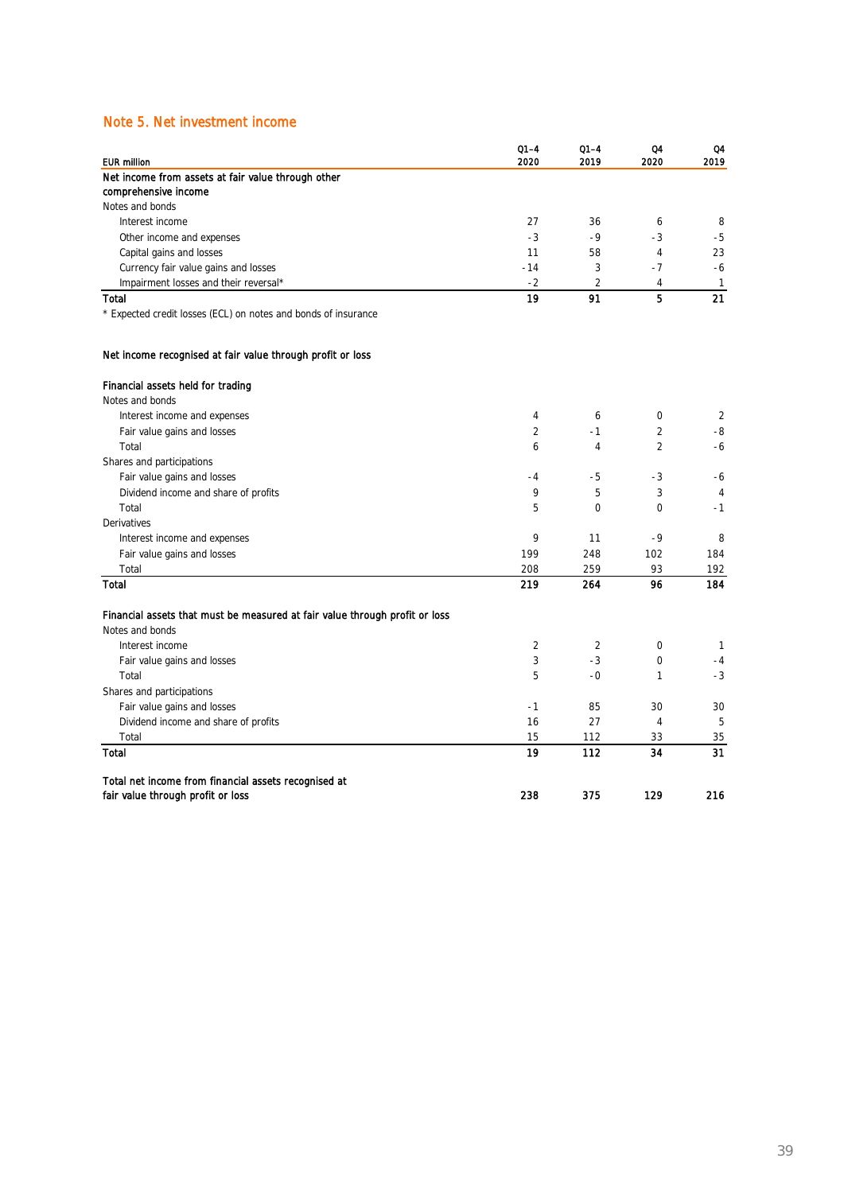## Note 5. Net investment income

| EUR million | Q1–4 2020 | Q1–4 2019 | Q4 2020 | Q4 2019 |
|---|---|---|---|---|
| **Net income from assets at fair value through other comprehensive income** | | | | |
| Notes and bonds | | | | |
| Interest income | 27 | 36 | 6 | 8 |
| Other income and expenses | -3 | -9 | -3 | -5 |
| Capital gains and losses | 11 | 58 | 4 | 23 |
| Currency fair value gains and losses | -14 | 3 | -7 | -6 |
| Impairment losses and their reversal* | -2 | 2 | 4 | 1 |
| **Total** | **19** | **91** | **5** | **21** |

\* Expected credit losses (ECL) on notes and bonds of insurance

**Net income recognised at fair value through profit or loss**

| EUR million | Q1–4 2020 | Q1–4 2019 | Q4 2020 | Q4 2019 |
|---|---|---|---|---|
| **Financial assets held for trading** | | | | |
| Notes and bonds | | | | |
| Interest income and expenses | 4 | 6 | 0 | 2 |
| Fair value gains and losses | 2 | -1 | 2 | -8 |
| Total | 6 | 4 | 2 | -6 |
| Shares and participations | | | | |
| Fair value gains and losses | -4 | -5 | -3 | -6 |
| Dividend income and share of profits | 9 | 5 | 3 | 4 |
| Total | 5 | 0 | 0 | -1 |
| Derivatives | | | | |
| Interest income and expenses | 9 | 11 | -9 | 8 |
| Fair value gains and losses | 199 | 248 | 102 | 184 |
| Total | 208 | 259 | 93 | 192 |
| **Total** | **219** | **264** | **96** | **184** |
| **Financial assets that must be measured at fair value through profit or loss** | | | | |
| Notes and bonds | | | | |
| Interest income | 2 | 2 | 0 | 1 |
| Fair value gains and losses | 3 | -3 | 0 | -4 |
| Total | 5 | -0 | 1 | -3 |
| Shares and participations | | | | |
| Fair value gains and losses | -1 | 85 | 30 | 30 |
| Dividend income and share of profits | 16 | 27 | 4 | 5 |
| Total | 15 | 112 | 33 | 35 |
| **Total** | **19** | **112** | **34** | **31** |
| **Total net income from financial assets recognised at fair value through profit or loss** | **238** | **375** | **129** | **216** |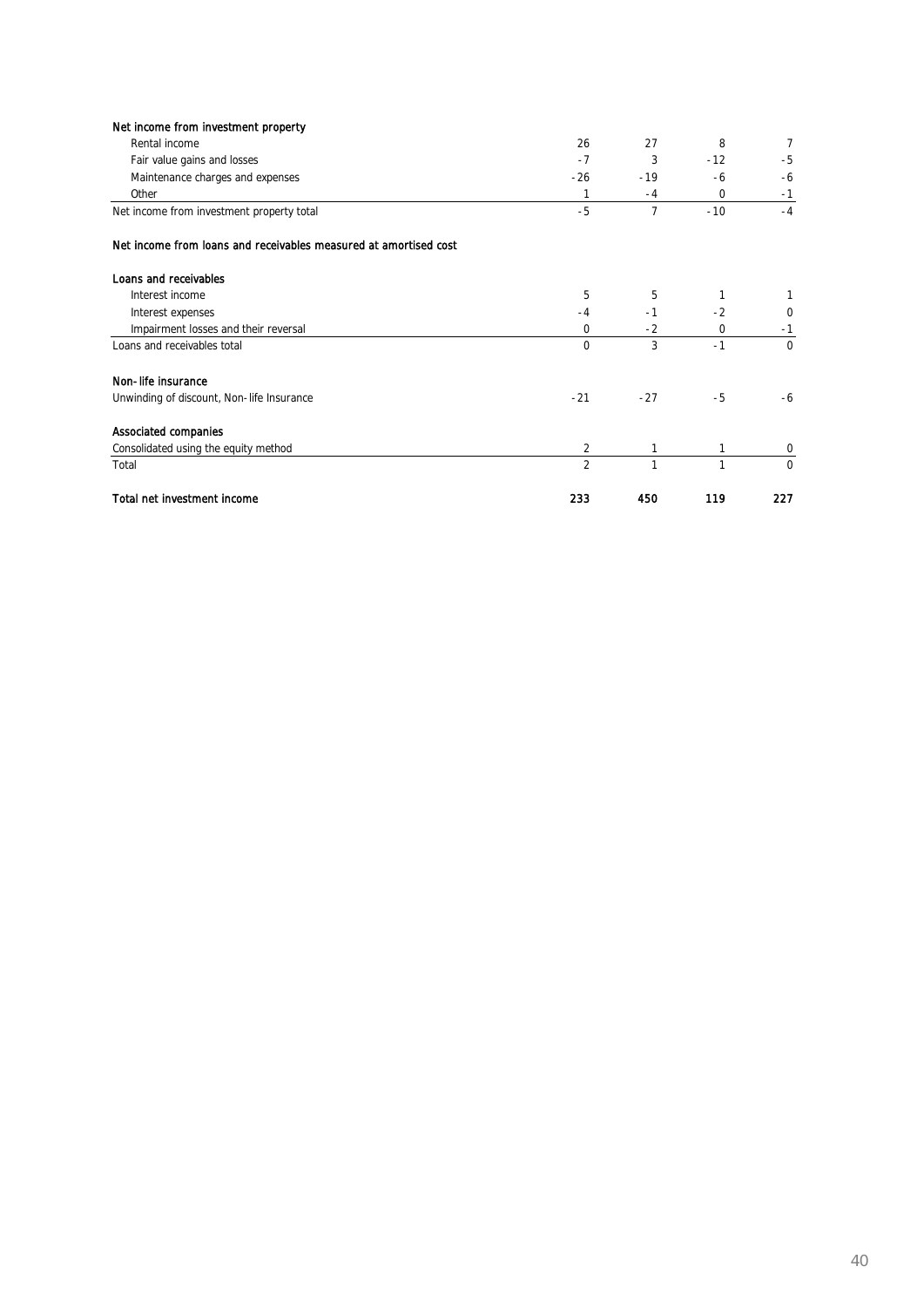| | | | | |
|---|---|---|---|---|
| **Net income from investment property** | | | | |
| Rental income | 26 | 27 | 8 | 7 |
| Fair value gains and losses | -7 | 3 | -12 | -5 |
| Maintenance charges and expenses | -26 | -19 | -6 | -6 |
| Other | 1 | -4 | 0 | -1 |
| Net income from investment property total | -5 | 7 | -10 | -4 |
| | | | | |
| **Net income from loans and receivables measured at amortised cost** | | | | |
| | | | | |
| **Loans and receivables** | | | | |
| Interest income | 5 | 5 | 1 | 1 |
| Interest expenses | -4 | -1 | -2 | 0 |
| Impairment losses and their reversal | 0 | -2 | 0 | -1 |
| Loans and receivables total | 0 | 3 | -1 | 0 |
| | | | | |
| **Non-life insurance** | | | | |
| Unwinding of discount, Non-life Insurance | -21 | -27 | -5 | -6 |
| | | | | |
| **Associated companies** | | | | |
| Consolidated using the equity method | 2 | 1 | 1 | 0 |
| Total | 2 | 1 | 1 | 0 |
| | | | | |
| **Total net investment income** | **233** | **450** | **119** | **227** |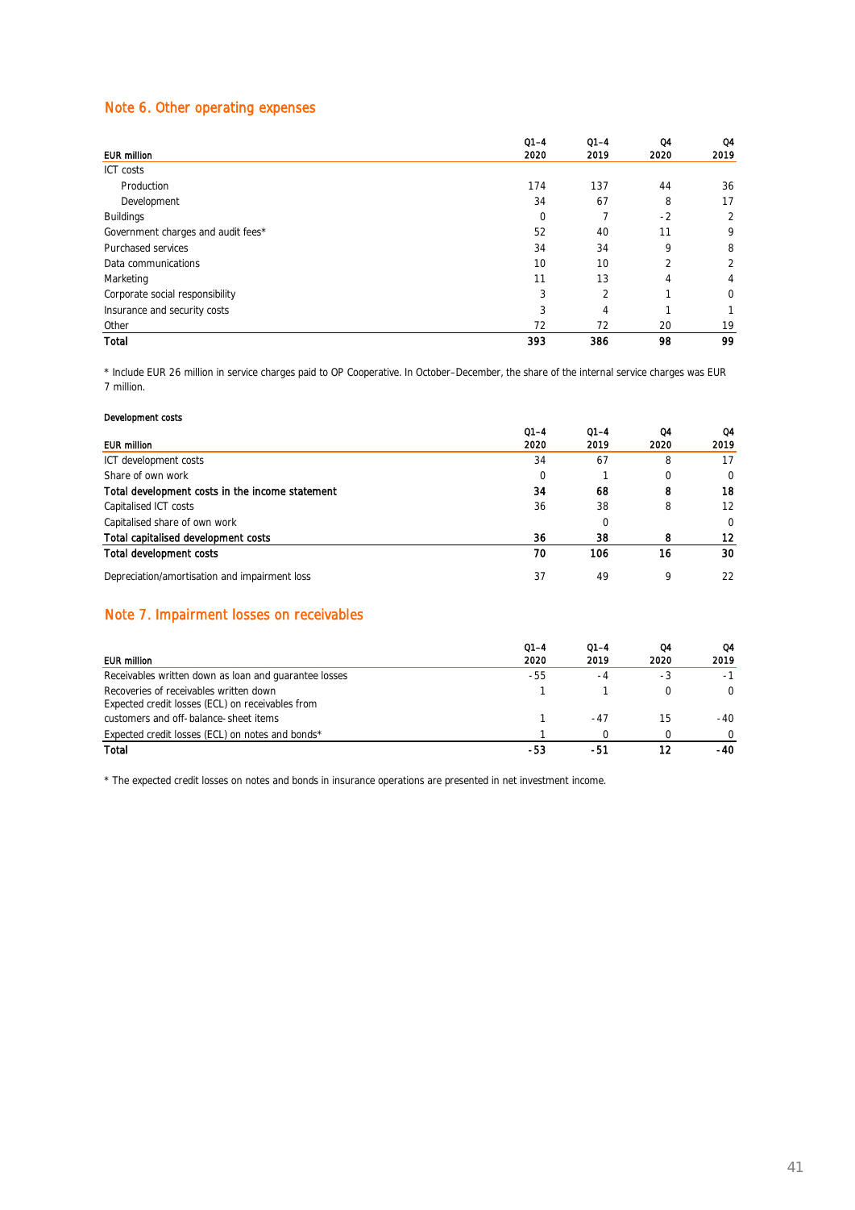## Note 6. Other operating expenses

| EUR million | Q1–4 2020 | Q1–4 2019 | Q4 2020 | Q4 2019 |
|---|---|---|---|---|
| ICT costs | | | | |
| Production | 174 | 137 | 44 | 36 |
| Development | 34 | 67 | 8 | 17 |
| Buildings | 0 | 7 | -2 | 2 |
| Government charges and audit fees* | 52 | 40 | 11 | 9 |
| Purchased services | 34 | 34 | 9 | 8 |
| Data communications | 10 | 10 | 2 | 2 |
| Marketing | 11 | 13 | 4 | 4 |
| Corporate social responsibility | 3 | 2 | 1 | 0 |
| Insurance and security costs | 3 | 4 | 1 | 1 |
| Other | 72 | 72 | 20 | 19 |
| **Total** | **393** | **386** | **98** | **99** |

* Include EUR 26 million in service charges paid to OP Cooperative. In October–December, the share of the internal service charges was EUR 7 million.

**Development costs**

| EUR million | Q1–4 2020 | Q1–4 2019 | Q4 2020 | Q4 2019 |
|---|---|---|---|---|
| ICT development costs | 34 | 67 | 8 | 17 |
| Share of own work | 0 | 1 | 0 | 0 |
| **Total development costs in the income statement** | **34** | **68** | **8** | **18** |
| Capitalised ICT costs | 36 | 38 | 8 | 12 |
| Capitalised share of own work | | 0 | | 0 |
| **Total capitalised development costs** | **36** | **38** | **8** | **12** |
| **Total development costs** | **70** | **106** | **16** | **30** |
| Depreciation/amortisation and impairment loss | 37 | 49 | 9 | 22 |

## Note 7. Impairment losses on receivables

| EUR million | Q1–4 2020 | Q1–4 2019 | Q4 2020 | Q4 2019 |
|---|---|---|---|---|
| Receivables written down as loan and guarantee losses | -55 | -4 | -3 | -1 |
| Recoveries of receivables written down | 1 | 1 | 0 | 0 |
| Expected credit losses (ECL) on receivables from customers and off-balance-sheet items | 1 | -47 | 15 | -40 |
| Expected credit losses (ECL) on notes and bonds* | 1 | 0 | 0 | 0 |
| **Total** | **-53** | **-51** | **12** | **-40** |

* The expected credit losses on notes and bonds in insurance operations are presented in net investment income.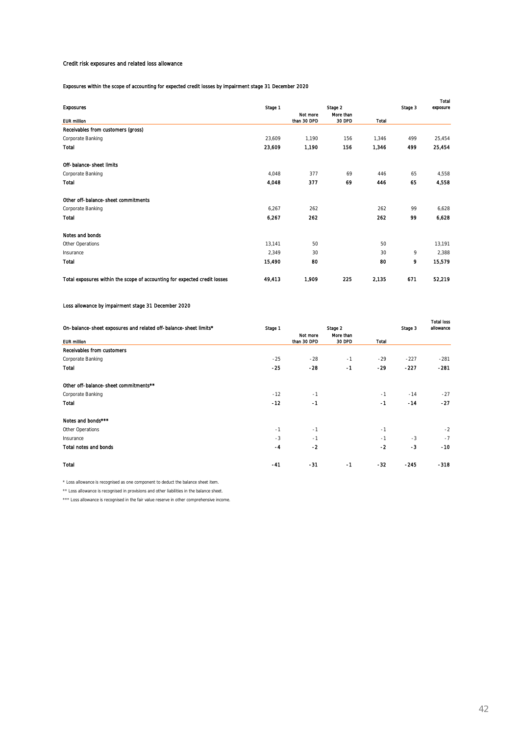### Credit risk exposures and related loss allowance

#### Exposures within the scope of accounting for expected credit losses by impairment stage 31 December 2020

| Exposures | Stage 1 | Stage 2 | | | Stage 3 | Total exposure |
|---|---|---|---|---|---|---|
| EUR million | | Not more than 30 DPD | More than 30 DPD | Total | | |
| **Receivables from customers (gross)** | | | | | | |
| Corporate Banking | 23,609 | 1,190 | 156 | 1,346 | 499 | 25,454 |
| **Total** | **23,609** | **1,190** | **156** | **1,346** | **499** | **25,454** |
| **Off-balance-sheet limits** | | | | | | |
| Corporate Banking | 4,048 | 377 | 69 | 446 | 65 | 4,558 |
| **Total** | **4,048** | **377** | **69** | **446** | **65** | **4,558** |
| **Other off-balance-sheet commitments** | | | | | | |
| Corporate Banking | 6,267 | 262 | | 262 | 99 | 6,628 |
| **Total** | **6,267** | **262** | | **262** | **99** | **6,628** |
| **Notes and bonds** | | | | | | |
| Other Operations | 13,141 | 50 | | 50 | | 13,191 |
| Insurance | 2,349 | 30 | | 30 | 9 | 2,388 |
| **Total** | **15,490** | **80** | | **80** | **9** | **15,579** |
| **Total exposures within the scope of accounting for expected credit losses** | **49,413** | **1,909** | **225** | **2,135** | **671** | **52,219** |

#### Loss allowance by impairment stage 31 December 2020

| On-balance-sheet exposures and related off-balance-sheet limits* | Stage 1 | Stage 2 | | | Stage 3 | Total loss allowance |
|---|---|---|---|---|---|---|
| EUR million | | Not more than 30 DPD | More than 30 DPD | Total | | |
| **Receivables from customers** | | | | | | |
| Corporate Banking | -25 | -28 | -1 | -29 | -227 | -281 |
| **Total** | **-25** | **-28** | **-1** | **-29** | **-227** | **-281** |
| **Other off-balance-sheet commitments**** | | | | | | |
| Corporate Banking | -12 | -1 | | -1 | -14 | -27 |
| **Total** | **-12** | **-1** | | **-1** | **-14** | **-27** |
| **Notes and bonds***** | | | | | | |
| Other Operations | -1 | -1 | | -1 | | -2 |
| Insurance | -3 | -1 | | -1 | -3 | -7 |
| **Total notes and bonds** | **-4** | **-2** | | **-2** | **-3** | **-10** |
| **Total** | **-41** | **-31** | **-1** | **-32** | **-245** | **-318** |

\* Loss allowance is recognised as one component to deduct the balance sheet item.

** Loss allowance is recognised in provisions and other liabilities in the balance sheet.

*** Loss allowance is recognised in the fair value reserve in other comprehensive income.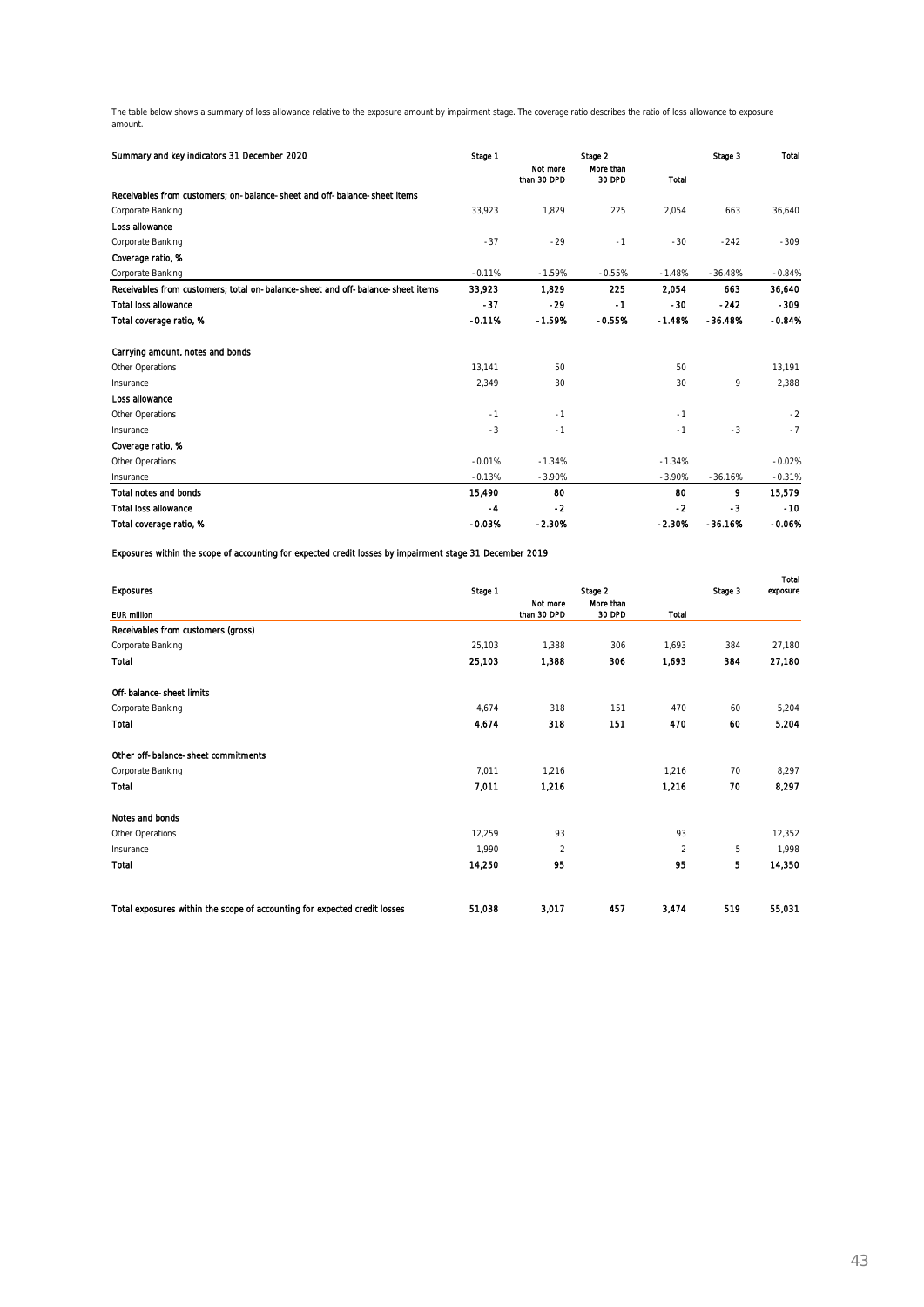The table below shows a summary of loss allowance relative to the exposure amount by impairment stage. The coverage ratio describes the ratio of loss allowance to exposure amount.

| Summary and key indicators 31 December 2020 | Stage 1 | Stage 2 | | | Stage 3 | Total |
|---|---|---|---|---|---|---|
| | | Not more than 30 DPD | More than 30 DPD | Total | | |
| **Receivables from customers; on-balance-sheet and off-balance-sheet items** | | | | | | |
| Corporate Banking | 33,923 | 1,829 | 225 | 2,054 | 663 | 36,640 |
| **Loss allowance** | | | | | | |
| Corporate Banking | -37 | -29 | -1 | -30 | -242 | -309 |
| **Coverage ratio, %** | | | | | | |
| Corporate Banking | -0.11% | -1.59% | -0.55% | -1.48% | -36.48% | -0.84% |
| **Receivables from customers; total on-balance-sheet and off-balance-sheet items** | **33,923** | **1,829** | **225** | **2,054** | **663** | **36,640** |
| **Total loss allowance** | **-37** | **-29** | **-1** | **-30** | **-242** | **-309** |
| **Total coverage ratio, %** | **-0.11%** | **-1.59%** | **-0.55%** | **-1.48%** | **-36.48%** | **-0.84%** |
| | | | | | | |
| **Carrying amount, notes and bonds** | | | | | | |
| Other Operations | 13,141 | 50 | | 50 | | 13,191 |
| Insurance | 2,349 | 30 | | 30 | 9 | 2,388 |
| **Loss allowance** | | | | | | |
| Other Operations | -1 | -1 | | -1 | | -2 |
| Insurance | -3 | -1 | | -1 | -3 | -7 |
| **Coverage ratio, %** | | | | | | |
| Other Operations | -0.01% | -1.34% | | -1.34% | | -0.02% |
| Insurance | -0.13% | -3.90% | | -3.90% | -36.16% | -0.31% |
| **Total notes and bonds** | **15,490** | **80** | | **80** | **9** | **15,579** |
| **Total loss allowance** | **-4** | **-2** | | **-2** | **-3** | **-10** |
| **Total coverage ratio, %** | **-0.03%** | **-2.30%** | | **-2.30%** | **-36.16%** | **-0.06%** |

Exposures within the scope of accounting for expected credit losses by impairment stage 31 December 2019

| Exposures | Stage 1 | Stage 2 | | | Stage 3 | Total exposure |
|---|---|---|---|---|---|---|
| EUR million | | Not more than 30 DPD | More than 30 DPD | Total | | |
| **Receivables from customers (gross)** | | | | | | |
| Corporate Banking | 25,103 | 1,388 | 306 | 1,693 | 384 | 27,180 |
| **Total** | **25,103** | **1,388** | **306** | **1,693** | **384** | **27,180** |
| | | | | | | |
| **Off-balance-sheet limits** | | | | | | |
| Corporate Banking | 4,674 | 318 | 151 | 470 | 60 | 5,204 |
| **Total** | **4,674** | **318** | **151** | **470** | **60** | **5,204** |
| | | | | | | |
| **Other off-balance-sheet commitments** | | | | | | |
| Corporate Banking | 7,011 | 1,216 | | 1,216 | 70 | 8,297 |
| **Total** | **7,011** | **1,216** | | **1,216** | **70** | **8,297** |
| | | | | | | |
| **Notes and bonds** | | | | | | |
| Other Operations | 12,259 | 93 | | 93 | | 12,352 |
| Insurance | 1,990 | 2 | | 2 | 5 | 1,998 |
| **Total** | **14,250** | **95** | | **95** | **5** | **14,350** |
| | | | | | | |
| **Total exposures within the scope of accounting for expected credit losses** | **51,038** | **3,017** | **457** | **3,474** | **519** | **55,031** |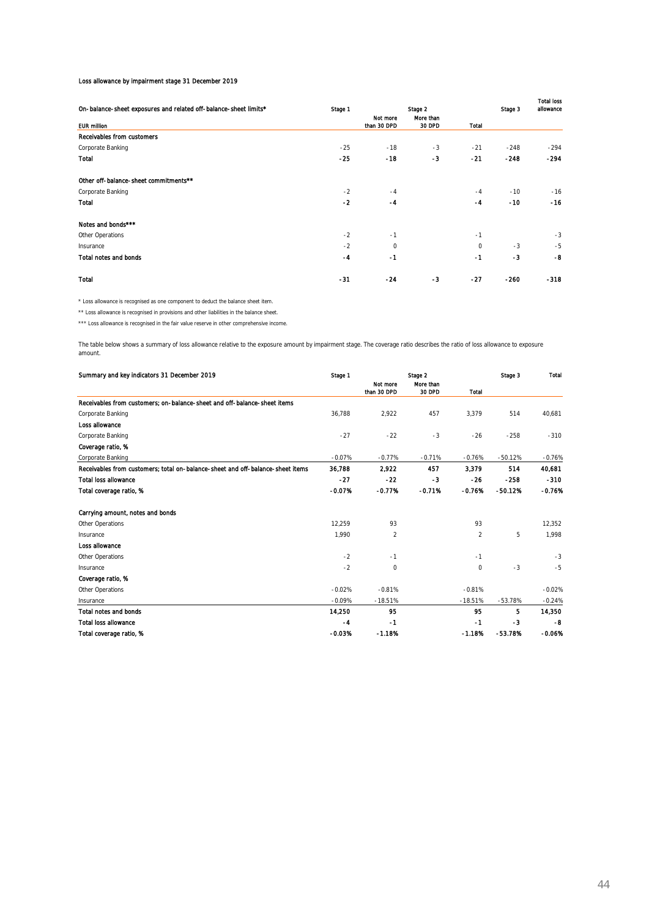Loss allowance by impairment stage 31 December 2019

| On-balance-sheet exposures and related off-balance-sheet limits* | Stage 1 | Stage 2 | | | Stage 3 | Total loss allowance |
|---|---|---|---|---|---|---|
| | | Not more than 30 DPD | More than 30 DPD | Total | | |
| EUR million | | | | | | |
| **Receivables from customers** | | | | | | |
| Corporate Banking | -25 | -18 | -3 | -21 | -248 | -294 |
| **Total** | **-25** | **-18** | **-3** | **-21** | **-248** | **-294** |
| | | | | | | |
| **Other off-balance-sheet commitments**** | | | | | | |
| Corporate Banking | -2 | -4 | | -4 | -10 | -16 |
| **Total** | **-2** | **-4** | | **-4** | **-10** | **-16** |
| | | | | | | |
| **Notes and bonds***** | | | | | | |
| Other Operations | -2 | -1 | | -1 | | -3 |
| Insurance | -2 | 0 | | 0 | -3 | -5 |
| **Total notes and bonds** | **-4** | **-1** | | **-1** | **-3** | **-8** |
| | | | | | | |
| **Total** | **-31** | **-24** | **-3** | **-27** | **-260** | **-318** |

* Loss allowance is recognised as one component to deduct the balance sheet item.

** Loss allowance is recognised in provisions and other liabilities in the balance sheet.

*** Loss allowance is recognised in the fair value reserve in other comprehensive income.

The table below shows a summary of loss allowance relative to the exposure amount by impairment stage. The coverage ratio describes the ratio of loss allowance to exposure amount.

| Summary and key indicators 31 December 2019 | Stage 1 | Stage 2 | | | Stage 3 | Total |
|---|---|---|---|---|---|---|
| | | Not more than 30 DPD | More than 30 DPD | Total | | |
| **Receivables from customers; on-balance-sheet and off-balance-sheet items** | | | | | | |
| Corporate Banking | 36,788 | 2,922 | 457 | 3,379 | 514 | 40,681 |
| **Loss allowance** | | | | | | |
| Corporate Banking | -27 | -22 | -3 | -26 | -258 | -310 |
| **Coverage ratio, %** | | | | | | |
| Corporate Banking | -0.07% | -0.77% | -0.71% | -0.76% | -50.12% | -0.76% |
| **Receivables from customers; total on-balance-sheet and off-balance-sheet items** | **36,788** | **2,922** | **457** | **3,379** | **514** | **40,681** |
| **Total loss allowance** | **-27** | **-22** | **-3** | **-26** | **-258** | **-310** |
| **Total coverage ratio, %** | **-0.07%** | **-0.77%** | **-0.71%** | **-0.76%** | **-50.12%** | **-0.76%** |
| | | | | | | |
| **Carrying amount, notes and bonds** | | | | | | |
| Other Operations | 12,259 | 93 | | 93 | | 12,352 |
| Insurance | 1,990 | 2 | | 2 | 5 | 1,998 |
| **Loss allowance** | | | | | | |
| Other Operations | -2 | -1 | | -1 | | -3 |
| Insurance | -2 | 0 | | 0 | -3 | -5 |
| **Coverage ratio, %** | | | | | | |
| Other Operations | -0.02% | -0.81% | | -0.81% | | -0.02% |
| Insurance | -0.09% | -18.51% | | -18.51% | -53.78% | -0.24% |
| **Total notes and bonds** | **14,250** | **95** | | **95** | **5** | **14,350** |
| **Total loss allowance** | **-4** | **-1** | | **-1** | **-3** | **-8** |
| **Total coverage ratio, %** | **-0.03%** | **-1.18%** | | **-1.18%** | **-53.78%** | **-0.06%** |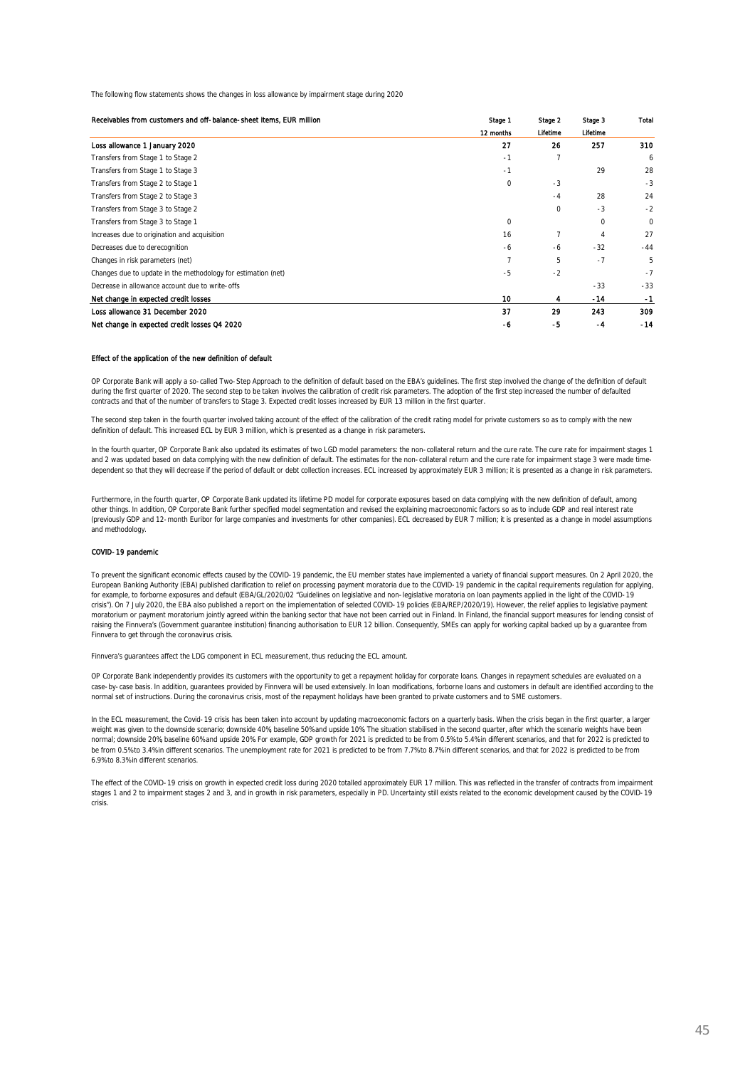The following flow statements shows the changes in loss allowance by impairment stage during 2020

| Receivables from customers and off-balance-sheet items, EUR million | Stage 1 | Stage 2 | Stage 3 | Total |
|---|---|---|---|---|
| | 12 months | Lifetime | Lifetime | |
| **Loss allowance 1 January 2020** | **27** | **26** | **257** | **310** |
| Transfers from Stage 1 to Stage 2 | -1 | 7 | | 6 |
| Transfers from Stage 1 to Stage 3 | -1 | | 29 | 28 |
| Transfers from Stage 2 to Stage 1 | 0 | -3 | | -3 |
| Transfers from Stage 2 to Stage 3 | | -4 | 28 | 24 |
| Transfers from Stage 3 to Stage 2 | | 0 | -3 | -2 |
| Transfers from Stage 3 to Stage 1 | 0 | | 0 | 0 |
| Increases due to origination and acquisition | 16 | 7 | 4 | 27 |
| Decreases due to derecognition | -6 | -6 | -32 | -44 |
| Changes in risk parameters (net) | 7 | 5 | -7 | 5 |
| Changes due to update in the methodology for estimation (net) | -5 | -2 | | -7 |
| Decrease in allowance account due to write-offs | | | -33 | -33 |
| **Net change in expected credit losses** | **10** | **4** | **-14** | **-1** |
| **Loss allowance 31 December 2020** | **37** | **29** | **243** | **309** |
| **Net change in expected credit losses Q4 2020** | **-6** | **-5** | **-4** | **-14** |

**Effect of the application of the new definition of default**

OP Corporate Bank will apply a so-called Two-Step Approach to the definition of default based on the EBA's guidelines. The first step involved the change of the definition of default during the first quarter of 2020. The second step to be taken involves the calibration of credit risk parameters. The adoption of the first step increased the number of defaulted contracts and that of the number of transfers to Stage 3. Expected credit losses increased by EUR 13 million in the first quarter.

The second step taken in the fourth quarter involved taking account of the effect of the calibration of the credit rating model for private customers so as to comply with the new definition of default. This increased ECL by EUR 3 million, which is presented as a change in risk parameters.

In the fourth quarter, OP Corporate Bank also updated its estimates of two LGD model parameters: the non-collateral return and the cure rate. The cure rate for impairment stages 1 and 2 was updated based on data complying with the new definition of default. The estimates for the non-collateral return and the cure rate for impairment stage 3 were made time-dependent so that they will decrease if the period of default or debt collection increases. ECL increased by approximately EUR 3 million; it is presented as a change in risk parameters.

Furthermore, in the fourth quarter, OP Corporate Bank updated its lifetime PD model for corporate exposures based on data complying with the new definition of default, among other things. In addition, OP Corporate Bank further specified model segmentation and revised the explaining macroeconomic factors so as to include GDP and real interest rate (previously GDP and 12-month Euribor for large companies and investments for other companies). ECL decreased by EUR 7 million; it is presented as a change in model assumptions and methodology.

**COVID-19 pandemic**

To prevent the significant economic effects caused by the COVID-19 pandemic, the EU member states have implemented a variety of financial support measures. On 2 April 2020, the European Banking Authority (EBA) published clarification to relief on processing payment moratoria due to the COVID-19 pandemic in the capital requirements regulation for applying, for example, to forborne exposures and default (EBA/GL/2020/02 "Guidelines on legislative and non-legislative moratoria on loan payments applied in the light of the COVID-19 crisis"). On 7 July 2020, the EBA also published a report on the implementation of selected COVID-19 policies (EBA/REP/2020/19). However, the relief applies to legislative payment moratorium or payment moratorium jointly agreed within the banking sector that have not been carried out in Finland. In Finland, the financial support measures for lending consist of raising the Finnvera's (Government guarantee institution) financing authorisation to EUR 12 billion. Consequently, SMEs can apply for working capital backed up by a guarantee from Finnvera to get through the coronavirus crisis.

Finnvera's guarantees affect the LDG component in ECL measurement, thus reducing the ECL amount.

OP Corporate Bank independently provides its customers with the opportunity to get a repayment holiday for corporate loans. Changes in repayment schedules are evaluated on a case-by-case basis. In addition, guarantees provided by Finnvera will be used extensively. In loan modifications, forborne loans and customers in default are identified according to the normal set of instructions. During the coronavirus crisis, most of the repayment holidays have been granted to private customers and to SME customers.

In the ECL measurement, the Covid-19 crisis has been taken into account by updating macroeconomic factors on a quarterly basis. When the crisis began in the first quarter, a larger weight was given to the downside scenario; downside 40%, baseline 50% and upside 10% The situation stabilised in the second quarter, after which the scenario weights have been normal; downside 20%, baseline 60% and upside 20% For example, GDP growth for 2021 is predicted to be from 0.5% to 5.4% in different scenarios, and that for 2022 is predicted to be from 0.5% to 3.4% in different scenarios. The unemployment rate for 2021 is predicted to be from 7.7% to 8.7% in different scenarios, and that for 2022 is predicted to be from 6.9% to 8.3% in different scenarios.

The effect of the COVID-19 crisis on growth in expected credit loss during 2020 totalled approximately EUR 17 million. This was reflected in the transfer of contracts from impairment stages 1 and 2 to impairment stages 2 and 3, and in growth in risk parameters, especially in PD. Uncertainty still exists related to the economic development caused by the COVID-19 crisis.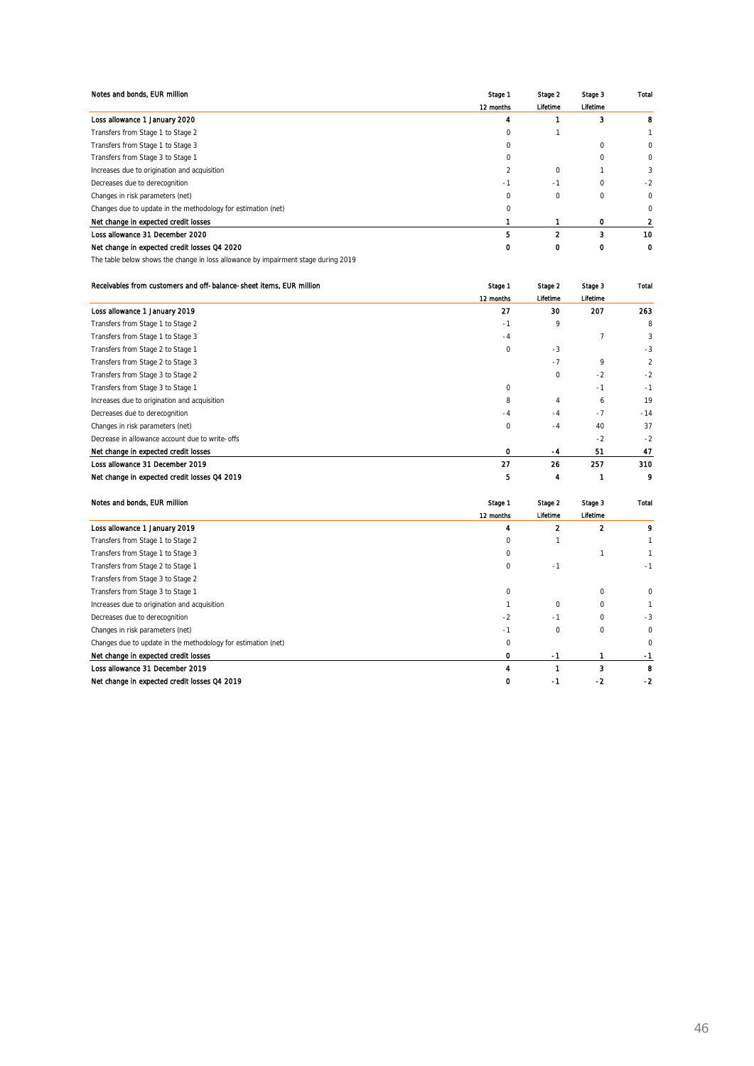| Notes and bonds, EUR million | Stage 1 | Stage 2 | Stage 3 | Total |
|---|---|---|---|---|
| | 12 months | Lifetime | Lifetime | |
| Loss allowance 1 January 2020 | 4 | 1 | 3 | 8 |
| Transfers from Stage 1 to Stage 2 | 0 | 1 | | 1 |
| Transfers from Stage 1 to Stage 3 | 0 | | 0 | 0 |
| Transfers from Stage 3 to Stage 1 | 0 | | 0 | 0 |
| Increases due to origination and acquisition | 2 | 0 | 1 | 3 |
| Decreases due to derecognition | -1 | -1 | 0 | -2 |
| Changes in risk parameters (net) | 0 | 0 | 0 | 0 |
| Changes due to update in the methodology for estimation (net) | 0 | | | 0 |
| **Net change in expected credit losses** | **1** | **1** | **0** | **2** |
| **Loss allowance 31 December 2020** | **5** | **2** | **3** | **10** |
| **Net change in expected credit losses Q4 2020** | **0** | **0** | **0** | **0** |

The table below shows the change in loss allowance by impairment stage during 2019

| Receivables from customers and off-balance-sheet items, EUR million | Stage 1 | Stage 2 | Stage 3 | Total |
|---|---|---|---|---|
| | 12 months | Lifetime | Lifetime | |
| Loss allowance 1 January 2019 | 27 | 30 | 207 | 263 |
| Transfers from Stage 1 to Stage 2 | -1 | 9 | | 8 |
| Transfers from Stage 1 to Stage 3 | -4 | | 7 | 3 |
| Transfers from Stage 2 to Stage 1 | 0 | -3 | | -3 |
| Transfers from Stage 2 to Stage 3 | | -7 | 9 | 2 |
| Transfers from Stage 3 to Stage 2 | | 0 | -2 | -2 |
| Transfers from Stage 3 to Stage 1 | 0 | | -1 | -1 |
| Increases due to origination and acquisition | 8 | 4 | 6 | 19 |
| Decreases due to derecognition | -4 | -4 | -7 | -14 |
| Changes in risk parameters (net) | 0 | -4 | 40 | 37 |
| Decrease in allowance account due to write-offs | | | -2 | -2 |
| **Net change in expected credit losses** | **0** | **-4** | **51** | **47** |
| **Loss allowance 31 December 2019** | **27** | **26** | **257** | **310** |
| **Net change in expected credit losses Q4 2019** | **5** | **4** | **1** | **9** |

| Notes and bonds, EUR million | Stage 1 | Stage 2 | Stage 3 | Total |
|---|---|---|---|---|
| | 12 months | Lifetime | Lifetime | |
| Loss allowance 1 January 2019 | 4 | 2 | 2 | 9 |
| Transfers from Stage 1 to Stage 2 | 0 | 1 | | 1 |
| Transfers from Stage 1 to Stage 3 | 0 | | 1 | 1 |
| Transfers from Stage 2 to Stage 1 | 0 | -1 | | -1 |
| Transfers from Stage 3 to Stage 2 | | | | |
| Transfers from Stage 3 to Stage 1 | 0 | | 0 | 0 |
| Increases due to origination and acquisition | 1 | 0 | 0 | 1 |
| Decreases due to derecognition | -2 | -1 | 0 | -3 |
| Changes in risk parameters (net) | -1 | 0 | 0 | 0 |
| Changes due to update in the methodology for estimation (net) | 0 | | | 0 |
| **Net change in expected credit losses** | **0** | **-1** | **1** | **-1** |
| **Loss allowance 31 December 2019** | **4** | **1** | **3** | **8** |
| **Net change in expected credit losses Q4 2019** | **0** | **-1** | **-2** | **-2** |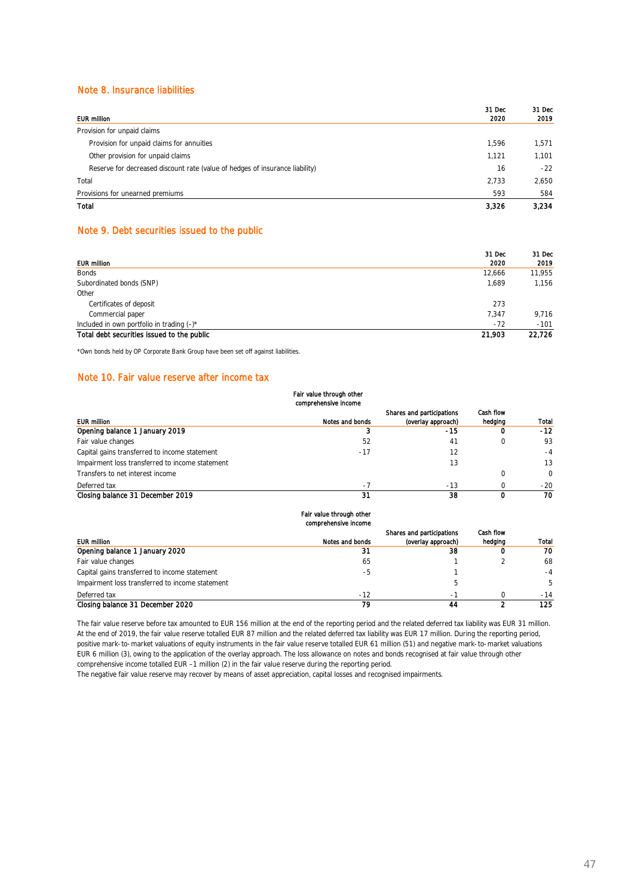## Note 8. Insurance liabilities

| EUR million | 31 Dec 2020 | 31 Dec 2019 |
|---|---|---|
| Provision for unpaid claims | | |
| Provision for unpaid claims for annuities | 1,596 | 1,571 |
| Other provision for unpaid claims | 1,121 | 1,101 |
| Reserve for decreased discount rate (value of hedges of insurance liability) | 16 | -22 |
| Total | 2,733 | 2,650 |
| Provisions for unearned premiums | 593 | 584 |
| **Total** | **3,326** | **3,234** |

## Note 9. Debt securities issued to the public

| EUR million | 31 Dec 2020 | 31 Dec 2019 |
|---|---|---|
| Bonds | 12,666 | 11,955 |
| Subordinated bonds (SNP) | 1,689 | 1,156 |
| Other | | |
| Certificates of deposit | 273 | |
| Commercial paper | 7,347 | 9,716 |
| Included in own portfolio in trading (–)* | -72 | -101 |
| **Total debt securities issued to the public** | **21,903** | **22,726** |

*Own bonds held by OP Corporate Bank Group have been set off against liabilities.

## Note 10. Fair value reserve after income tax

| | Fair value through other comprehensive income | | | |
|---|---|---|---|---|
| EUR million | Notes and bonds | Shares and participations (overlay approach) | Cash flow hedging | Total |
| **Opening balance 1 January 2019** | **3** | **-15** | **0** | **-12** |
| Fair value changes | 52 | 41 | 0 | 93 |
| Capital gains transferred to income statement | -17 | 12 | | -4 |
| Impairment loss transferred to income statement | | 13 | | 13 |
| Transfers to net interest income | | | 0 | 0 |
| Deferred tax | -7 | -13 | 0 | -20 |
| **Closing balance 31 December 2019** | **31** | **38** | **0** | **70** |

| | Fair value through other comprehensive income | | | |
|---|---|---|---|---|
| EUR million | Notes and bonds | Shares and participations (overlay approach) | Cash flow hedging | Total |
| **Opening balance 1 January 2020** | **31** | **38** | **0** | **70** |
| Fair value changes | 65 | 1 | 2 | 68 |
| Capital gains transferred to income statement | -5 | 1 | | -4 |
| Impairment loss transferred to income statement | | 5 | | 5 |
| Deferred tax | -12 | -1 | 0 | -14 |
| **Closing balance 31 December 2020** | **79** | **44** | **2** | **125** |

The fair value reserve before tax amounted to EUR 156 million at the end of the reporting period and the related deferred tax liability was EUR 31 million. At the end of 2019, the fair value reserve totalled EUR 87 million and the related deferred tax liability was EUR 17 million. During the reporting period, positive mark-to-market valuations of equity instruments in the fair value reserve totalled EUR 61 million (51) and negative mark-to-market valuations EUR 6 million (3), owing to the application of the overlay approach. The loss allowance on notes and bonds recognised at fair value through other comprehensive income totalled EUR –1 million (2) in the fair value reserve during the reporting period.

The negative fair value reserve may recover by means of asset appreciation, capital losses and recognised impairments.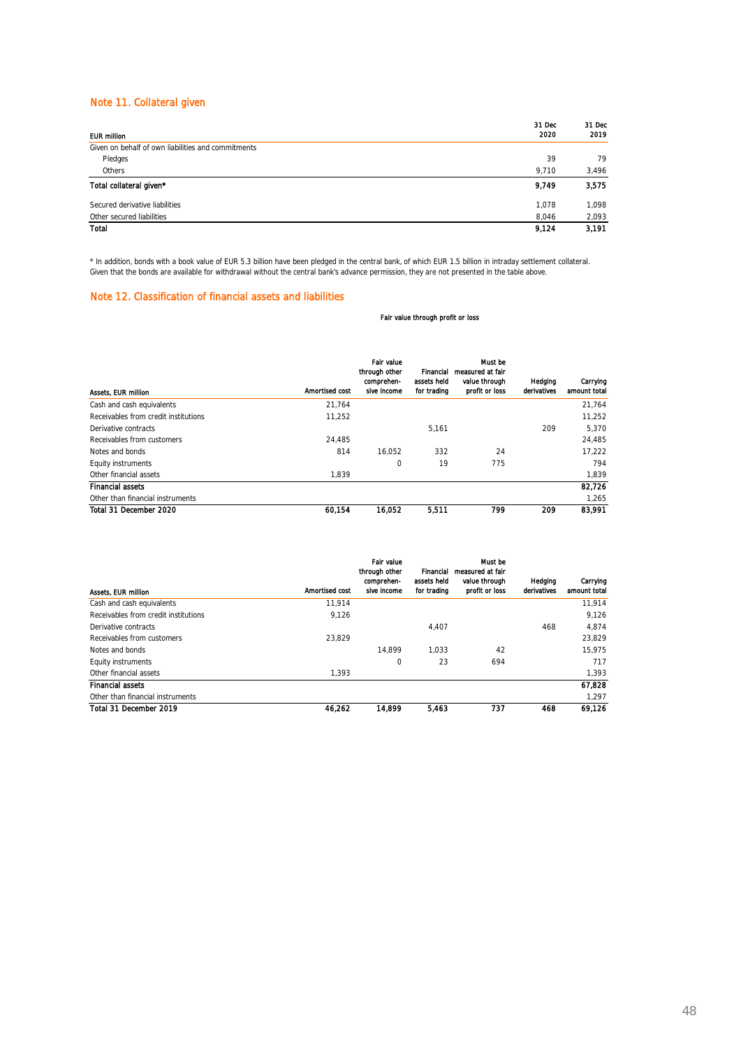## Note 11. Collateral given

| EUR million | 31 Dec 2020 | 31 Dec 2019 |
|---|---|---|
| Given on behalf of own liabilities and commitments | | |
| Pledges | 39 | 79 |
| Others | 9,710 | 3,496 |
| **Total collateral given*** | **9,749** | **3,575** |
| Secured derivative liabilities | 1,078 | 1,098 |
| Other secured liabilities | 8,046 | 2,093 |
| **Total** | **9,124** | **3,191** |

\* In addition, bonds with a book value of EUR 5.3 billion have been pledged in the central bank, of which EUR 1.5 billion in intraday settlement collateral. Given that the bonds are available for withdrawal without the central bank's advance permission, they are not presented in the table above.

## Note 12. Classification of financial assets and liabilities

| | | | Fair value through profit or loss | | | |
|---|---|---|---|---|---|---|
| Assets, EUR million | Amortised cost | Fair value through other comprehen-sive income | Financial assets held for trading | Must be measured at fair value through profit or loss | Hedging derivatives | Carrying amount total |
| Cash and cash equivalents | 21,764 | | | | | 21,764 |
| Receivables from credit institutions | 11,252 | | | | | 11,252 |
| Derivative contracts | | | 5,161 | | 209 | 5,370 |
| Receivables from customers | 24,485 | | | | | 24,485 |
| Notes and bonds | 814 | 16,052 | 332 | 24 | | 17,222 |
| Equity instruments | | 0 | 19 | 775 | | 794 |
| Other financial assets | 1,839 | | | | | 1,839 |
| **Financial assets** | | | | | | **82,726** |
| Other than financial instruments | | | | | | 1,265 |
| **Total 31 December 2020** | **60,154** | **16,052** | **5,511** | **799** | **209** | **83,991** |

| Assets, EUR million | Amortised cost | Fair value through other comprehen-sive income | Financial assets held for trading | Must be measured at fair value through profit or loss | Hedging derivatives | Carrying amount total |
|---|---|---|---|---|---|---|
| Cash and cash equivalents | 11,914 | | | | | 11,914 |
| Receivables from credit institutions | 9,126 | | | | | 9,126 |
| Derivative contracts | | | 4,407 | | 468 | 4,874 |
| Receivables from customers | 23,829 | | | | | 23,829 |
| Notes and bonds | | 14,899 | 1,033 | 42 | | 15,975 |
| Equity instruments | | 0 | 23 | 694 | | 717 |
| Other financial assets | 1,393 | | | | | 1,393 |
| **Financial assets** | | | | | | **67,828** |
| Other than financial instruments | | | | | | 1,297 |
| **Total 31 December 2019** | **46,262** | **14,899** | **5,463** | **737** | **468** | **69,126** |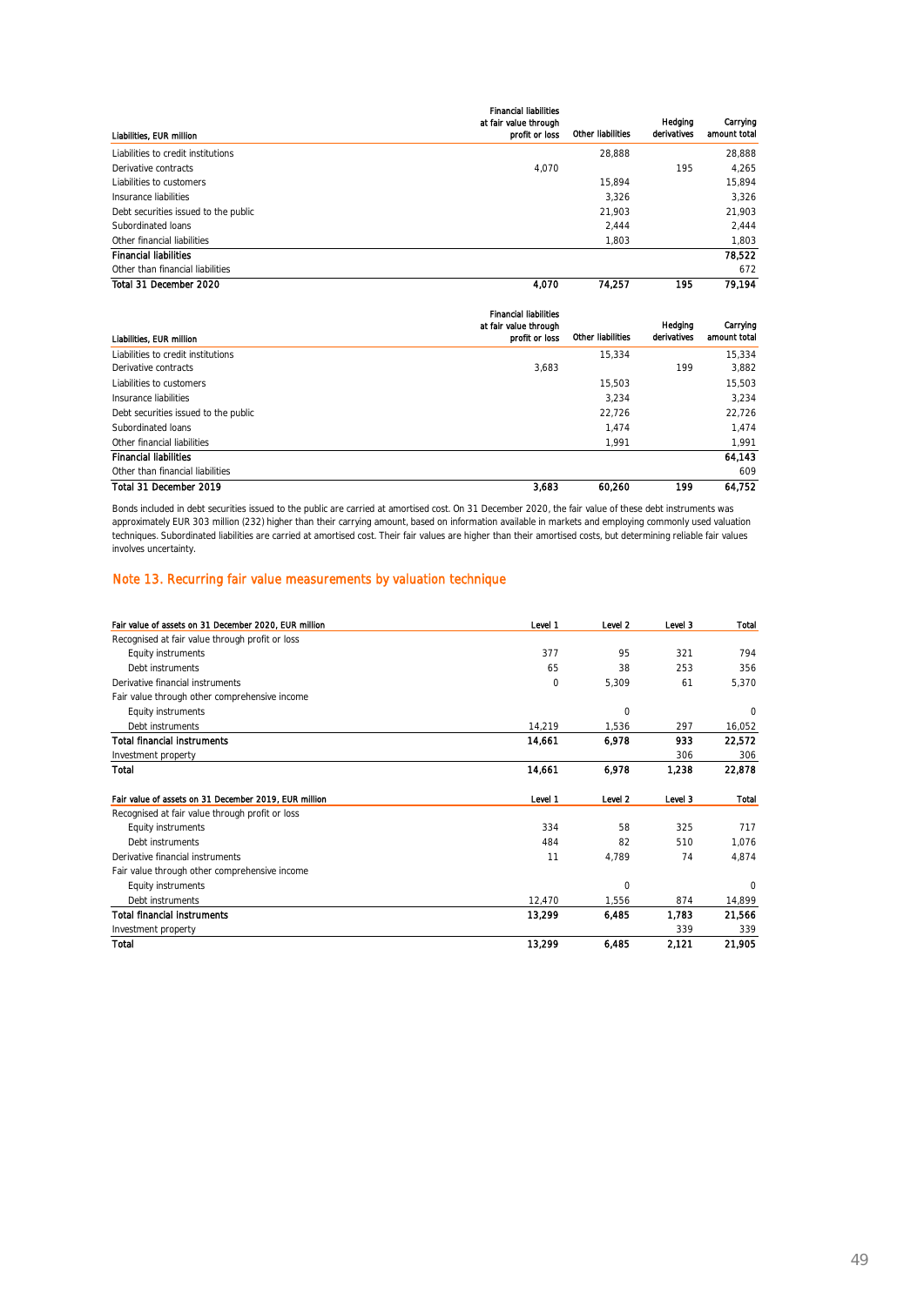| Liabilities, EUR million | Financial liabilities at fair value through profit or loss | Other liabilities | Hedging derivatives | Carrying amount total |
|---|---|---|---|---|
| Liabilities to credit institutions | | 28,888 | | 28,888 |
| Derivative contracts | 4,070 | | 195 | 4,265 |
| Liabilities to customers | | 15,894 | | 15,894 |
| Insurance liabilities | | 3,326 | | 3,326 |
| Debt securities issued to the public | | 21,903 | | 21,903 |
| Subordinated loans | | 2,444 | | 2,444 |
| Other financial liabilities | | 1,803 | | 1,803 |
| **Financial liabilities** | | | | **78,522** |
| Other than financial liabilities | | | | 672 |
| **Total 31 December 2020** | **4,070** | **74,257** | **195** | **79,194** |

| Liabilities, EUR million | Financial liabilities at fair value through profit or loss | Other liabilities | Hedging derivatives | Carrying amount total |
|---|---|---|---|---|
| Liabilities to credit institutions | | 15,334 | | 15,334 |
| Derivative contracts | 3,683 | | 199 | 3,882 |
| Liabilities to customers | | 15,503 | | 15,503 |
| Insurance liabilities | | 3,234 | | 3,234 |
| Debt securities issued to the public | | 22,726 | | 22,726 |
| Subordinated loans | | 1,474 | | 1,474 |
| Other financial liabilities | | 1,991 | | 1,991 |
| **Financial liabilities** | | | | **64,143** |
| Other than financial liabilities | | | | 609 |
| **Total 31 December 2019** | **3,683** | **60,260** | **199** | **64,752** |

Bonds included in debt securities issued to the public are carried at amortised cost. On 31 December 2020, the fair value of these debt instruments was approximately EUR 303 million (232) higher than their carrying amount, based on information available in markets and employing commonly used valuation techniques. Subordinated liabilities are carried at amortised cost. Their fair values are higher than their amortised costs, but determining reliable fair values involves uncertainty.

## Note 13. Recurring fair value measurements by valuation technique

| Fair value of assets on 31 December 2020, EUR million | Level 1 | Level 2 | Level 3 | Total |
|---|---|---|---|---|
| Recognised at fair value through profit or loss | | | | |
| Equity instruments | 377 | 95 | 321 | 794 |
| Debt instruments | 65 | 38 | 253 | 356 |
| Derivative financial instruments | 0 | 5,309 | 61 | 5,370 |
| Fair value through other comprehensive income | | | | |
| Equity instruments | | 0 | | 0 |
| Debt instruments | 14,219 | 1,536 | 297 | 16,052 |
| **Total financial instruments** | **14,661** | **6,978** | **933** | **22,572** |
| Investment property | | | 306 | 306 |
| **Total** | **14,661** | **6,978** | **1,238** | **22,878** |

| Fair value of assets on 31 December 2019, EUR million | Level 1 | Level 2 | Level 3 | Total |
|---|---|---|---|---|
| Recognised at fair value through profit or loss | | | | |
| Equity instruments | 334 | 58 | 325 | 717 |
| Debt instruments | 484 | 82 | 510 | 1,076 |
| Derivative financial instruments | 11 | 4,789 | 74 | 4,874 |
| Fair value through other comprehensive income | | | | |
| Equity instruments | | 0 | | 0 |
| Debt instruments | 12,470 | 1,556 | 874 | 14,899 |
| **Total financial instruments** | **13,299** | **6,485** | **1,783** | **21,566** |
| Investment property | | | 339 | 339 |
| **Total** | **13,299** | **6,485** | **2,121** | **21,905** |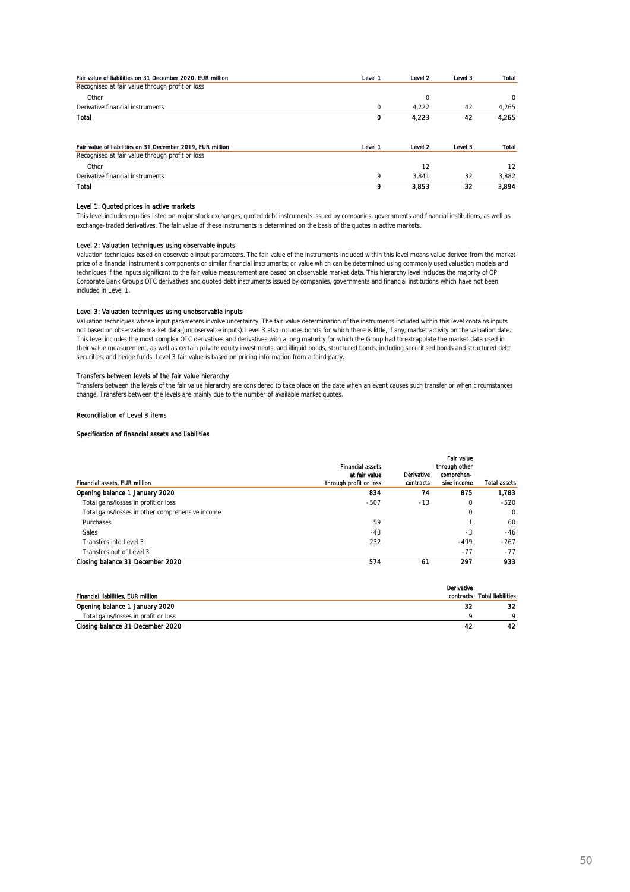| Fair value of liabilities on 31 December 2020, EUR million | Level 1 | Level 2 | Level 3 | Total |
|---|---|---|---|---|
| Recognised at fair value through profit or loss | | | | |
| Other | | 0 | | 0 |
| Derivative financial instruments | 0 | 4,222 | 42 | 4,265 |
| **Total** | **0** | **4,223** | **42** | **4,265** |

| Fair value of liabilities on 31 December 2019, EUR million | Level 1 | Level 2 | Level 3 | Total |
|---|---|---|---|---|
| Recognised at fair value through profit or loss | | | | |
| Other | | 12 | | 12 |
| Derivative financial instruments | 9 | 3,841 | 32 | 3,882 |
| **Total** | **9** | **3,853** | **32** | **3,894** |

#### Level 1: Quoted prices in active markets

This level includes equities listed on major stock exchanges, quoted debt instruments issued by companies, governments and financial institutions, as well as exchange-traded derivatives. The fair value of these instruments is determined on the basis of the quotes in active markets.

#### Level 2: Valuation techniques using observable inputs

Valuation techniques based on observable input parameters. The fair value of the instruments included within this level means value derived from the market price of a financial instrument's components or similar financial instruments; or value which can be determined using commonly used valuation models and techniques if the inputs significant to the fair value measurement are based on observable market data. This hierarchy level includes the majority of OP Corporate Bank Group's OTC derivatives and quoted debt instruments issued by companies, governments and financial institutions which have not been included in Level 1.

#### Level 3: Valuation techniques using unobservable inputs

Valuation techniques whose input parameters involve uncertainty. The fair value determination of the instruments included within this level contains inputs not based on observable market data (unobservable inputs). Level 3 also includes bonds for which there is little, if any, market activity on the valuation date. This level includes the most complex OTC derivatives and derivatives with a long maturity for which the Group had to extrapolate the market data used in their value measurement, as well as certain private equity investments, and illiquid bonds, structured bonds, including securitised bonds and structured debt securities, and hedge funds. Level 3 fair value is based on pricing information from a third party.

#### Transfers between levels of the fair value hierarchy

Transfers between the levels of the fair value hierarchy are considered to take place on the date when an event causes such transfer or when circumstances change. Transfers between the levels are mainly due to the number of available market quotes.

#### Reconciliation of Level 3 items

#### Specification of financial assets and liabilities

| Financial assets, EUR million | Financial assets at fair value through profit or loss | Derivative contracts | Fair value through other comprehen-sive income | Total assets |
|---|---|---|---|---|
| **Opening balance 1 January 2020** | **834** | **74** | **875** | **1,783** |
| Total gains/losses in profit or loss | -507 | -13 | 0 | -520 |
| Total gains/losses in other comprehensive income | | | 0 | 0 |
| Purchases | 59 | | 1 | 60 |
| Sales | -43 | | -3 | -46 |
| Transfers into Level 3 | 232 | | -499 | -267 |
| Transfers out of Level 3 | | | -77 | -77 |
| **Closing balance 31 December 2020** | **574** | **61** | **297** | **933** |

| Financial liabilities, EUR million | Derivative contracts | Total liabilities |
|---|---|---|
| **Opening balance 1 January 2020** | **32** | **32** |
| Total gains/losses in profit or loss | 9 | 9 |
| **Closing balance 31 December 2020** | **42** | **42** |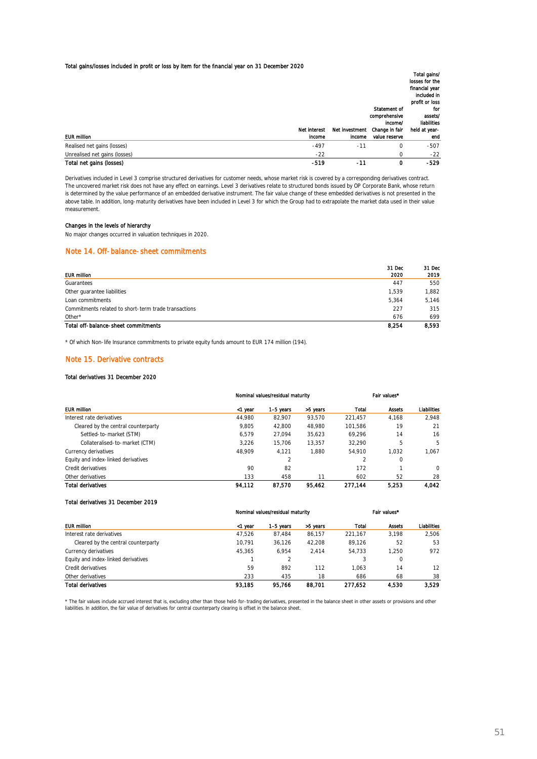**Total gains/losses included in profit or loss by item for the financial year on 31 December 2020**

| EUR million | Net interest income | Net investment income | Statement of comprehensive income/ Change in fair value reserve | Total gains/ losses for the financial year included in profit or loss for assets/ liabilities held at year-end |
|---|---|---|---|---|
| Realised net gains (losses) | -497 | -11 | 0 | -507 |
| Unrealised net gains (losses) | -22 | | 0 | -22 |
| **Total net gains (losses)** | **-519** | **-11** | **0** | **-529** |

Derivatives included in Level 3 comprise structured derivatives for customer needs, whose market risk is covered by a corresponding derivatives contract. The uncovered market risk does not have any effect on earnings. Level 3 derivatives relate to structured bonds issued by OP Corporate Bank, whose return is determined by the value performance of an embedded derivative instrument. The fair value change of these embedded derivatives is not presented in the above table. In addition, long-maturity derivatives have been included in Level 3 for which the Group had to extrapolate the market data used in their value measurement.

**Changes in the levels of hierarchy**

No major changes occurred in valuation techniques in 2020.

## Note 14. Off-balance-sheet commitments

| EUR million | 31 Dec 2020 | 31 Dec 2019 |
|---|---|---|
| Guarantees | 447 | 550 |
| Other guarantee liabilities | 1,539 | 1,882 |
| Loan commitments | 5,364 | 5,146 |
| Commitments related to short-term trade transactions | 227 | 315 |
| Other* | 676 | 699 |
| **Total off-balance-sheet commitments** | **8,254** | **8,593** |

* Of which Non-life Insurance commitments to private equity funds amount to EUR 174 million (194).

## Note 15. Derivative contracts

**Total derivatives 31 December 2020**

| | Nominal values/residual maturity | | | | Fair values* | |
|---|---|---|---|---|---|---|
| EUR million | <1 year | 1–5 years | >5 years | Total | Assets | Liabilities |
| Interest rate derivatives | 44,980 | 82,907 | 93,570 | 221,457 | 4,168 | 2,948 |
| Cleared by the central counterparty | 9,805 | 42,800 | 48,980 | 101,586 | 19 | 21 |
| Settled-to-market (STM) | 6,579 | 27,094 | 35,623 | 69,296 | 14 | 16 |
| Collateralised-to-market (CTM) | 3,226 | 15,706 | 13,357 | 32,290 | 5 | 5 |
| Currency derivatives | 48,909 | 4,121 | 1,880 | 54,910 | 1,032 | 1,067 |
| Equity and index-linked derivatives | | 2 | | 2 | 0 | |
| Credit derivatives | 90 | 82 | | 172 | 1 | 0 |
| Other derivatives | 133 | 458 | 11 | 602 | 52 | 28 |
| **Total derivatives** | **94,112** | **87,570** | **95,462** | **277,144** | **5,253** | **4,042** |

**Total derivatives 31 December 2019**

| | Nominal values/residual maturity | | | | Fair values* | |
|---|---|---|---|---|---|---|
| EUR million | <1 year | 1–5 years | >5 years | Total | Assets | Liabilities |
| Interest rate derivatives | 47,526 | 87,484 | 86,157 | 221,167 | 3,198 | 2,506 |
| Cleared by the central counterparty | 10,791 | 36,126 | 42,208 | 89,126 | 52 | 53 |
| Currency derivatives | 45,365 | 6,954 | 2,414 | 54,733 | 1,250 | 972 |
| Equity and index-linked derivatives | 1 | 2 | | 3 | 0 | |
| Credit derivatives | 59 | 892 | 112 | 1,063 | 14 | 12 |
| Other derivatives | 233 | 435 | 18 | 686 | 68 | 38 |
| **Total derivatives** | **93,185** | **95,766** | **88,701** | **277,652** | **4,530** | **3,529** |

* The fair values include accrued interest that is, excluding other than those held-for-trading derivatives, presented in the balance sheet in other assets or provisions and other liabilities. In addition, the fair value of derivatives for central counterparty clearing is offset in the balance sheet.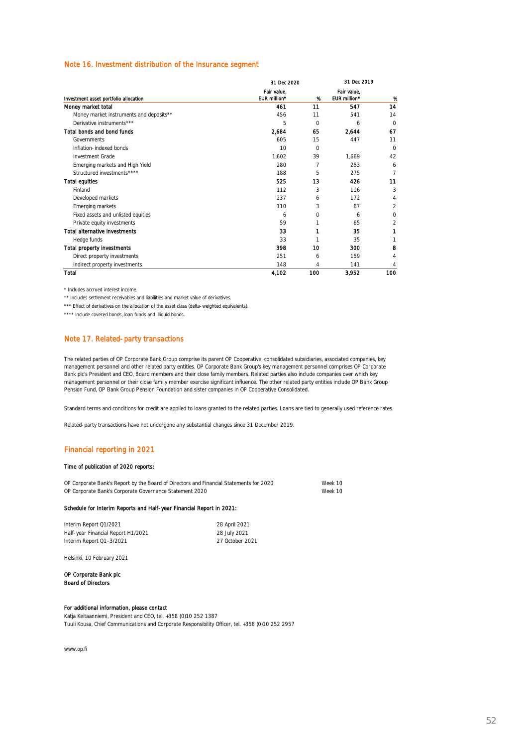## Note 16. Investment distribution of the Insurance segment

| Investment asset portfolio allocation | 31 Dec 2020 Fair value, EUR million* | % | 31 Dec 2019 Fair value, EUR million* | % |
|---|---|---|---|---|
| **Money market total** | **461** | **11** | **547** | **14** |
| Money market instruments and deposits** | 456 | 11 | 541 | 14 |
| Derivative instruments*** | 5 | 0 | 6 | 0 |
| **Total bonds and bond funds** | **2,684** | **65** | **2,644** | **67** |
| Governments | 605 | 15 | 447 | 11 |
| Inflation-indexed bonds | 10 | 0 | | 0 |
| Investment Grade | 1,602 | 39 | 1,669 | 42 |
| Emerging markets and High Yield | 280 | 7 | 253 | 6 |
| Structured investments**** | 188 | 5 | 275 | 7 |
| **Total equities** | **525** | **13** | **426** | **11** |
| Finland | 112 | 3 | 116 | 3 |
| Developed markets | 237 | 6 | 172 | 4 |
| Emerging markets | 110 | 3 | 67 | 2 |
| Fixed assets and unlisted equities | 6 | 0 | 6 | 0 |
| Private equity investments | 59 | 1 | 65 | 2 |
| **Total alternative investments** | **33** | **1** | **35** | **1** |
| Hedge funds | 33 | 1 | 35 | 1 |
| **Total property investments** | **398** | **10** | **300** | **8** |
| Direct property investments | 251 | 6 | 159 | 4 |
| Indirect property investments | 148 | 4 | 141 | 4 |
| **Total** | **4,102** | **100** | **3,952** | **100** |

\* Includes accrued interest income.

** Includes settlement receivables and liabilities and market value of derivatives.

*** Effect of derivatives on the allocation of the asset class (delta-weighted equivalents).

**** Include covered bonds, loan funds and illiquid bonds.

## Note 17. Related-party transactions

The related parties of OP Corporate Bank Group comprise its parent OP Cooperative, consolidated subsidiaries, associated companies, key management personnel and other related party entities. OP Corporate Bank Group's key management personnel comprises OP Corporate Bank plc's President and CEO, Board members and their close family members. Related parties also include companies over which key management personnel or their close family member exercise significant influence. The other related party entities include OP Bank Group Pension Fund, OP Bank Group Pension Foundation and sister companies in OP Cooperative Consolidated.

Standard terms and conditions for credit are applied to loans granted to the related parties. Loans are tied to generally used reference rates.

Related-party transactions have not undergone any substantial changes since 31 December 2019.

## Financial reporting in 2021

**Time of publication of 2020 reports:**

| | |
|---|---|
| OP Corporate Bank's Report by the Board of Directors and Financial Statements for 2020 | Week 10 |
| OP Corporate Bank's Corporate Governance Statement 2020 | Week 10 |

**Schedule for Interim Reports and Half-year Financial Report in 2021:**

| | |
|---|---|
| Interim Report Q1/2021 | 28 April 2021 |
| Half-year Financial Report H1/2021 | 28 July 2021 |
| Interim Report Q1–3/2021 | 27 October 2021 |

Helsinki, 10 February 2021

**OP Corporate Bank plc**
**Board of Directors**

**For additional information, please contact**
Katja Keitaanniemi, President and CEO, tel. +358 (0)10 252 1387
Tuuli Kousa, Chief Communications and Corporate Responsibility Officer, tel. +358 (0)10 252 2957

www.op.fi